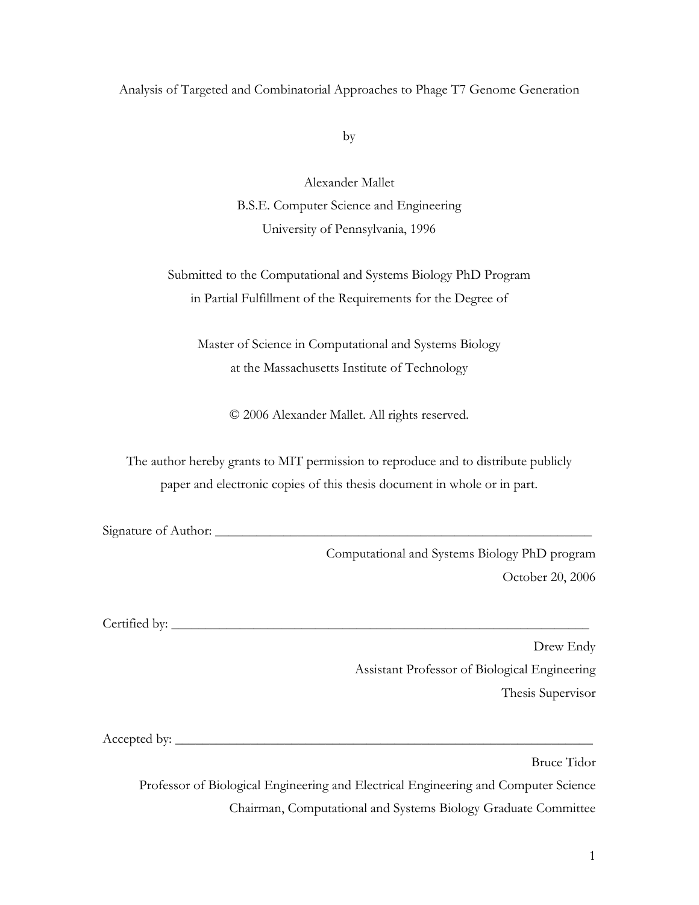# Analysis of Targeted and Combinatorial Approaches to Phage T7 Genome Generation

by

Alexander Mallet

B.S.E. Computer Science and Engineering

University of Pennsylvania, 1996

Submitted to the Computational and Systems Biology PhD Program

in Partial Fulfillment of the Requirements for the Degree of

Master of Science in Computational and Systems Biology

at the Massachusetts Institute of Technology

© 2006 Alexander Mallet. All rights reserved.

The author hereby grants to MIT permission to reproduce and to distribute publicly paper and electronic copies of this thesis document in whole or in part.

Signature of Author: ___________________________________________________________

Computational and Systems Biology PhD program

October 20, 2006

Certified by: ______________________________________________________________

Drew Endy

Assistant Professor of Biological Engineering

Thesis Supervisor

Accepted by: ______________________________________________________________

Bruce Tidor

Professor of Biological Engineering and Electrical Engineering and Computer Science

Chairman, Computational and Systems Biology Graduate Committee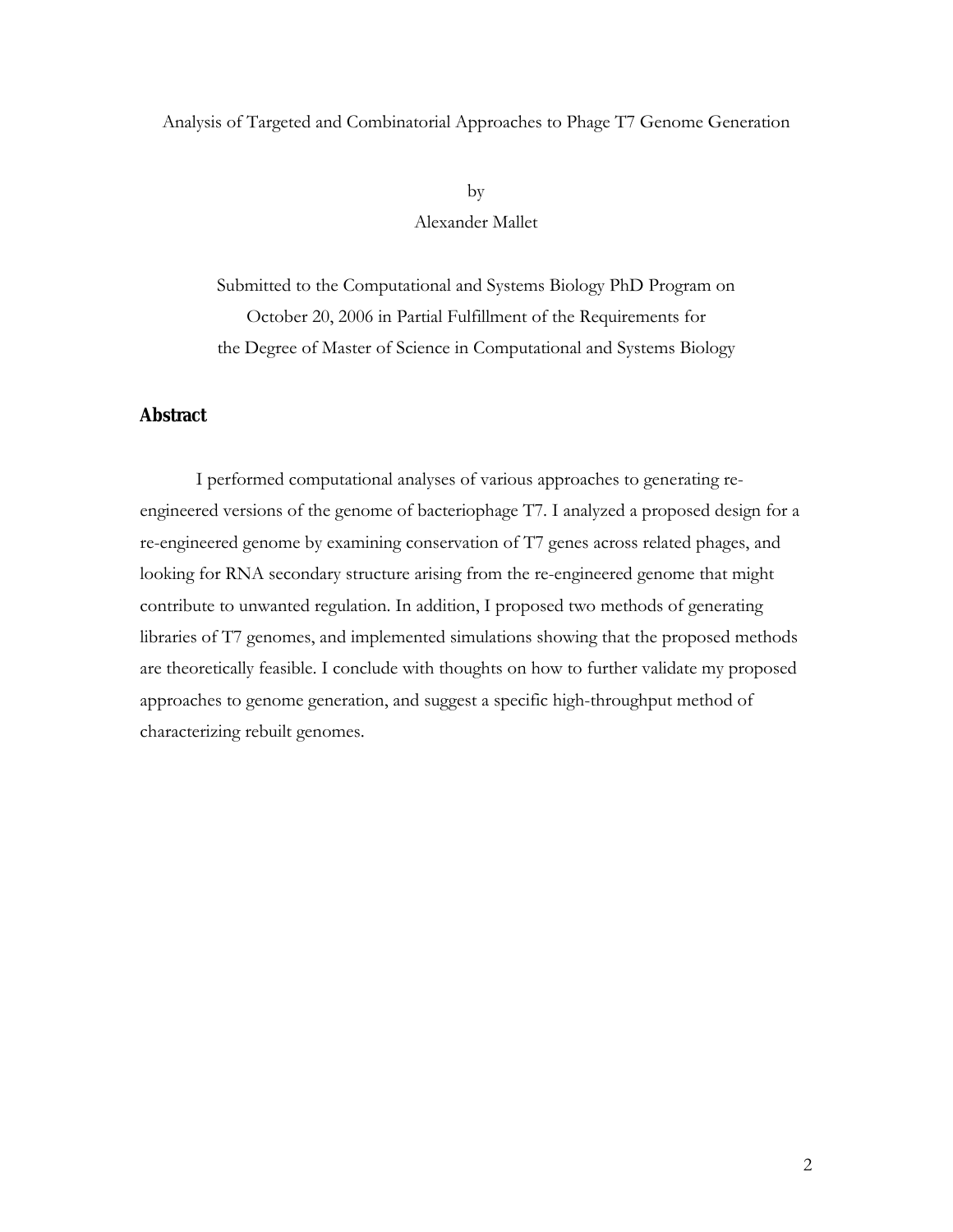Analysis of Targeted and Combinatorial Approaches to Phage T7 Genome Generation

by

Alexander Mallet

Submitted to the Computational and Systems Biology PhD Program on October 20, 2006 in Partial Fulfillment of the Requirements for the Degree of Master of Science in Computational and Systems Biology

## Abstract

I performed computational analyses of various approaches to generating re-engineered versions of the genome of bacteriophage T7. I analyzed a proposed design for a re-engineered genome by examining conservation of T7 genes across related phages, and looking for RNA secondary structure arising from the re-engineered genome that might contribute to unwanted regulation. In addition, I proposed two methods of generating libraries of T7 genomes, and implemented simulations showing that the proposed methods are theoretically feasible. I conclude with thoughts on how to further validate my proposed approaches to genome generation, and suggest a specific high-throughput method of characterizing rebuilt genomes.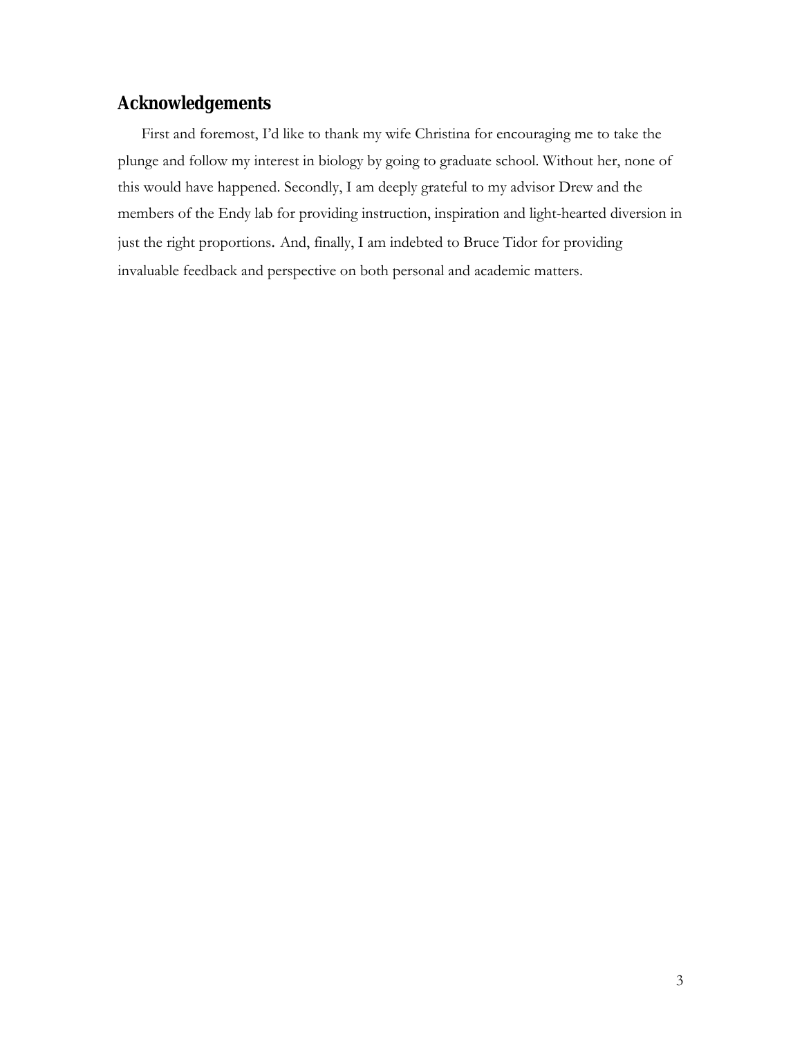## Acknowledgements

First and foremost, I'd like to thank my wife Christina for encouraging me to take the plunge and follow my interest in biology by going to graduate school. Without her, none of this would have happened. Secondly, I am deeply grateful to my advisor Drew and the members of the Endy lab for providing instruction, inspiration and light-hearted diversion in just the right proportions. And, finally, I am indebted to Bruce Tidor for providing invaluable feedback and perspective on both personal and academic matters.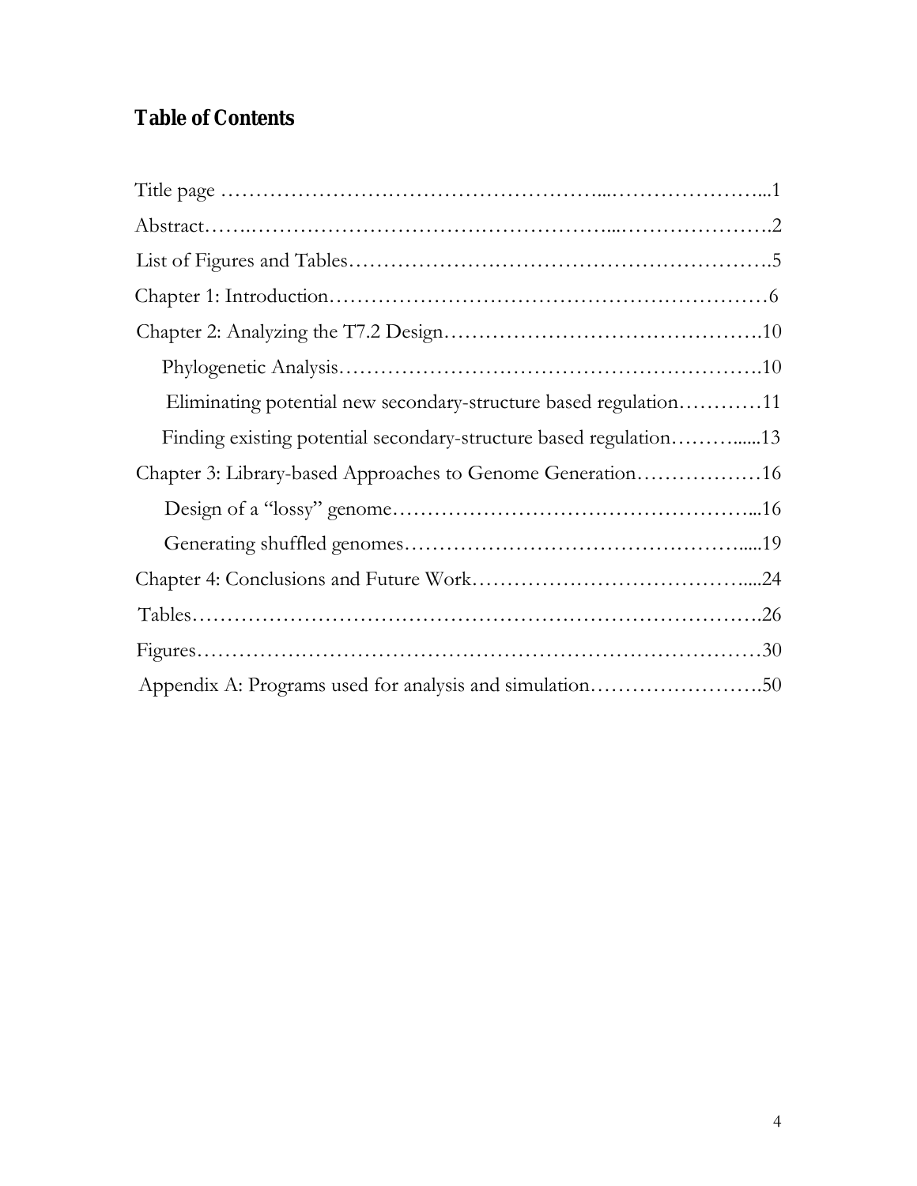## Table of Contents

Title page …………………………………………………...…………………...1

Abstract…….…………………………………….…………...………………….2

List of Figures and Tables…………………………………………………….5

Chapter 1: Introduction………………………………………………………6

Chapter 2: Analyzing the T7.2 Design……………………………………….10

- Phylogenetic Analysis…………………………………………………….10
- Eliminating potential new secondary-structure based regulation…………11
- Finding existing potential secondary-structure based regulation……….....13

Chapter 3: Library-based Approaches to Genome Generation………………16

- Design of a "lossy" genome……………………………………………...16
- Generating shuffled genomes……………………………………….....19

Chapter 4: Conclusions and Future Work………………………………....24

Tables………………………………………………………………………….26

Figures…………………………………………………………………………30

Appendix A: Programs used for analysis and simulation…………………….50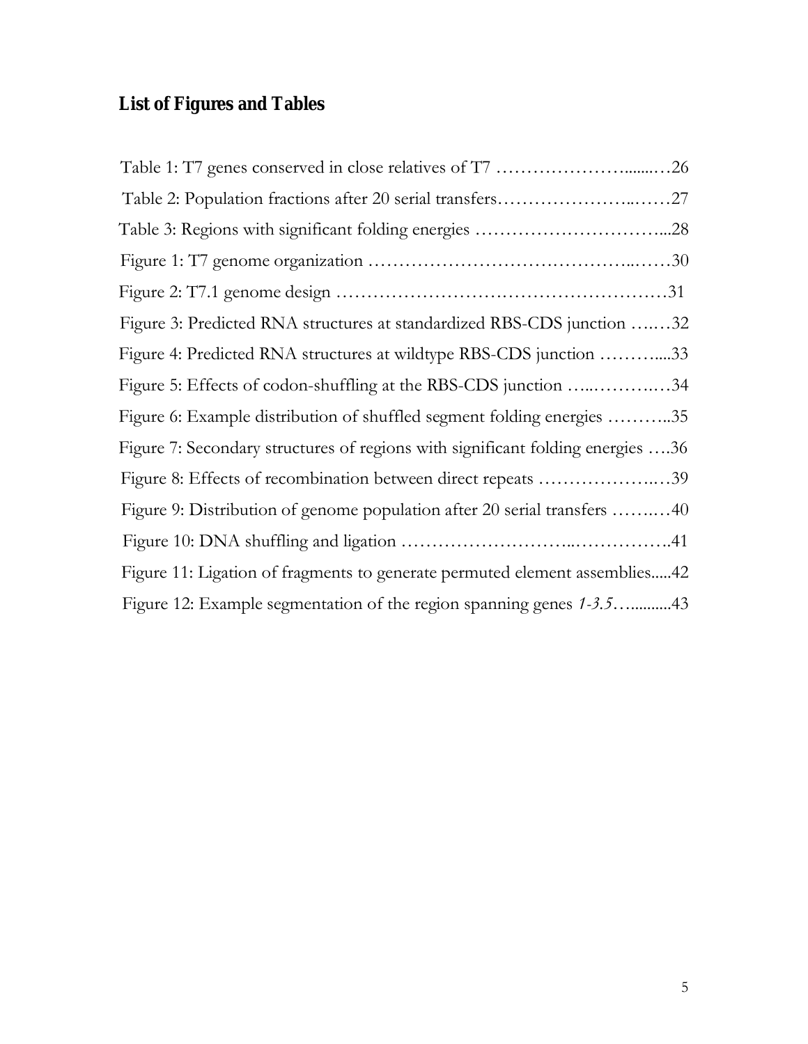## List of Figures and Tables

Table 1: T7 genes conserved in close relatives of T7 ……………………........…26

Table 2: Population fractions after 20 serial transfers………………………..……27

Table 3: Regions with significant folding energies …………………………….....28

Figure 1: T7 genome organization ……………………………………...……30

Figure 2: T7.1 genome design ………………………………………………31

Figure 3: Predicted RNA structures at standardized RBS-CDS junction …..…32

Figure 4: Predicted RNA structures at wildtype RBS-CDS junction ………....33

Figure 5: Effects of codon-shuffling at the RBS-CDS junction …..……….…34

Figure 6: Example distribution of shuffled segment folding energies ………..35

Figure 7: Secondary structures of regions with significant folding energies ….36

Figure 8: Effects of recombination between direct repeats ………………..…39

Figure 9: Distribution of genome population after 20 serial transfers ……..…40

Figure 10: DNA shuffling and ligation ……………………..…………….41

Figure 11: Ligation of fragments to generate permuted element assemblies.....42

Figure 12: Example segmentation of the region spanning genes *1-3.5*…..........43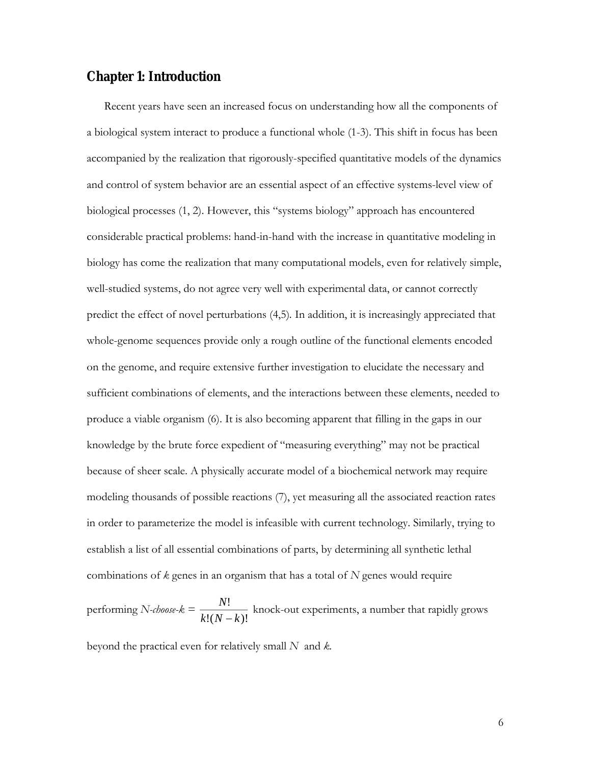# Chapter 1: Introduction

Recent years have seen an increased focus on understanding how all the components of a biological system interact to produce a functional whole (1-3). This shift in focus has been accompanied by the realization that rigorously-specified quantitative models of the dynamics and control of system behavior are an essential aspect of an effective systems-level view of biological processes (1, 2). However, this "systems biology" approach has encountered considerable practical problems: hand-in-hand with the increase in quantitative modeling in biology has come the realization that many computational models, even for relatively simple, well-studied systems, do not agree very well with experimental data, or cannot correctly predict the effect of novel perturbations (4,5). In addition, it is increasingly appreciated that whole-genome sequences provide only a rough outline of the functional elements encoded on the genome, and require extensive further investigation to elucidate the necessary and sufficient combinations of elements, and the interactions between these elements, needed to produce a viable organism (6). It is also becoming apparent that filling in the gaps in our knowledge by the brute force expedient of "measuring everything" may not be practical because of sheer scale. A physically accurate model of a biochemical network may require modeling thousands of possible reactions (7), yet measuring all the associated reaction rates in order to parameterize the model is infeasible with current technology. Similarly, trying to establish a list of all essential combinations of parts, by determining all synthetic lethal combinations of $k$ genes in an organism that has a total of $N$ genes would require performing $N$-*choose*-$k$ $= \dfrac{N!}{k!(N-k)!}$ knock-out experiments, a number that rapidly grows beyond the practical even for relatively small $N$ and $k$.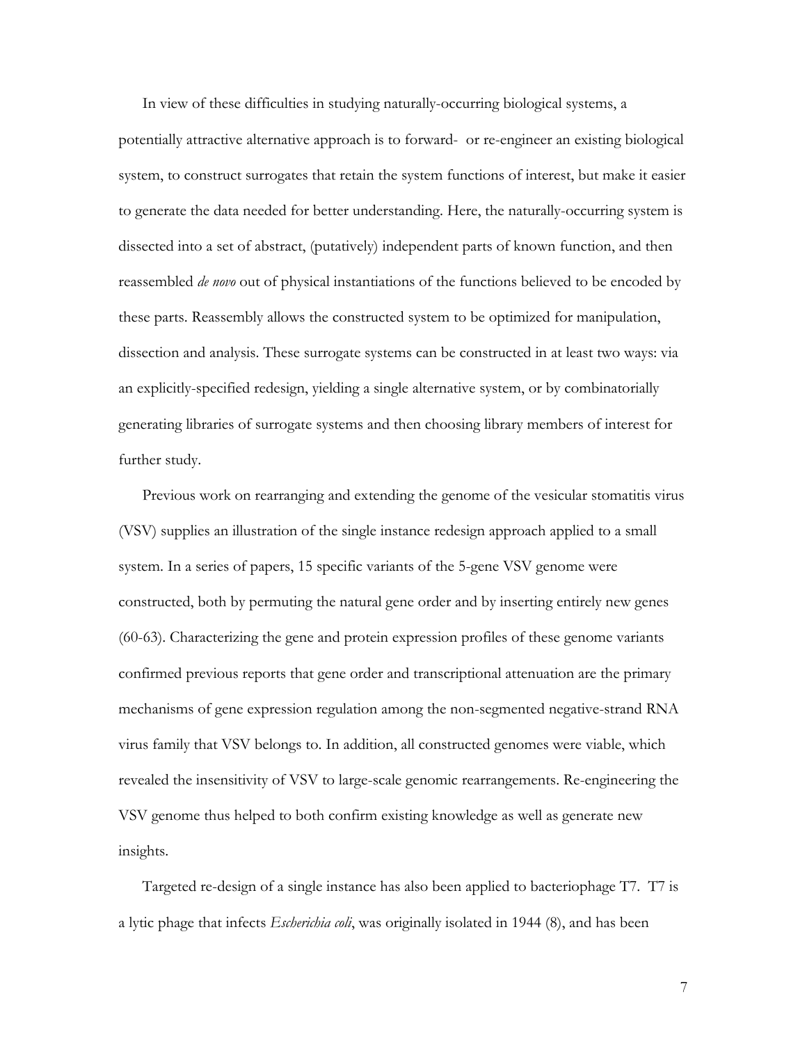In view of these difficulties in studying naturally-occurring biological systems, a potentially attractive alternative approach is to forward- or re-engineer an existing biological system, to construct surrogates that retain the system functions of interest, but make it easier to generate the data needed for better understanding. Here, the naturally-occurring system is dissected into a set of abstract, (putatively) independent parts of known function, and then reassembled *de novo* out of physical instantiations of the functions believed to be encoded by these parts. Reassembly allows the constructed system to be optimized for manipulation, dissection and analysis. These surrogate systems can be constructed in at least two ways: via an explicitly-specified redesign, yielding a single alternative system, or by combinatorially generating libraries of surrogate systems and then choosing library members of interest for further study.

Previous work on rearranging and extending the genome of the vesicular stomatitis virus (VSV) supplies an illustration of the single instance redesign approach applied to a small system. In a series of papers, 15 specific variants of the 5-gene VSV genome were constructed, both by permuting the natural gene order and by inserting entirely new genes (60-63). Characterizing the gene and protein expression profiles of these genome variants confirmed previous reports that gene order and transcriptional attenuation are the primary mechanisms of gene expression regulation among the non-segmented negative-strand RNA virus family that VSV belongs to. In addition, all constructed genomes were viable, which revealed the insensitivity of VSV to large-scale genomic rearrangements. Re-engineering the VSV genome thus helped to both confirm existing knowledge as well as generate new insights.

Targeted re-design of a single instance has also been applied to bacteriophage T7. T7 is a lytic phage that infects *Escherichia coli*, was originally isolated in 1944 (8), and has been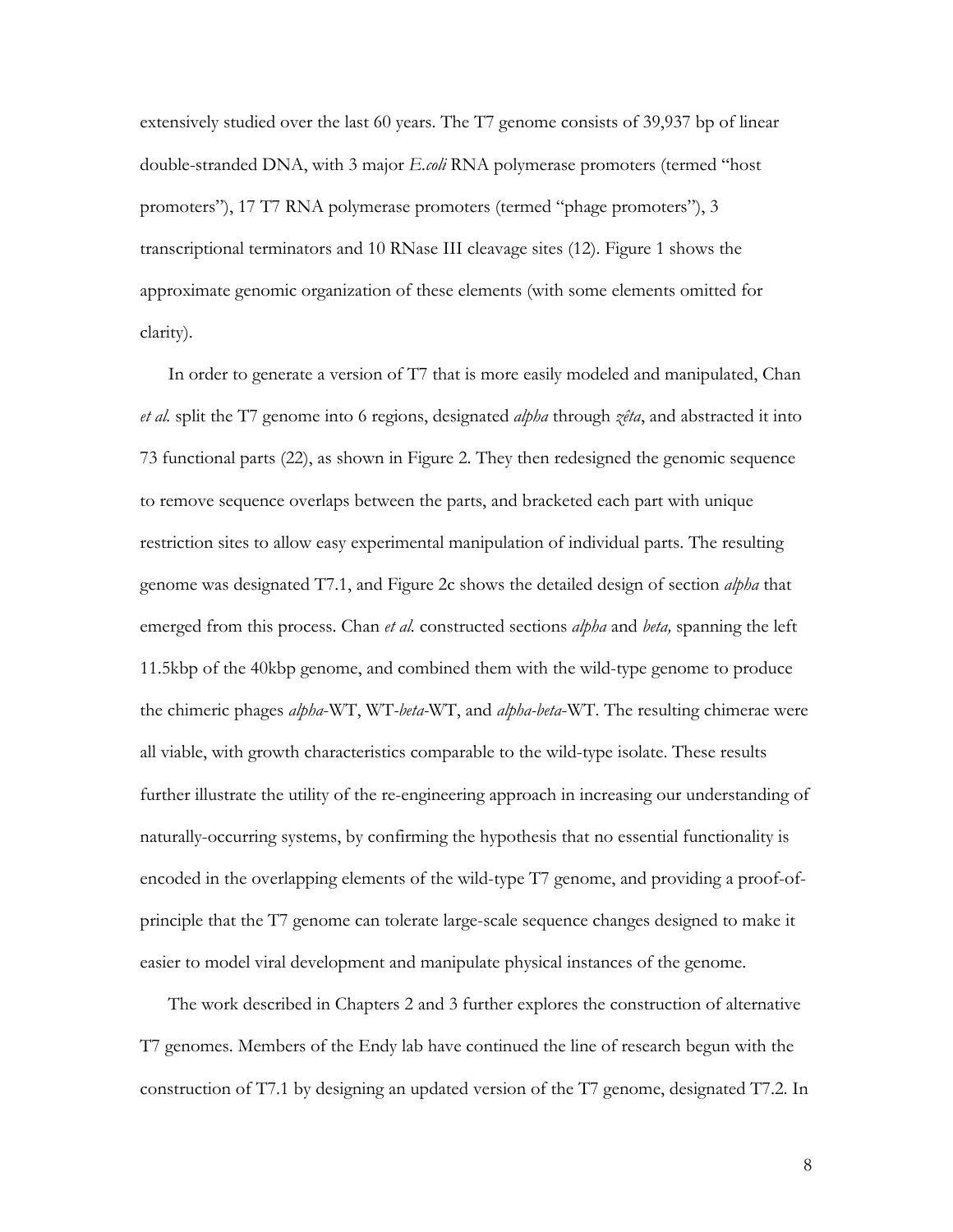extensively studied over the last 60 years. The T7 genome consists of 39,937 bp of linear double-stranded DNA, with 3 major *E.coli* RNA polymerase promoters (termed "host promoters"), 17 T7 RNA polymerase promoters (termed "phage promoters"), 3 transcriptional terminators and 10 RNase III cleavage sites (12). Figure 1 shows the approximate genomic organization of these elements (with some elements omitted for clarity).

In order to generate a version of T7 that is more easily modeled and manipulated, Chan *et al.* split the T7 genome into 6 regions, designated *alpha* through *zêta*, and abstracted it into 73 functional parts (22), as shown in Figure 2. They then redesigned the genomic sequence to remove sequence overlaps between the parts, and bracketed each part with unique restriction sites to allow easy experimental manipulation of individual parts. The resulting genome was designated T7.1, and Figure 2c shows the detailed design of section *alpha* that emerged from this process. Chan *et al.* constructed sections *alpha* and *beta,* spanning the left 11.5kbp of the 40kbp genome, and combined them with the wild-type genome to produce the chimeric phages *alpha*-WT, WT-*beta*-WT, and *alpha-beta*-WT. The resulting chimerae were all viable, with growth characteristics comparable to the wild-type isolate. These results further illustrate the utility of the re-engineering approach in increasing our understanding of naturally-occurring systems, by confirming the hypothesis that no essential functionality is encoded in the overlapping elements of the wild-type T7 genome, and providing a proof-of-principle that the T7 genome can tolerate large-scale sequence changes designed to make it easier to model viral development and manipulate physical instances of the genome.

The work described in Chapters 2 and 3 further explores the construction of alternative T7 genomes. Members of the Endy lab have continued the line of research begun with the construction of T7.1 by designing an updated version of the T7 genome, designated T7.2. In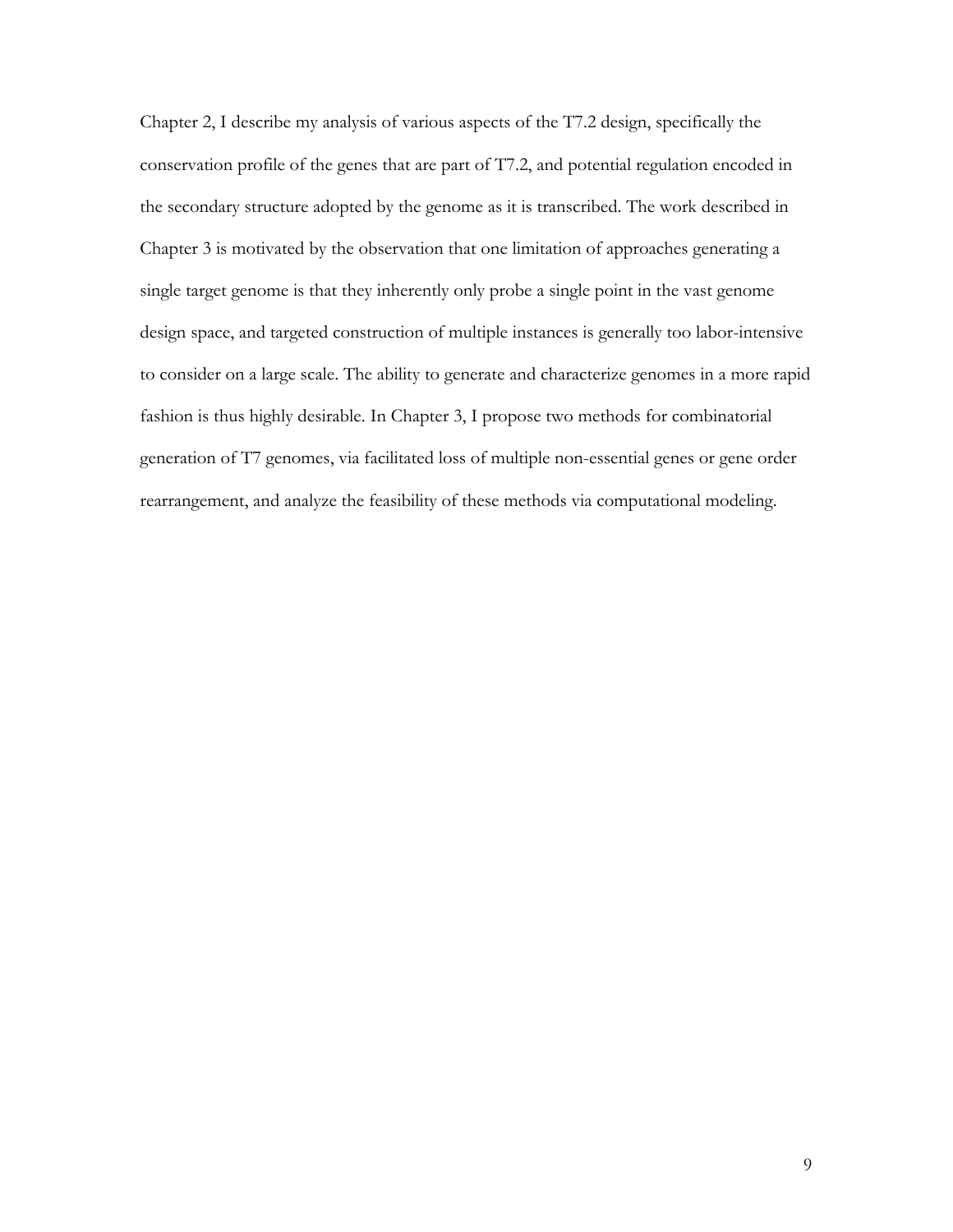Chapter 2, I describe my analysis of various aspects of the T7.2 design, specifically the conservation profile of the genes that are part of T7.2, and potential regulation encoded in the secondary structure adopted by the genome as it is transcribed. The work described in Chapter 3 is motivated by the observation that one limitation of approaches generating a single target genome is that they inherently only probe a single point in the vast genome design space, and targeted construction of multiple instances is generally too labor-intensive to consider on a large scale. The ability to generate and characterize genomes in a more rapid fashion is thus highly desirable. In Chapter 3, I propose two methods for combinatorial generation of T7 genomes, via facilitated loss of multiple non-essential genes or gene order rearrangement, and analyze the feasibility of these methods via computational modeling.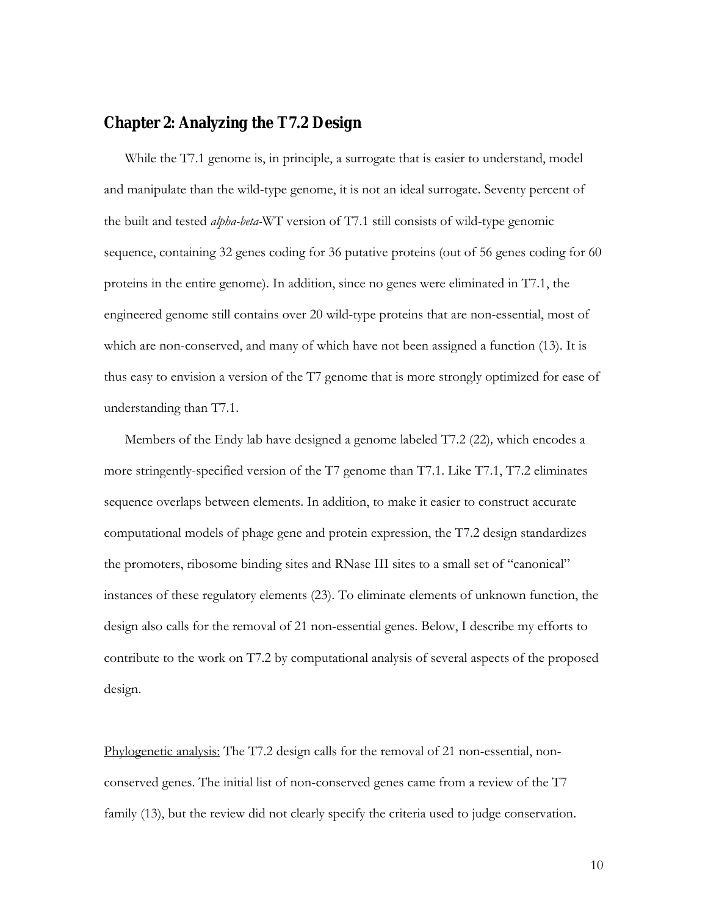## Chapter 2: Analyzing the T7.2 Design

While the T7.1 genome is, in principle, a surrogate that is easier to understand, model and manipulate than the wild-type genome, it is not an ideal surrogate. Seventy percent of the built and tested *alpha-beta*-WT version of T7.1 still consists of wild-type genomic sequence, containing 32 genes coding for 36 putative proteins (out of 56 genes coding for 60 proteins in the entire genome). In addition, since no genes were eliminated in T7.1, the engineered genome still contains over 20 wild-type proteins that are non-essential, most of which are non-conserved, and many of which have not been assigned a function (13). It is thus easy to envision a version of the T7 genome that is more strongly optimized for ease of understanding than T7.1.

Members of the Endy lab have designed a genome labeled T7.2 (22), which encodes a more stringently-specified version of the T7 genome than T7.1. Like T7.1, T7.2 eliminates sequence overlaps between elements. In addition, to make it easier to construct accurate computational models of phage gene and protein expression, the T7.2 design standardizes the promoters, ribosome binding sites and RNase III sites to a small set of "canonical" instances of these regulatory elements (23). To eliminate elements of unknown function, the design also calls for the removal of 21 non-essential genes. Below, I describe my efforts to contribute to the work on T7.2 by computational analysis of several aspects of the proposed design.

<u>Phylogenetic analysis:</u> The T7.2 design calls for the removal of 21 non-essential, non-conserved genes. The initial list of non-conserved genes came from a review of the T7 family (13), but the review did not clearly specify the criteria used to judge conservation.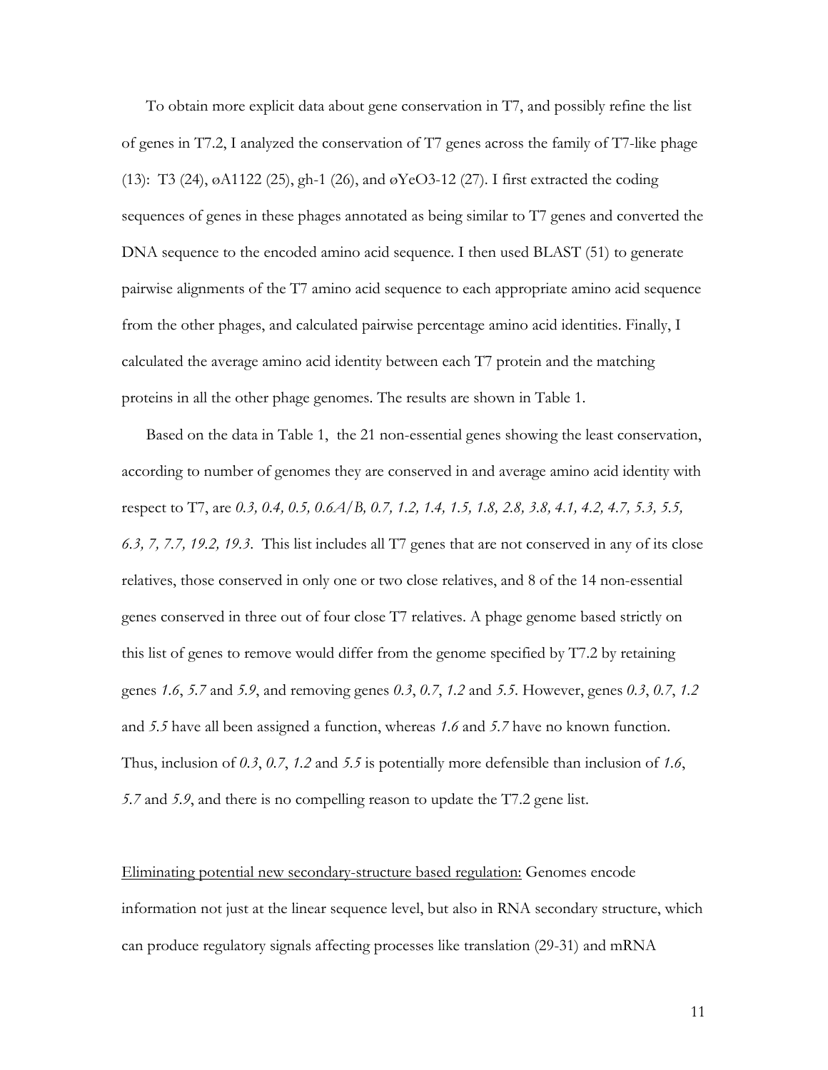To obtain more explicit data about gene conservation in T7, and possibly refine the list of genes in T7.2, I analyzed the conservation of T7 genes across the family of T7-like phage (13): T3 (24), øA1122 (25), gh-1 (26), and øYeO3-12 (27). I first extracted the coding sequences of genes in these phages annotated as being similar to T7 genes and converted the DNA sequence to the encoded amino acid sequence. I then used BLAST (51) to generate pairwise alignments of the T7 amino acid sequence to each appropriate amino acid sequence from the other phages, and calculated pairwise percentage amino acid identities. Finally, I calculated the average amino acid identity between each T7 protein and the matching proteins in all the other phage genomes. The results are shown in Table 1.

Based on the data in Table 1, the 21 non-essential genes showing the least conservation, according to number of genomes they are conserved in and average amino acid identity with respect to T7, are *0.3, 0.4, 0.5, 0.6A/B, 0.7, 1.2, 1.4, 1.5, 1.8, 2.8, 3.8, 4.1, 4.2, 4.7, 5.3, 5.5, 6.3, 7, 7.7, 19.2, 19.3*. This list includes all T7 genes that are not conserved in any of its close relatives, those conserved in only one or two close relatives, and 8 of the 14 non-essential genes conserved in three out of four close T7 relatives. A phage genome based strictly on this list of genes to remove would differ from the genome specified by T7.2 by retaining genes *1.6*, *5.7* and *5.9*, and removing genes *0.3*, *0.7*, *1.2* and *5.5*. However, genes *0.3*, *0.7*, *1.2* and *5.5* have all been assigned a function, whereas *1.6* and *5.7* have no known function. Thus, inclusion of *0.3*, *0.7*, *1.2* and *5.5* is potentially more defensible than inclusion of *1.6*, *5.7* and *5.9*, and there is no compelling reason to update the T7.2 gene list.

<u>Eliminating potential new secondary-structure based regulation:</u> Genomes encode information not just at the linear sequence level, but also in RNA secondary structure, which can produce regulatory signals affecting processes like translation (29-31) and mRNA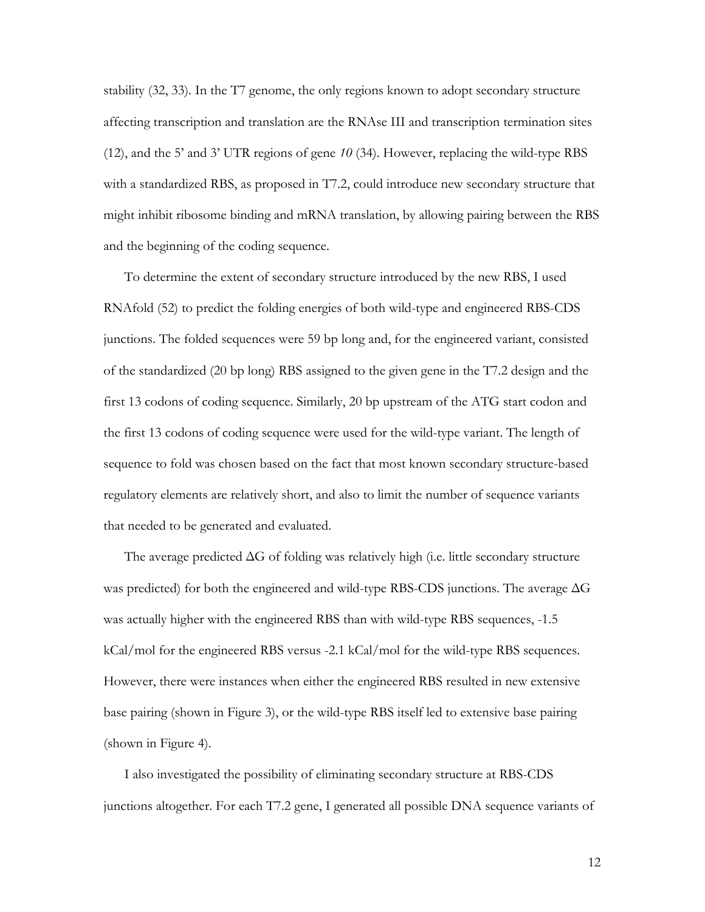stability (32, 33). In the T7 genome, the only regions known to adopt secondary structure affecting transcription and translation are the RNAse III and transcription termination sites (12), and the 5' and 3' UTR regions of gene *10* (34). However, replacing the wild-type RBS with a standardized RBS, as proposed in T7.2, could introduce new secondary structure that might inhibit ribosome binding and mRNA translation, by allowing pairing between the RBS and the beginning of the coding sequence.

To determine the extent of secondary structure introduced by the new RBS, I used RNAfold (52) to predict the folding energies of both wild-type and engineered RBS-CDS junctions. The folded sequences were 59 bp long and, for the engineered variant, consisted of the standardized (20 bp long) RBS assigned to the given gene in the T7.2 design and the first 13 codons of coding sequence. Similarly, 20 bp upstream of the ATG start codon and the first 13 codons of coding sequence were used for the wild-type variant. The length of sequence to fold was chosen based on the fact that most known secondary structure-based regulatory elements are relatively short, and also to limit the number of sequence variants that needed to be generated and evaluated.

The average predicted $\Delta G$ of folding was relatively high (i.e. little secondary structure was predicted) for both the engineered and wild-type RBS-CDS junctions. The average $\Delta G$ was actually higher with the engineered RBS than with wild-type RBS sequences, -1.5 kCal/mol for the engineered RBS versus -2.1 kCal/mol for the wild-type RBS sequences. However, there were instances when either the engineered RBS resulted in new extensive base pairing (shown in Figure 3), or the wild-type RBS itself led to extensive base pairing (shown in Figure 4).

I also investigated the possibility of eliminating secondary structure at RBS-CDS junctions altogether. For each T7.2 gene, I generated all possible DNA sequence variants of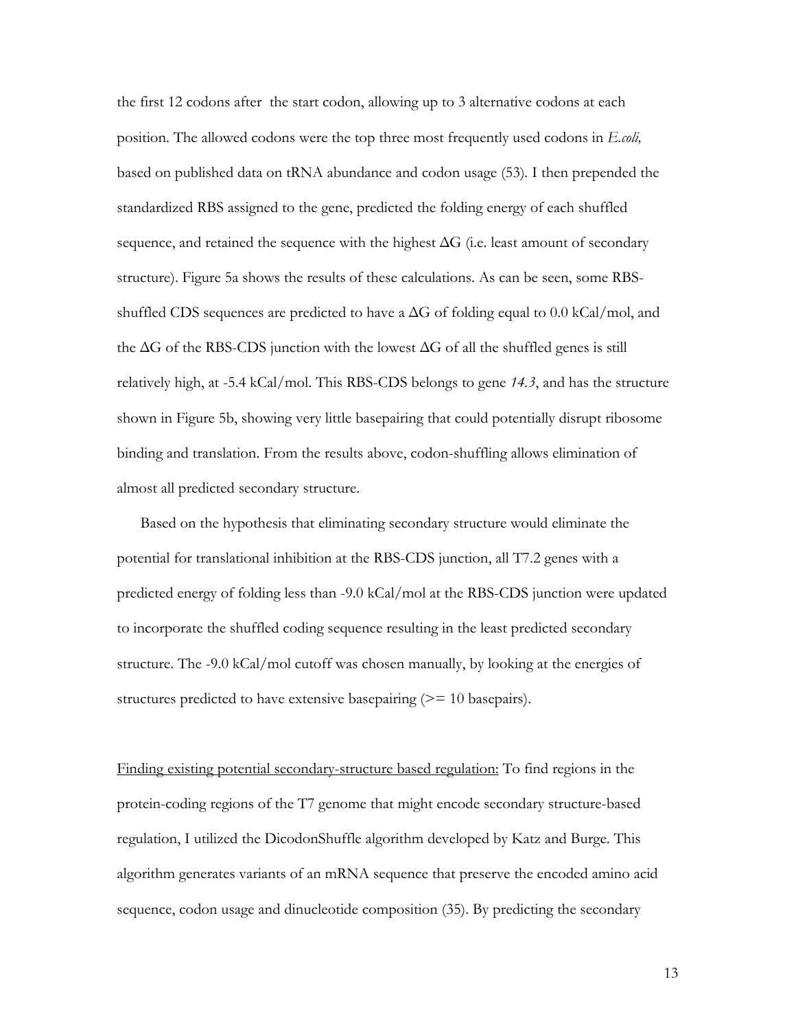the first 12 codons after the start codon, allowing up to 3 alternative codons at each position. The allowed codons were the top three most frequently used codons in *E.coli,* based on published data on tRNA abundance and codon usage (53). I then prepended the standardized RBS assigned to the gene, predicted the folding energy of each shuffled sequence, and retained the sequence with the highest $\Delta G$ (i.e. least amount of secondary structure). Figure 5a shows the results of these calculations. As can be seen, some RBS-shuffled CDS sequences are predicted to have a $\Delta G$ of folding equal to 0.0 kCal/mol, and the $\Delta G$ of the RBS-CDS junction with the lowest $\Delta G$ of all the shuffled genes is still relatively high, at -5.4 kCal/mol. This RBS-CDS belongs to gene *14.3*, and has the structure shown in Figure 5b, showing very little basepairing that could potentially disrupt ribosome binding and translation. From the results above, codon-shuffling allows elimination of almost all predicted secondary structure.

Based on the hypothesis that eliminating secondary structure would eliminate the potential for translational inhibition at the RBS-CDS junction, all T7.2 genes with a predicted energy of folding less than -9.0 kCal/mol at the RBS-CDS junction were updated to incorporate the shuffled coding sequence resulting in the least predicted secondary structure. The -9.0 kCal/mol cutoff was chosen manually, by looking at the energies of structures predicted to have extensive basepairing (>= 10 basepairs).

Finding existing potential secondary-structure based regulation: To find regions in the protein-coding regions of the T7 genome that might encode secondary structure-based regulation, I utilized the DicodonShuffle algorithm developed by Katz and Burge. This algorithm generates variants of an mRNA sequence that preserve the encoded amino acid sequence, codon usage and dinucleotide composition (35). By predicting the secondary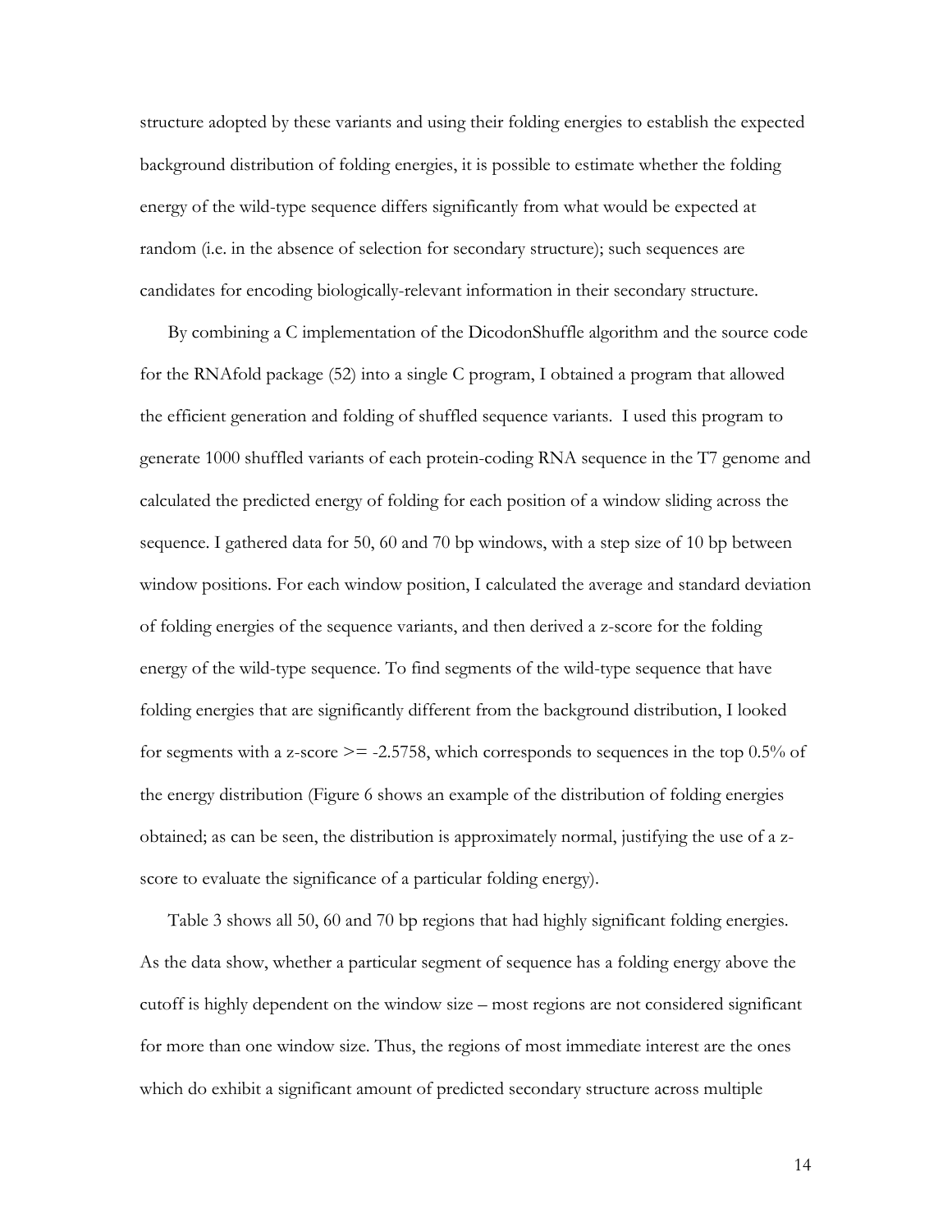structure adopted by these variants and using their folding energies to establish the expected background distribution of folding energies, it is possible to estimate whether the folding energy of the wild-type sequence differs significantly from what would be expected at random (i.e. in the absence of selection for secondary structure); such sequences are candidates for encoding biologically-relevant information in their secondary structure.

By combining a C implementation of the DicodonShuffle algorithm and the source code for the RNAfold package (52) into a single C program, I obtained a program that allowed the efficient generation and folding of shuffled sequence variants. I used this program to generate 1000 shuffled variants of each protein-coding RNA sequence in the T7 genome and calculated the predicted energy of folding for each position of a window sliding across the sequence. I gathered data for 50, 60 and 70 bp windows, with a step size of 10 bp between window positions. For each window position, I calculated the average and standard deviation of folding energies of the sequence variants, and then derived a z-score for the folding energy of the wild-type sequence. To find segments of the wild-type sequence that have folding energies that are significantly different from the background distribution, I looked for segments with a z-score >= -2.5758, which corresponds to sequences in the top 0.5% of the energy distribution (Figure 6 shows an example of the distribution of folding energies obtained; as can be seen, the distribution is approximately normal, justifying the use of a z-score to evaluate the significance of a particular folding energy).

Table 3 shows all 50, 60 and 70 bp regions that had highly significant folding energies. As the data show, whether a particular segment of sequence has a folding energy above the cutoff is highly dependent on the window size – most regions are not considered significant for more than one window size. Thus, the regions of most immediate interest are the ones which do exhibit a significant amount of predicted secondary structure across multiple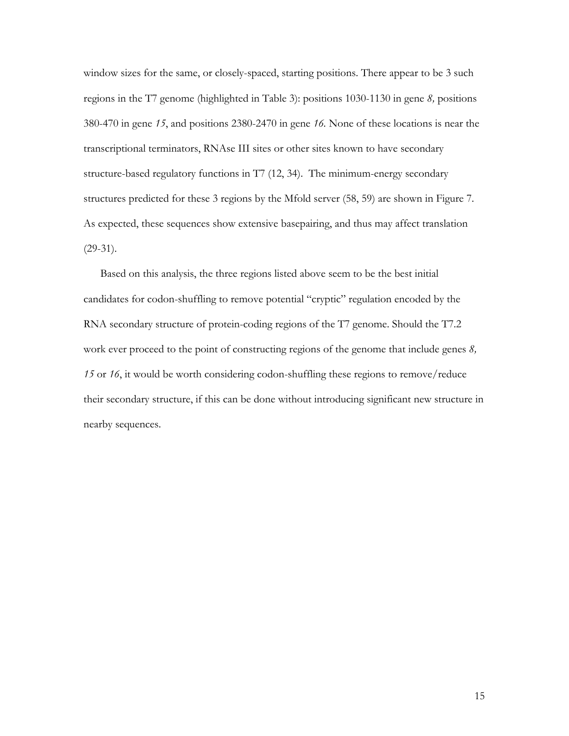window sizes for the same, or closely-spaced, starting positions. There appear to be 3 such regions in the T7 genome (highlighted in Table 3): positions 1030-1130 in gene *8,* positions 380-470 in gene *15*, and positions 2380-2470 in gene *16*. None of these locations is near the transcriptional terminators, RNAse III sites or other sites known to have secondary structure-based regulatory functions in T7 (12, 34). The minimum-energy secondary structures predicted for these 3 regions by the Mfold server (58, 59) are shown in Figure 7. As expected, these sequences show extensive basepairing, and thus may affect translation (29-31).

Based on this analysis, the three regions listed above seem to be the best initial candidates for codon-shuffling to remove potential "cryptic" regulation encoded by the RNA secondary structure of protein-coding regions of the T7 genome. Should the T7.2 work ever proceed to the point of constructing regions of the genome that include genes *8, 15* or *16*, it would be worth considering codon-shuffling these regions to remove/reduce their secondary structure, if this can be done without introducing significant new structure in nearby sequences.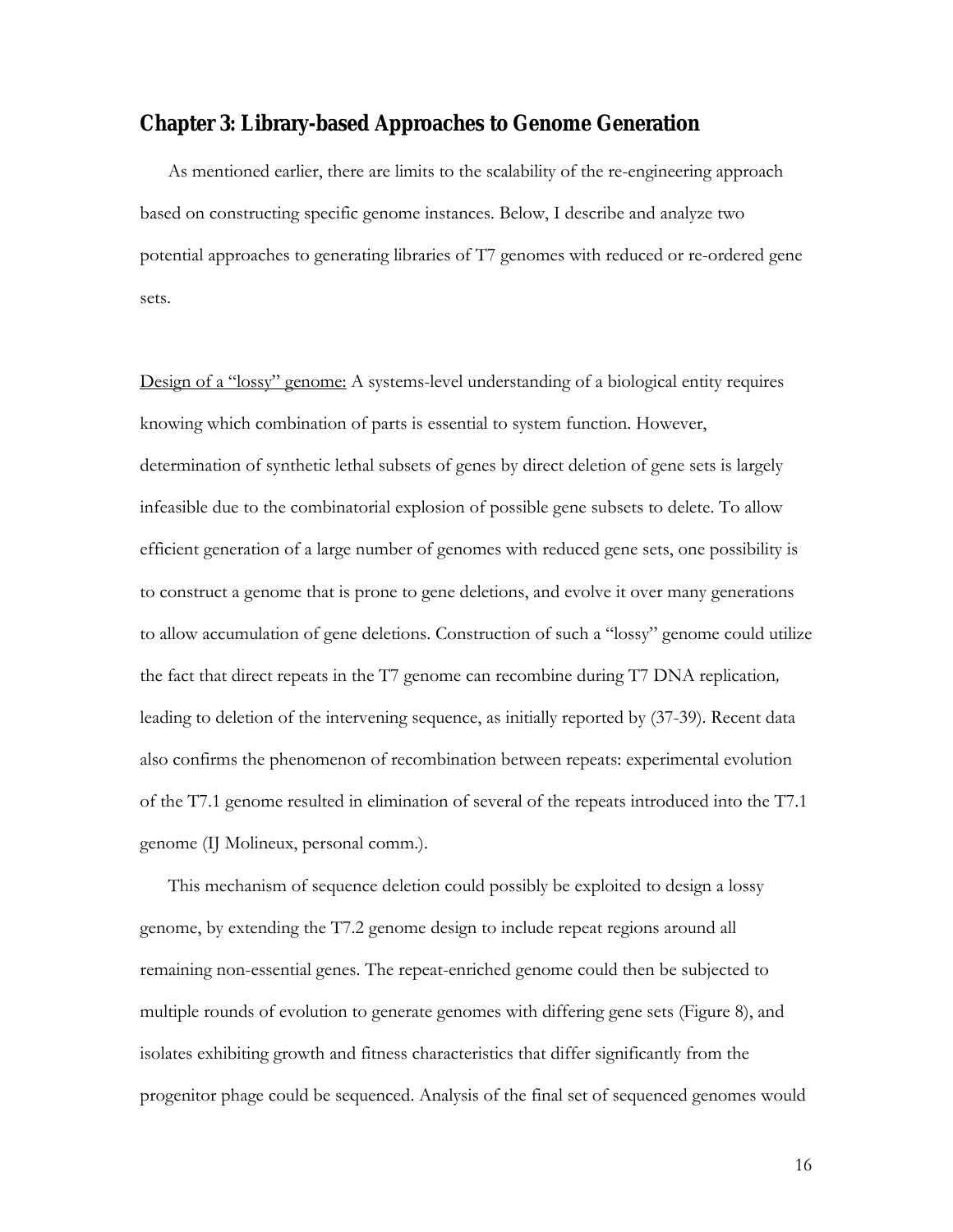## Chapter 3: Library-based Approaches to Genome Generation

As mentioned earlier, there are limits to the scalability of the re-engineering approach based on constructing specific genome instances. Below, I describe and analyze two potential approaches to generating libraries of T7 genomes with reduced or re-ordered gene sets.

<u>Design of a "lossy" genome:</u> A systems-level understanding of a biological entity requires knowing which combination of parts is essential to system function. However, determination of synthetic lethal subsets of genes by direct deletion of gene sets is largely infeasible due to the combinatorial explosion of possible gene subsets to delete. To allow efficient generation of a large number of genomes with reduced gene sets, one possibility is to construct a genome that is prone to gene deletions, and evolve it over many generations to allow accumulation of gene deletions. Construction of such a "lossy" genome could utilize the fact that direct repeats in the T7 genome can recombine during T7 DNA replication*,* leading to deletion of the intervening sequence, as initially reported by (37-39). Recent data also confirms the phenomenon of recombination between repeats: experimental evolution of the T7.1 genome resulted in elimination of several of the repeats introduced into the T7.1 genome (IJ Molineux, personal comm.).

This mechanism of sequence deletion could possibly be exploited to design a lossy genome, by extending the T7.2 genome design to include repeat regions around all remaining non-essential genes. The repeat-enriched genome could then be subjected to multiple rounds of evolution to generate genomes with differing gene sets (Figure 8), and isolates exhibiting growth and fitness characteristics that differ significantly from the progenitor phage could be sequenced. Analysis of the final set of sequenced genomes would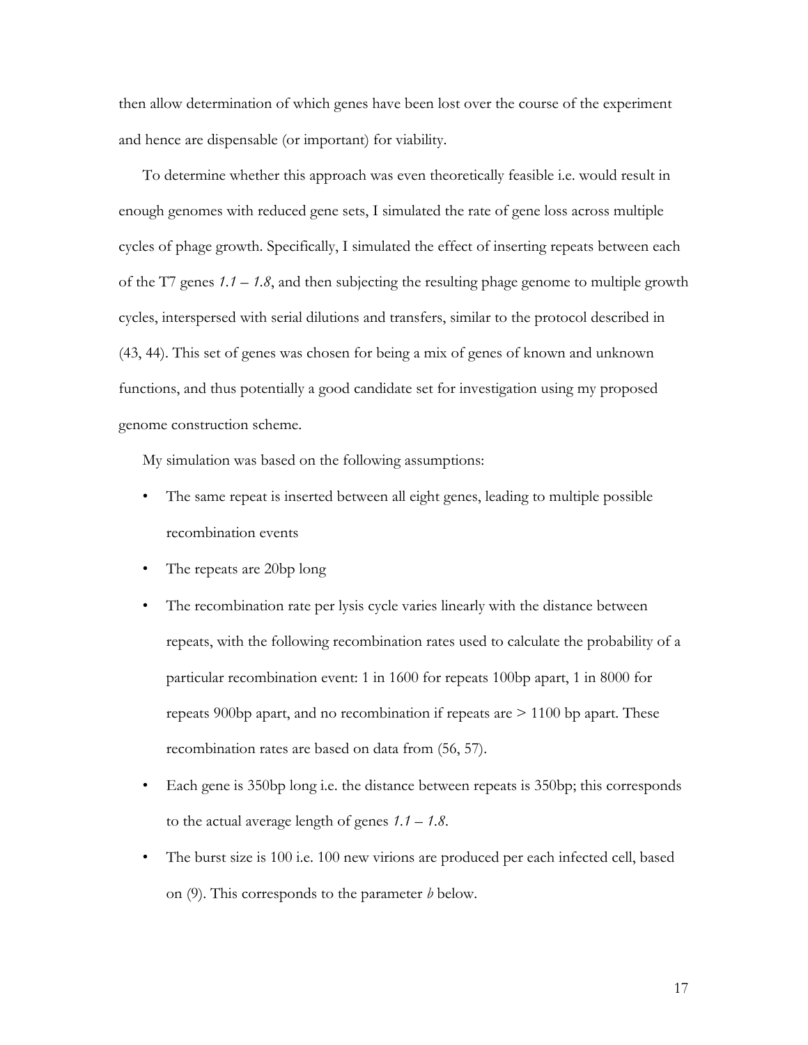then allow determination of which genes have been lost over the course of the experiment and hence are dispensable (or important) for viability.

To determine whether this approach was even theoretically feasible i.e. would result in enough genomes with reduced gene sets, I simulated the rate of gene loss across multiple cycles of phage growth. Specifically, I simulated the effect of inserting repeats between each of the T7 genes *1.1 – 1.8*, and then subjecting the resulting phage genome to multiple growth cycles, interspersed with serial dilutions and transfers, similar to the protocol described in (43, 44). This set of genes was chosen for being a mix of genes of known and unknown functions, and thus potentially a good candidate set for investigation using my proposed genome construction scheme.

My simulation was based on the following assumptions:

- The same repeat is inserted between all eight genes, leading to multiple possible recombination events
- The repeats are 20bp long
- The recombination rate per lysis cycle varies linearly with the distance between repeats, with the following recombination rates used to calculate the probability of a particular recombination event: 1 in 1600 for repeats 100bp apart, 1 in 8000 for repeats 900bp apart, and no recombination if repeats are > 1100 bp apart. These recombination rates are based on data from (56, 57).
- Each gene is 350bp long i.e. the distance between repeats is 350bp; this corresponds to the actual average length of genes *1.1 – 1.8*.
- The burst size is 100 i.e. 100 new virions are produced per each infected cell, based on (9). This corresponds to the parameter $b$ below.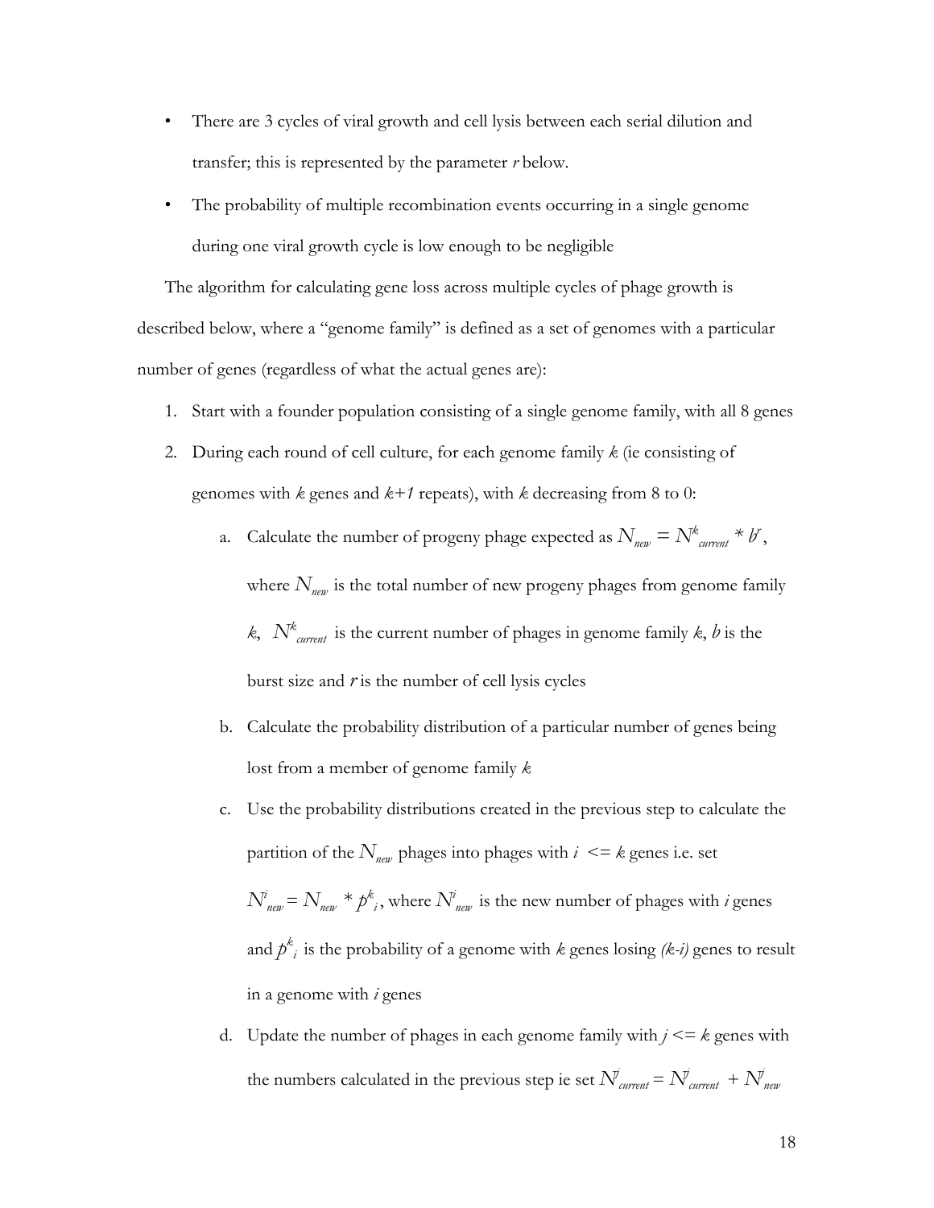- There are 3 cycles of viral growth and cell lysis between each serial dilution and transfer; this is represented by the parameter $r$ below.
- The probability of multiple recombination events occurring in a single genome during one viral growth cycle is low enough to be negligible

The algorithm for calculating gene loss across multiple cycles of phage growth is described below, where a "genome family" is defined as a set of genomes with a particular number of genes (regardless of what the actual genes are):

1. Start with a founder population consisting of a single genome family, with all 8 genes
2. During each round of cell culture, for each genome family $k$ (ie consisting of genomes with $k$ genes and $k+1$ repeats), with $k$ decreasing from 8 to 0:
    a. Calculate the number of progeny phage expected as $N_{new} = N^{k}_{current} * b^{r}$, where $N_{new}$ is the total number of new progeny phages from genome family $k$, $N^{k}_{current}$ is the current number of phages in genome family $k$, $b$ is the burst size and $r$ is the number of cell lysis cycles
    b. Calculate the probability distribution of a particular number of genes being lost from a member of genome family $k$
    c. Use the probability distributions created in the previous step to calculate the partition of the $N_{new}$ phages into phages with $i <= k$ genes i.e. set $N^{i}_{new} = N_{new} * p^{k}_{i}$, where $N^{i}_{new}$ is the new number of phages with $i$ genes and $p^{k}_{i}$ is the probability of a genome with $k$ genes losing $(k-i)$ genes to result in a genome with $i$ genes
    d. Update the number of phages in each genome family with $j <= k$ genes with the numbers calculated in the previous step ie set $N^{j}_{current} = N^{j}_{current} + N^{j}_{new}$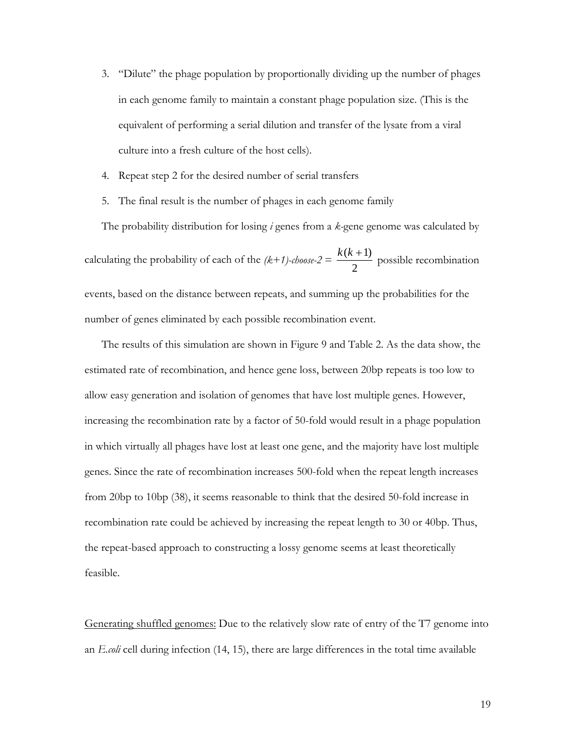3. "Dilute" the phage population by proportionally dividing up the number of phages in each genome family to maintain a constant phage population size. (This is the equivalent of performing a serial dilution and transfer of the lysate from a viral culture into a fresh culture of the host cells).
4. Repeat step 2 for the desired number of serial transfers
5. The final result is the number of phages in each genome family

The probability distribution for losing *i* genes from a *k*-gene genome was calculated by calculating the probability of each of the *(k+1)-choose-2* = $\frac{k(k+1)}{2}$ possible recombination events, based on the distance between repeats, and summing up the probabilities for the number of genes eliminated by each possible recombination event.

The results of this simulation are shown in Figure 9 and Table 2. As the data show, the estimated rate of recombination, and hence gene loss, between 20bp repeats is too low to allow easy generation and isolation of genomes that have lost multiple genes. However, increasing the recombination rate by a factor of 50-fold would result in a phage population in which virtually all phages have lost at least one gene, and the majority have lost multiple genes. Since the rate of recombination increases 500-fold when the repeat length increases from 20bp to 10bp (38), it seems reasonable to think that the desired 50-fold increase in recombination rate could be achieved by increasing the repeat length to 30 or 40bp. Thus, the repeat-based approach to constructing a lossy genome seems at least theoretically feasible.

Generating shuffled genomes: Due to the relatively slow rate of entry of the T7 genome into an *E.coli* cell during infection (14, 15), there are large differences in the total time available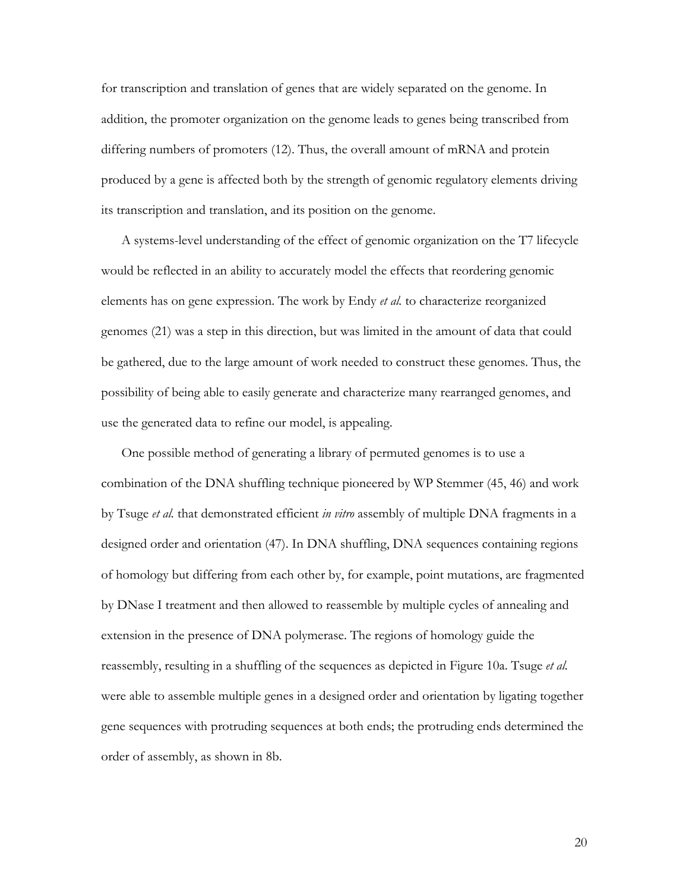for transcription and translation of genes that are widely separated on the genome. In addition, the promoter organization on the genome leads to genes being transcribed from differing numbers of promoters (12). Thus, the overall amount of mRNA and protein produced by a gene is affected both by the strength of genomic regulatory elements driving its transcription and translation, and its position on the genome.

A systems-level understanding of the effect of genomic organization on the T7 lifecycle would be reflected in an ability to accurately model the effects that reordering genomic elements has on gene expression. The work by Endy *et al.* to characterize reorganized genomes (21) was a step in this direction, but was limited in the amount of data that could be gathered, due to the large amount of work needed to construct these genomes. Thus, the possibility of being able to easily generate and characterize many rearranged genomes, and use the generated data to refine our model, is appealing.

One possible method of generating a library of permuted genomes is to use a combination of the DNA shuffling technique pioneered by WP Stemmer (45, 46) and work by Tsuge *et al.* that demonstrated efficient *in vitro* assembly of multiple DNA fragments in a designed order and orientation (47). In DNA shuffling, DNA sequences containing regions of homology but differing from each other by, for example, point mutations, are fragmented by DNase I treatment and then allowed to reassemble by multiple cycles of annealing and extension in the presence of DNA polymerase. The regions of homology guide the reassembly, resulting in a shuffling of the sequences as depicted in Figure 10a. Tsuge *et al.* were able to assemble multiple genes in a designed order and orientation by ligating together gene sequences with protruding sequences at both ends; the protruding ends determined the order of assembly, as shown in 8b.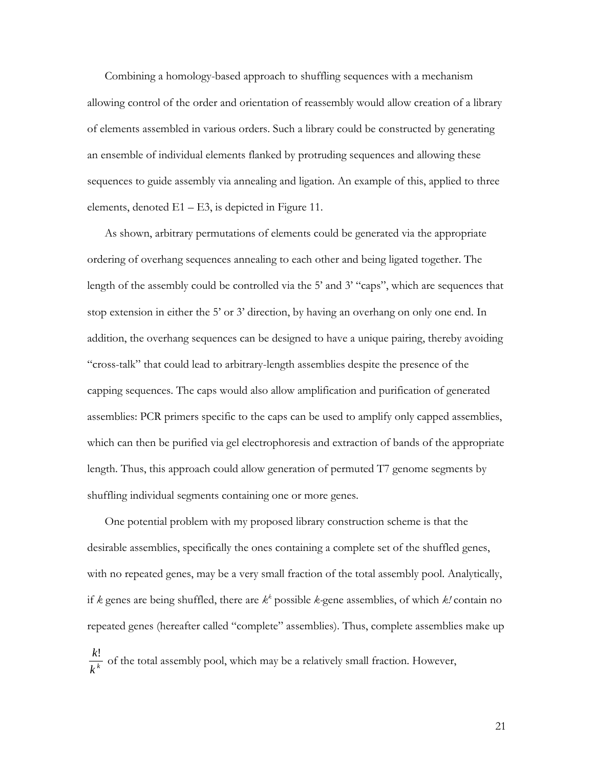Combining a homology-based approach to shuffling sequences with a mechanism allowing control of the order and orientation of reassembly would allow creation of a library of elements assembled in various orders. Such a library could be constructed by generating an ensemble of individual elements flanked by protruding sequences and allowing these sequences to guide assembly via annealing and ligation. An example of this, applied to three elements, denoted E1 – E3, is depicted in Figure 11.

As shown, arbitrary permutations of elements could be generated via the appropriate ordering of overhang sequences annealing to each other and being ligated together. The length of the assembly could be controlled via the 5' and 3' "caps", which are sequences that stop extension in either the 5' or 3' direction, by having an overhang on only one end. In addition, the overhang sequences can be designed to have a unique pairing, thereby avoiding "cross-talk" that could lead to arbitrary-length assemblies despite the presence of the capping sequences. The caps would also allow amplification and purification of generated assemblies: PCR primers specific to the caps can be used to amplify only capped assemblies, which can then be purified via gel electrophoresis and extraction of bands of the appropriate length. Thus, this approach could allow generation of permuted T7 genome segments by shuffling individual segments containing one or more genes.

One potential problem with my proposed library construction scheme is that the desirable assemblies, specifically the ones containing a complete set of the shuffled genes, with no repeated genes, may be a very small fraction of the total assembly pool. Analytically, if $k$ genes are being shuffled, there are $k^k$ possible $k$-gene assemblies, of which $k!$ contain no repeated genes (hereafter called "complete" assemblies). Thus, complete assemblies make up $\frac{k!}{k^k}$ of the total assembly pool, which may be a relatively small fraction. However,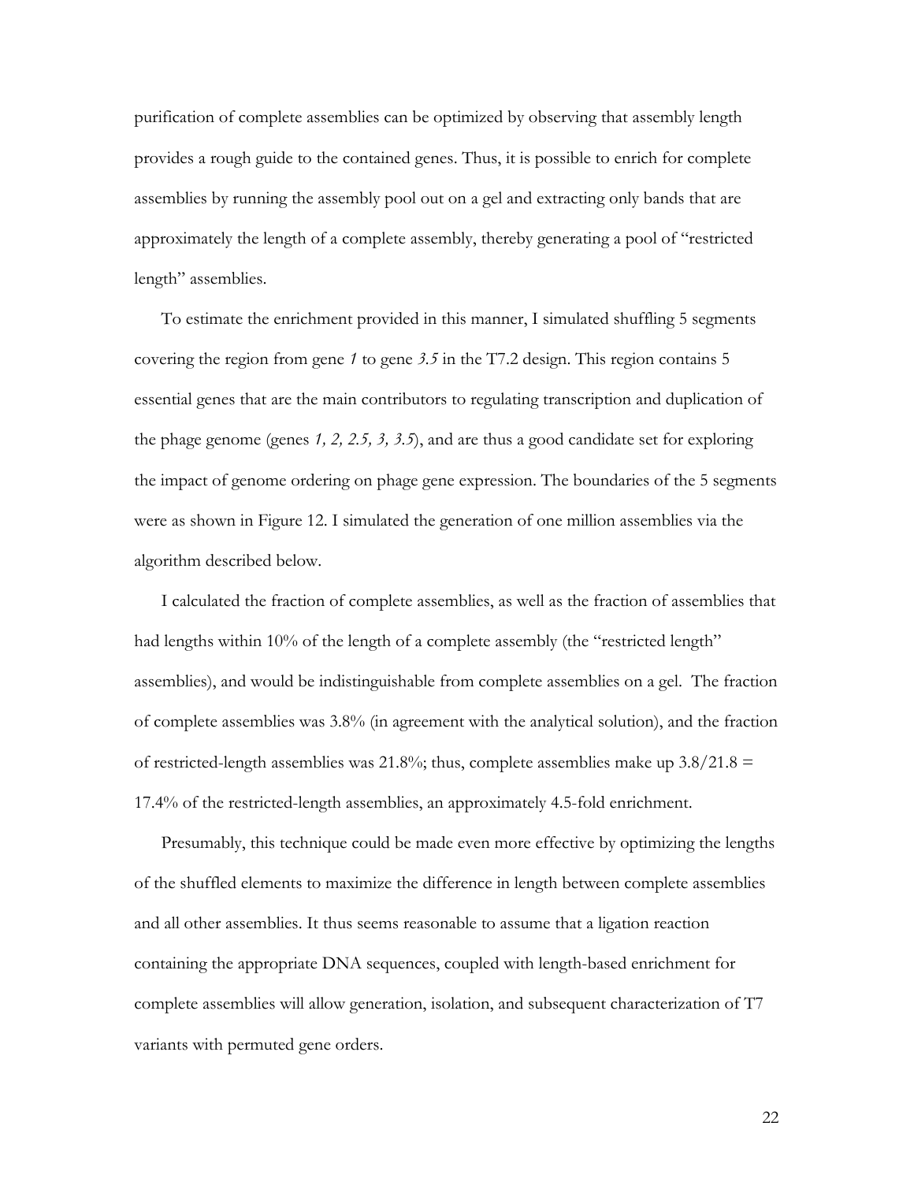purification of complete assemblies can be optimized by observing that assembly length provides a rough guide to the contained genes. Thus, it is possible to enrich for complete assemblies by running the assembly pool out on a gel and extracting only bands that are approximately the length of a complete assembly, thereby generating a pool of "restricted length" assemblies.

To estimate the enrichment provided in this manner, I simulated shuffling 5 segments covering the region from gene *1* to gene *3.5* in the T7.2 design. This region contains 5 essential genes that are the main contributors to regulating transcription and duplication of the phage genome (genes *1, 2, 2.5, 3, 3.5*), and are thus a good candidate set for exploring the impact of genome ordering on phage gene expression. The boundaries of the 5 segments were as shown in Figure 12. I simulated the generation of one million assemblies via the algorithm described below.

I calculated the fraction of complete assemblies, as well as the fraction of assemblies that had lengths within 10% of the length of a complete assembly (the "restricted length" assemblies), and would be indistinguishable from complete assemblies on a gel. The fraction of complete assemblies was 3.8% (in agreement with the analytical solution), and the fraction of restricted-length assemblies was 21.8%; thus, complete assemblies make up 3.8/21.8 = 17.4% of the restricted-length assemblies, an approximately 4.5-fold enrichment.

Presumably, this technique could be made even more effective by optimizing the lengths of the shuffled elements to maximize the difference in length between complete assemblies and all other assemblies. It thus seems reasonable to assume that a ligation reaction containing the appropriate DNA sequences, coupled with length-based enrichment for complete assemblies will allow generation, isolation, and subsequent characterization of T7 variants with permuted gene orders.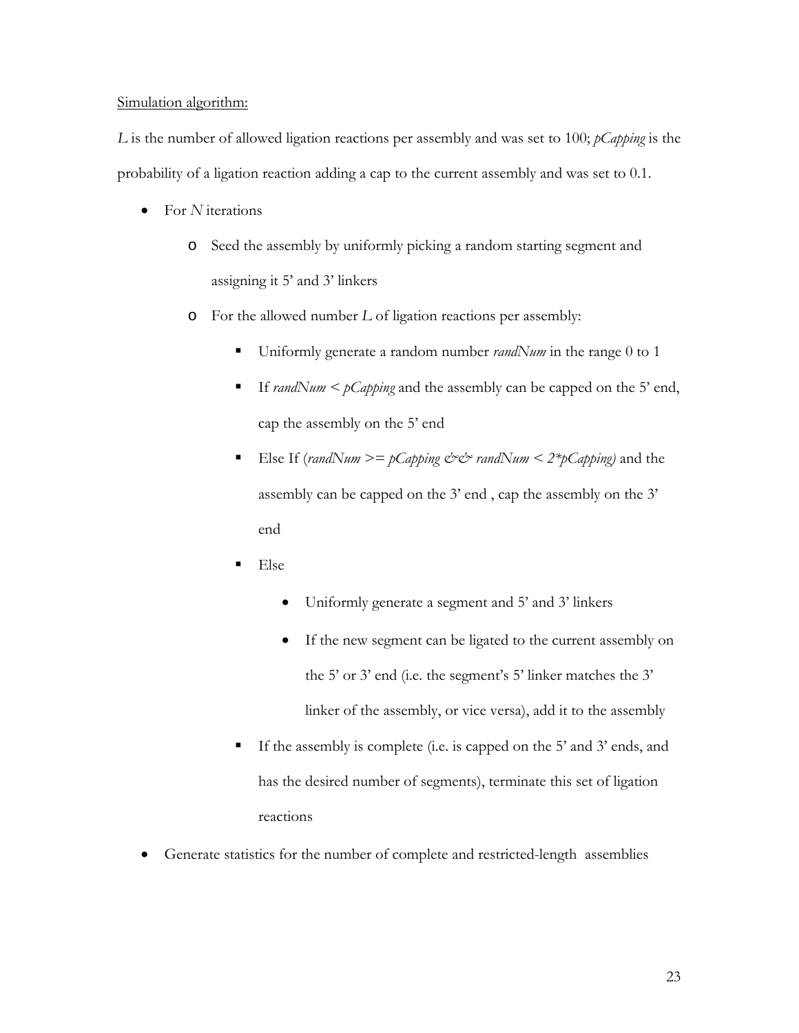<u>Simulation algorithm:</u>

*L* is the number of allowed ligation reactions per assembly and was set to 100; *pCapping* is the probability of a ligation reaction adding a cap to the current assembly and was set to 0.1.

- For *N* iterations
  - Seed the assembly by uniformly picking a random starting segment and assigning it 5' and 3' linkers
  - For the allowed number *L* of ligation reactions per assembly:
    - Uniformly generate a random number *randNum* in the range 0 to 1
    - If *randNum < pCapping* and the assembly can be capped on the 5' end, cap the assembly on the 5' end
    - Else If (*randNum >= pCapping && randNum < 2*pCapping)* and the assembly can be capped on the 3' end , cap the assembly on the 3' end
    - Else
      - Uniformly generate a segment and 5' and 3' linkers
      - If the new segment can be ligated to the current assembly on the 5' or 3' end (i.e. the segment's 5' linker matches the 3' linker of the assembly, or vice versa), add it to the assembly
    - If the assembly is complete (i.e. is capped on the 5' and 3' ends, and has the desired number of segments), terminate this set of ligation reactions
- Generate statistics for the number of complete and restricted-length assemblies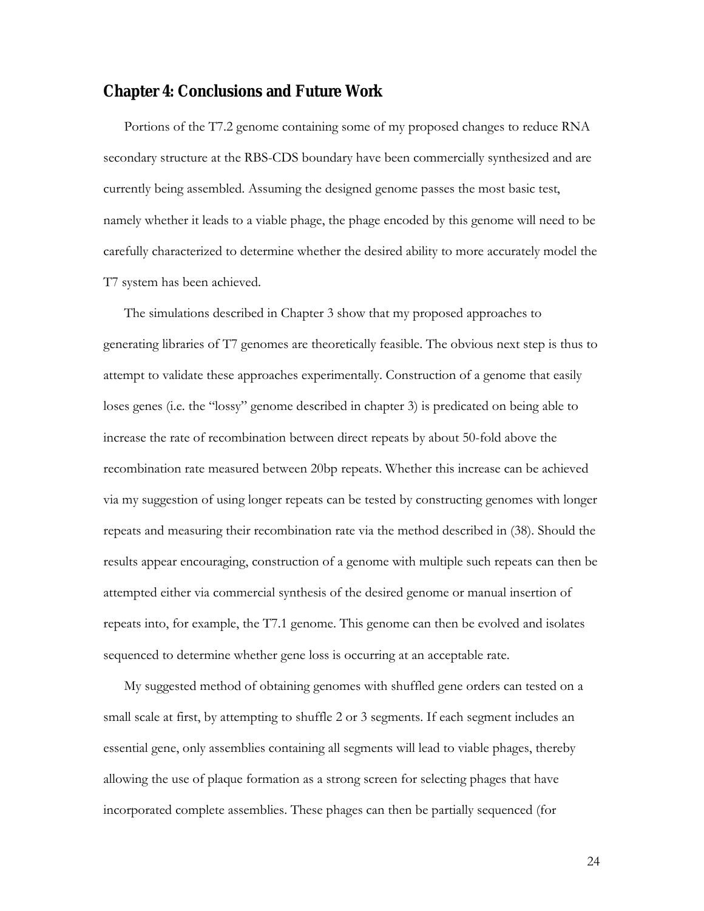# Chapter 4: Conclusions and Future Work

Portions of the T7.2 genome containing some of my proposed changes to reduce RNA secondary structure at the RBS-CDS boundary have been commercially synthesized and are currently being assembled. Assuming the designed genome passes the most basic test, namely whether it leads to a viable phage, the phage encoded by this genome will need to be carefully characterized to determine whether the desired ability to more accurately model the T7 system has been achieved.

The simulations described in Chapter 3 show that my proposed approaches to generating libraries of T7 genomes are theoretically feasible. The obvious next step is thus to attempt to validate these approaches experimentally. Construction of a genome that easily loses genes (i.e. the "lossy" genome described in chapter 3) is predicated on being able to increase the rate of recombination between direct repeats by about 50-fold above the recombination rate measured between 20bp repeats. Whether this increase can be achieved via my suggestion of using longer repeats can be tested by constructing genomes with longer repeats and measuring their recombination rate via the method described in (38). Should the results appear encouraging, construction of a genome with multiple such repeats can then be attempted either via commercial synthesis of the desired genome or manual insertion of repeats into, for example, the T7.1 genome. This genome can then be evolved and isolates sequenced to determine whether gene loss is occurring at an acceptable rate.

My suggested method of obtaining genomes with shuffled gene orders can tested on a small scale at first, by attempting to shuffle 2 or 3 segments. If each segment includes an essential gene, only assemblies containing all segments will lead to viable phages, thereby allowing the use of plaque formation as a strong screen for selecting phages that have incorporated complete assemblies. These phages can then be partially sequenced (for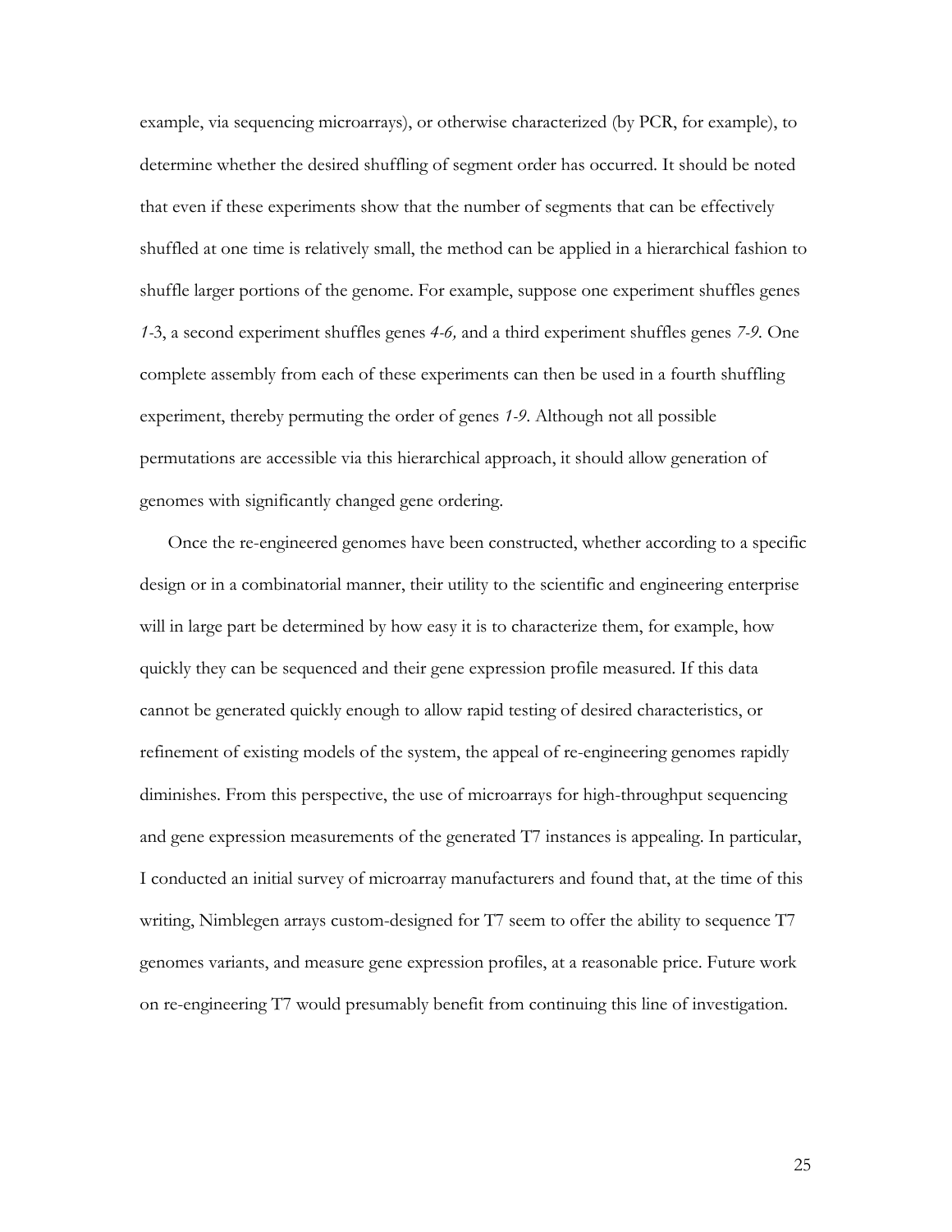example, via sequencing microarrays), or otherwise characterized (by PCR, for example), to determine whether the desired shuffling of segment order has occurred. It should be noted that even if these experiments show that the number of segments that can be effectively shuffled at one time is relatively small, the method can be applied in a hierarchical fashion to shuffle larger portions of the genome. For example, suppose one experiment shuffles genes *1*-3, a second experiment shuffles genes *4-6,* and a third experiment shuffles genes *7-9*. One complete assembly from each of these experiments can then be used in a fourth shuffling experiment, thereby permuting the order of genes *1-9*. Although not all possible permutations are accessible via this hierarchical approach, it should allow generation of genomes with significantly changed gene ordering.

Once the re-engineered genomes have been constructed, whether according to a specific design or in a combinatorial manner, their utility to the scientific and engineering enterprise will in large part be determined by how easy it is to characterize them, for example, how quickly they can be sequenced and their gene expression profile measured. If this data cannot be generated quickly enough to allow rapid testing of desired characteristics, or refinement of existing models of the system, the appeal of re-engineering genomes rapidly diminishes. From this perspective, the use of microarrays for high-throughput sequencing and gene expression measurements of the generated T7 instances is appealing. In particular, I conducted an initial survey of microarray manufacturers and found that, at the time of this writing, Nimblegen arrays custom-designed for T7 seem to offer the ability to sequence T7 genomes variants, and measure gene expression profiles, at a reasonable price. Future work on re-engineering T7 would presumably benefit from continuing this line of investigation.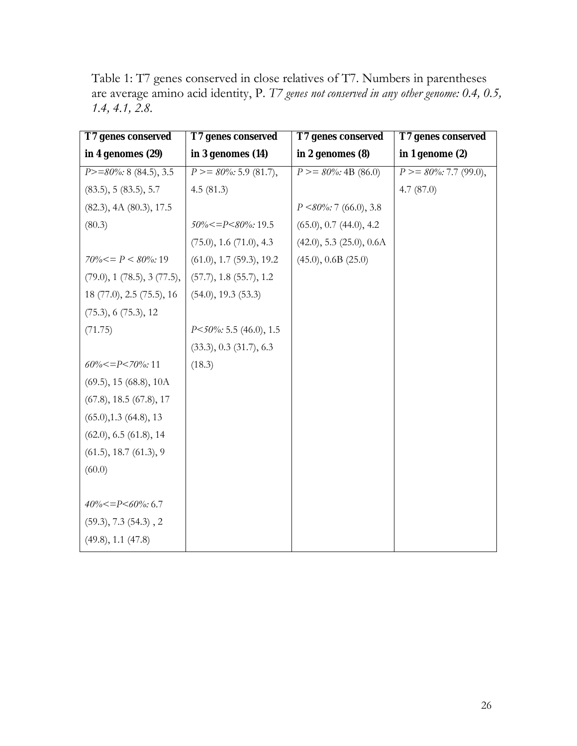Table 1: T7 genes conserved in close relatives of T7. Numbers in parentheses are average amino acid identity, P. *T7 genes not conserved in any other genome: 0.4, 0.5, 1.4, 4.1, 2.8.*

| T7 genes conserved in 4 genomes (29) | T7 genes conserved in 3 genomes (14) | T7 genes conserved in 2 genomes (8) | T7 genes conserved in 1 genome (2) |
|---|---|---|---|
| *P>=80%:* 8 (84.5), 3.5 (83.5), 5 (83.5), 5.7 (82.3), 4A (80.3), 17.5 (80.3)<br><br>*70%<= P < 80%:* 19 (79.0), 1 (78.5), 3 (77.5), 18 (77.0), 2.5 (75.5), 16 (75.3), 6 (75.3), 12 (71.75)<br><br>*60%<=P<70%:* 11 (69.5), 15 (68.8), 10A (67.8), 18.5 (67.8), 17 (65.0),1.3 (64.8), 13 (62.0), 6.5 (61.8), 14 (61.5), 18.7 (61.3), 9 (60.0)<br><br>*40%<=P<60%:* 6.7 (59.3), 7.3 (54.3) , 2 (49.8), 1.1 (47.8) | *P >= 80%:* 5.9 (81.7), 4.5 (81.3)<br><br>*50%<=P<80%:* 19.5 (75.0), 1.6 (71.0), 4.3 (61.0), 1.7 (59.3), 19.2 (57.7), 1.8 (55.7), 1.2 (54.0), 19.3 (53.3)<br><br>*P<50%:* 5.5 (46.0), 1.5 (33.3), 0.3 (31.7), 6.3 (18.3) | *P >= 80%:* 4B (86.0)<br><br>*P <80%:* 7 (66.0), 3.8 (65.0), 0.7 (44.0), 4.2 (42.0), 5.3 (25.0), 0.6A (45.0), 0.6B (25.0) | *P >= 80%:* 7.7 (99.0), 4.7 (87.0) |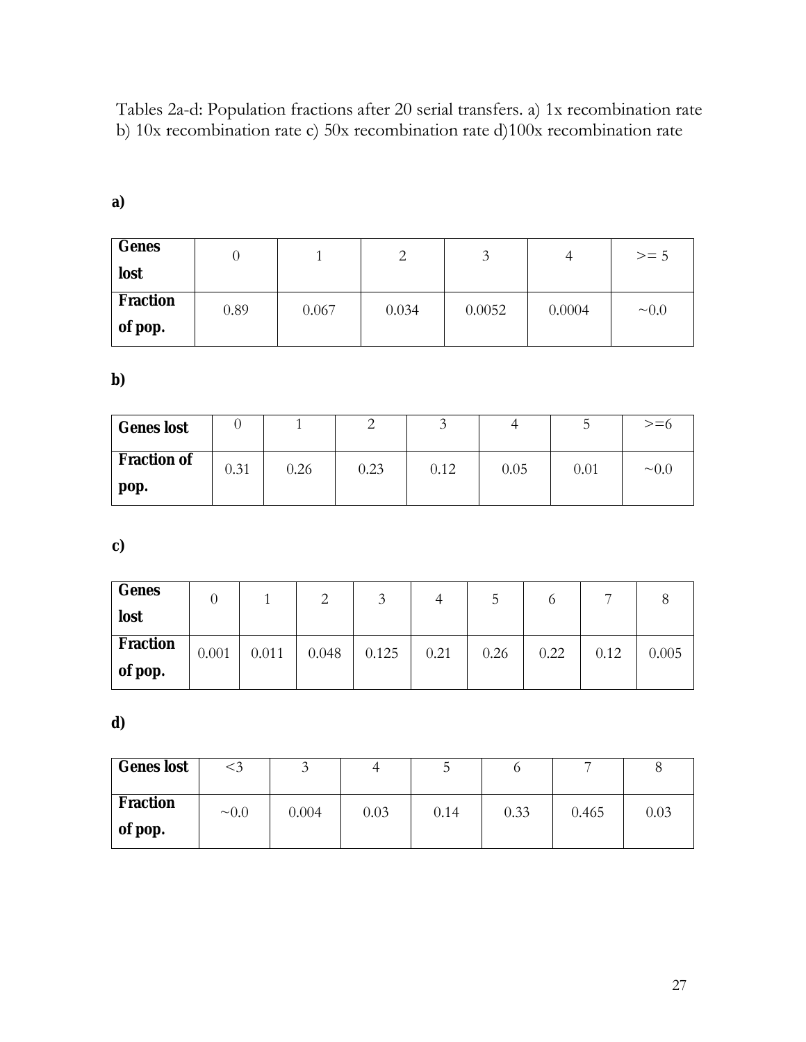Tables 2a-d: Population fractions after 20 serial transfers. a) 1x recombination rate b) 10x recombination rate c) 50x recombination rate d)100x recombination rate

**a)**

| **Genes lost** | 0 | 1 | 2 | 3 | 4 | >= 5 |
|---|---|---|---|---|---|---|
| **Fraction of pop.** | 0.89 | 0.067 | 0.034 | 0.0052 | 0.0004 | ~0.0 |

**b)**

| **Genes lost** | 0 | 1 | 2 | 3 | 4 | 5 | >=6 |
|---|---|---|---|---|---|---|---|
| **Fraction of pop.** | 0.31 | 0.26 | 0.23 | 0.12 | 0.05 | 0.01 | ~0.0 |

**c)**

| **Genes lost** | 0 | 1 | 2 | 3 | 4 | 5 | 6 | 7 | 8 |
|---|---|---|---|---|---|---|---|---|---|
| **Fraction of pop.** | 0.001 | 0.011 | 0.048 | 0.125 | 0.21 | 0.26 | 0.22 | 0.12 | 0.005 |

**d)**

| **Genes lost** | <3 | 3 | 4 | 5 | 6 | 7 | 8 |
|---|---|---|---|---|---|---|---|
| **Fraction of pop.** | ~0.0 | 0.004 | 0.03 | 0.14 | 0.33 | 0.465 | 0.03 |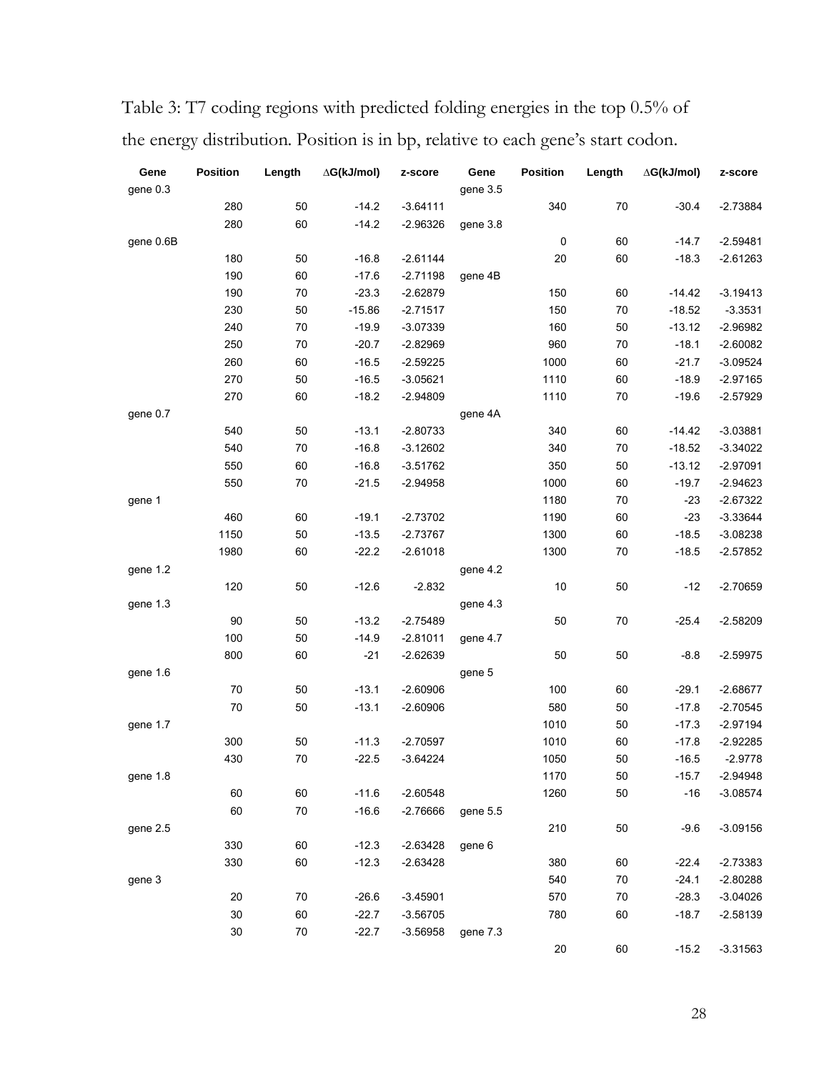Table 3: T7 coding regions with predicted folding energies in the top 0.5% of the energy distribution. Position is in bp, relative to each gene's start codon.

| Gene | Position | Length | ∆G(kJ/mol) | z-score | Gene | Position | Length | ∆G(kJ/mol) | z-score |
|---|---|---|---|---|---|---|---|---|---|
| gene 0.3 | | | | | gene 3.5 | | | | |
| | 280 | 50 | -14.2 | -3.64111 | | 340 | 70 | -30.4 | -2.73884 |
| | 280 | 60 | -14.2 | -2.96326 | gene 3.8 | | | | |
| gene 0.6B | | | | | | 0 | 60 | -14.7 | -2.59481 |
| | 180 | 50 | -16.8 | -2.61144 | | 20 | 60 | -18.3 | -2.61263 |
| | 190 | 60 | -17.6 | -2.71198 | gene 4B | | | | |
| | 190 | 70 | -23.3 | -2.62879 | | 150 | 60 | -14.42 | -3.19413 |
| | 230 | 50 | -15.86 | -2.71517 | | 150 | 70 | -18.52 | -3.3531 |
| | 240 | 70 | -19.9 | -3.07339 | | 160 | 50 | -13.12 | -2.96982 |
| | 250 | 70 | -20.7 | -2.82969 | | 960 | 70 | -18.1 | -2.60082 |
| | 260 | 60 | -16.5 | -2.59225 | | 1000 | 60 | -21.7 | -3.09524 |
| | 270 | 50 | -16.5 | -3.05621 | | 1110 | 60 | -18.9 | -2.97165 |
| | 270 | 60 | -18.2 | -2.94809 | | 1110 | 70 | -19.6 | -2.57929 |
| gene 0.7 | | | | | gene 4A | | | | |
| | 540 | 50 | -13.1 | -2.80733 | | 340 | 60 | -14.42 | -3.03881 |
| | 540 | 70 | -16.8 | -3.12602 | | 340 | 70 | -18.52 | -3.34022 |
| | 550 | 60 | -16.8 | -3.51762 | | 350 | 50 | -13.12 | -2.97091 |
| | 550 | 70 | -21.5 | -2.94958 | | 1000 | 60 | -19.7 | -2.94623 |
| gene 1 | | | | | | 1180 | 70 | -23 | -2.67322 |
| | 460 | 60 | -19.1 | -2.73702 | | 1190 | 60 | -23 | -3.33644 |
| | 1150 | 50 | -13.5 | -2.73767 | | 1300 | 60 | -18.5 | -3.08238 |
| | 1980 | 60 | -22.2 | -2.61018 | | 1300 | 70 | -18.5 | -2.57852 |
| gene 1.2 | | | | | gene 4.2 | | | | |
| | 120 | 50 | -12.6 | -2.832 | | 10 | 50 | -12 | -2.70659 |
| gene 1.3 | | | | | gene 4.3 | | | | |
| | 90 | 50 | -13.2 | -2.75489 | | 50 | 70 | -25.4 | -2.58209 |
| | 100 | 50 | -14.9 | -2.81011 | gene 4.7 | | | | |
| | 800 | 60 | -21 | -2.62639 | | 50 | 50 | -8.8 | -2.59975 |
| gene 1.6 | | | | | gene 5 | | | | |
| | 70 | 50 | -13.1 | -2.60906 | | 100 | 60 | -29.1 | -2.68677 |
| | 70 | 50 | -13.1 | -2.60906 | | 580 | 50 | -17.8 | -2.70545 |
| gene 1.7 | | | | | | 1010 | 50 | -17.3 | -2.97194 |
| | 300 | 50 | -11.3 | -2.70597 | | 1010 | 60 | -17.8 | -2.92285 |
| | 430 | 70 | -22.5 | -3.64224 | | 1050 | 50 | -16.5 | -2.9778 |
| gene 1.8 | | | | | | 1170 | 50 | -15.7 | -2.94948 |
| | 60 | 60 | -11.6 | -2.60548 | | 1260 | 50 | -16 | -3.08574 |
| | 60 | 70 | -16.6 | -2.76666 | gene 5.5 | | | | |
| gene 2.5 | | | | | | 210 | 50 | -9.6 | -3.09156 |
| | 330 | 60 | -12.3 | -2.63428 | gene 6 | | | | |
| | 330 | 60 | -12.3 | -2.63428 | | 380 | 60 | -22.4 | -2.73383 |
| gene 3 | | | | | | 540 | 70 | -24.1 | -2.80288 |
| | 20 | 70 | -26.6 | -3.45901 | | 570 | 70 | -28.3 | -3.04026 |
| | 30 | 60 | -22.7 | -3.56705 | | 780 | 60 | -18.7 | -2.58139 |
| | 30 | 70 | -22.7 | -3.56958 | gene 7.3 | | | | |
| | | | | | | 20 | 60 | -15.2 | -3.31563 |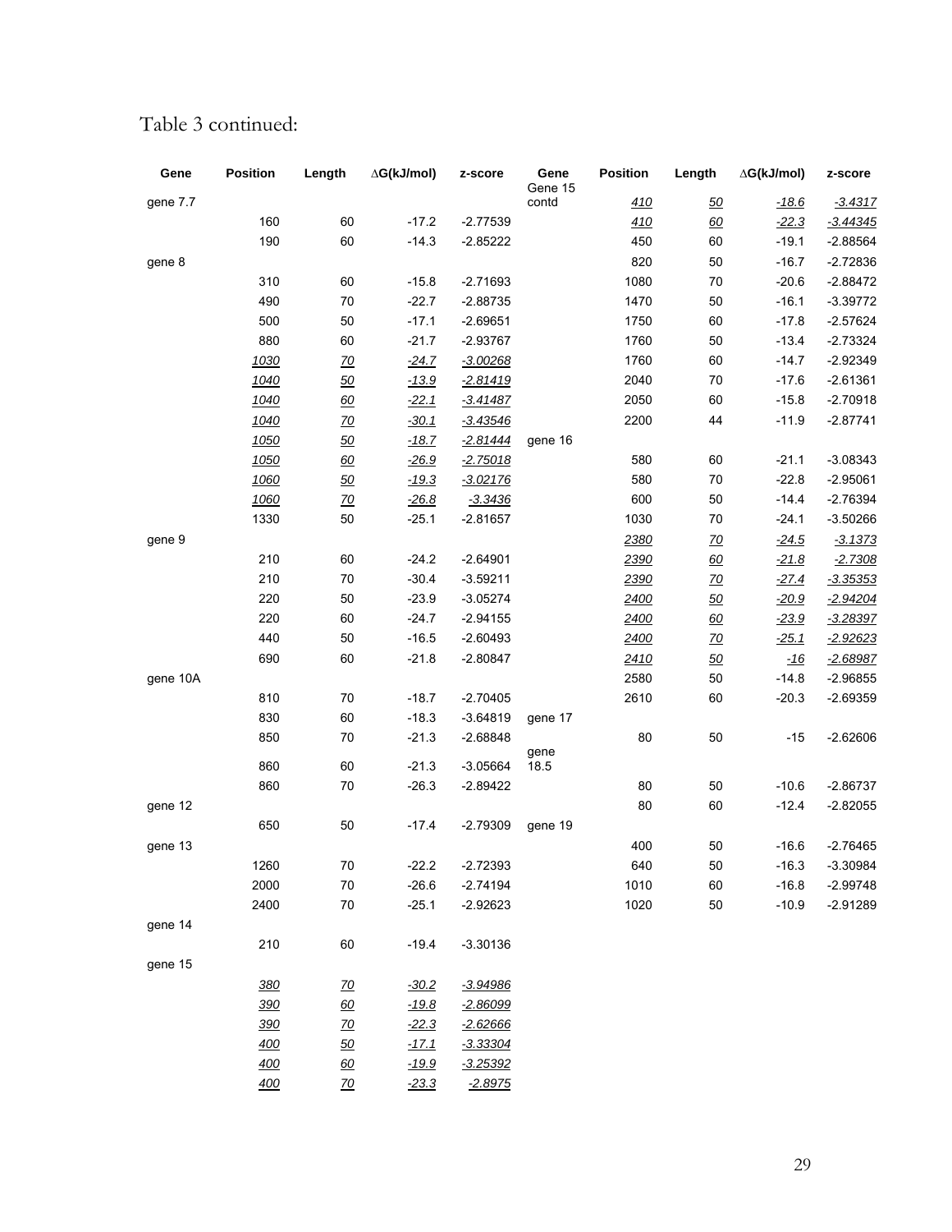Table 3 continued:

| Gene | Position | Length | ΔG(kJ/mol) | z-score | Gene | Position | Length | ΔG(kJ/mol) | z-score |
|---|---|---|---|---|---|---|---|---|---|
| gene 7.7 | | | | | Gene 15 contd | *410* | *50* | *-18.6* | *-3.4317* |
| | 160 | 60 | -17.2 | -2.77539 | | *410* | *60* | *-22.3* | *-3.44345* |
| | 190 | 60 | -14.3 | -2.85222 | | 450 | 60 | -19.1 | -2.88564 |
| gene 8 | | | | | | 820 | 50 | -16.7 | -2.72836 |
| | 310 | 60 | -15.8 | -2.71693 | | 1080 | 70 | -20.6 | -2.88472 |
| | 490 | 70 | -22.7 | -2.88735 | | 1470 | 50 | -16.1 | -3.39772 |
| | 500 | 50 | -17.1 | -2.69651 | | 1750 | 60 | -17.8 | -2.57624 |
| | 880 | 60 | -21.7 | -2.93767 | | 1760 | 50 | -13.4 | -2.73324 |
| | *1030* | *70* | *-24.7* | *-3.00268* | | 1760 | 60 | -14.7 | -2.92349 |
| | *1040* | *50* | *-13.9* | *-2.81419* | | 2040 | 70 | -17.6 | -2.61361 |
| | *1040* | *60* | *-22.1* | *-3.41487* | | 2050 | 60 | -15.8 | -2.70918 |
| | *1040* | *70* | *-30.1* | *-3.43546* | | 2200 | 44 | -11.9 | -2.87741 |
| | *1050* | *50* | *-18.7* | *-2.81444* | gene 16 | | | | |
| | *1050* | *60* | *-26.9* | *-2.75018* | | 580 | 60 | -21.1 | -3.08343 |
| | *1060* | *50* | *-19.3* | *-3.02176* | | 580 | 70 | -22.8 | -2.95061 |
| | *1060* | *70* | *-26.8* | *-3.3436* | | 600 | 50 | -14.4 | -2.76394 |
| | 1330 | 50 | -25.1 | -2.81657 | | 1030 | 70 | -24.1 | -3.50266 |
| gene 9 | | | | | | *2380* | *70* | *-24.5* | *-3.1373* |
| | 210 | 60 | -24.2 | -2.64901 | | *2390* | *60* | *-21.8* | *-2.7308* |
| | 210 | 70 | -30.4 | -3.59211 | | *2390* | *70* | *-27.4* | *-3.35353* |
| | 220 | 50 | -23.9 | -3.05274 | | *2400* | *50* | *-20.9* | *-2.94204* |
| | 220 | 60 | -24.7 | -2.94155 | | *2400* | *60* | *-23.9* | *-3.28397* |
| | 440 | 50 | -16.5 | -2.60493 | | *2400* | *70* | *-25.1* | *-2.92623* |
| | 690 | 60 | -21.8 | -2.80847 | | *2410* | *50* | *-16* | *-2.68987* |
| gene 10A | | | | | | 2580 | 50 | -14.8 | -2.96855 |
| | 810 | 70 | -18.7 | -2.70405 | | 2610 | 60 | -20.3 | -2.69359 |
| | 830 | 60 | -18.3 | -3.64819 | gene 17 | | | | |
| | 850 | 70 | -21.3 | -2.68848 | | 80 | 50 | -15 | -2.62606 |
| | 860 | 60 | -21.3 | -3.05664 | gene 18.5 | | | | |
| | 860 | 70 | -26.3 | -2.89422 | | 80 | 50 | -10.6 | -2.86737 |
| gene 12 | | | | | | 80 | 60 | -12.4 | -2.82055 |
| | 650 | 50 | -17.4 | -2.79309 | gene 19 | | | | |
| gene 13 | | | | | | 400 | 50 | -16.6 | -2.76465 |
| | 1260 | 70 | -22.2 | -2.72393 | | 640 | 50 | -16.3 | -3.30984 |
| | 2000 | 70 | -26.6 | -2.74194 | | 1010 | 60 | -16.8 | -2.99748 |
| | 2400 | 70 | -25.1 | -2.92623 | | 1020 | 50 | -10.9 | -2.91289 |
| gene 14 | | | | | | | | | |
| | 210 | 60 | -19.4 | -3.30136 | | | | | |
| gene 15 | | | | | | | | | |
| | *380* | *70* | *-30.2* | *-3.94986* | | | | | |
| | *390* | *60* | *-19.8* | *-2.86099* | | | | | |
| | *390* | *70* | *-22.3* | *-2.62666* | | | | | |
| | *400* | *50* | *-17.1* | *-3.33304* | | | | | |
| | *400* | *60* | *-19.9* | *-3.25392* | | | | | |
| | *400* | *70* | *-23.3* | *-2.8975* | | | | | |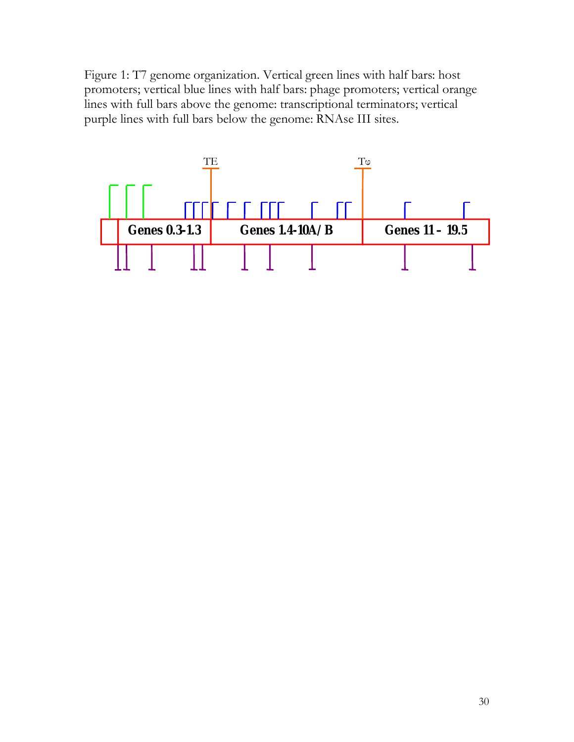Figure 1: T7 genome organization. Vertical green lines with half bars: host promoters; vertical blue lines with half bars: phage promoters; vertical orange lines with full bars above the genome: transcriptional terminators; vertical purple lines with full bars below the genome: RNAse III sites.

TE

Tφ

Genes 0.3-1.3

Genes 1.4-10A/B

Genes 11 – 19.5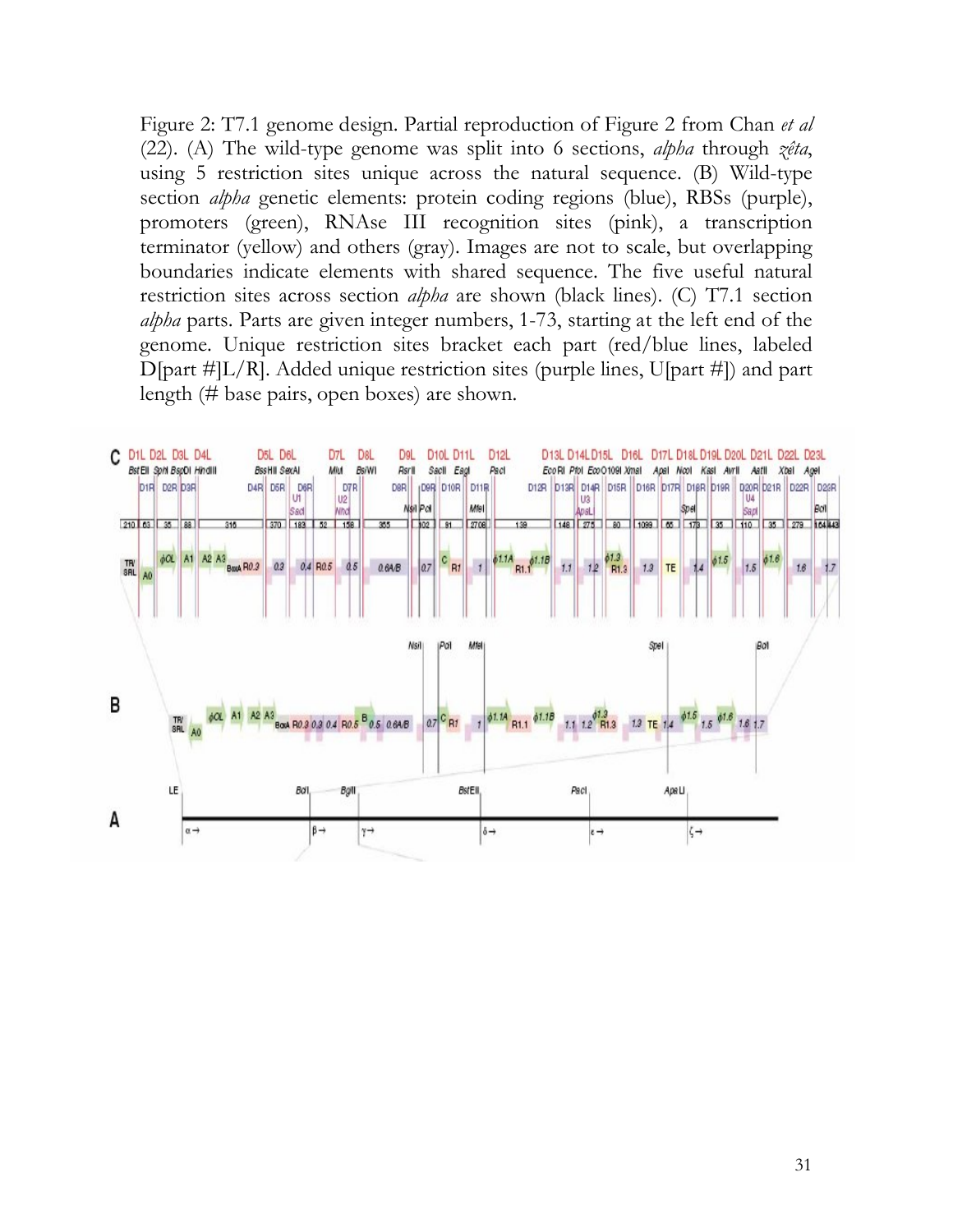Figure 2: T7.1 genome design. Partial reproduction of Figure 2 from Chan *et al* (22). (A) The wild-type genome was split into 6 sections, *alpha* through *zêta*, using 5 restriction sites unique across the natural sequence. (B) Wild-type section *alpha* genetic elements: protein coding regions (blue), RBSs (purple), promoters (green), RNAse III recognition sites (pink), a transcription terminator (yellow) and others (gray). Images are not to scale, but overlapping boundaries indicate elements with shared sequence. The five useful natural restriction sites across section *alpha* are shown (black lines). (C) T7.1 section *alpha* parts. Parts are given integer numbers, 1-73, starting at the left end of the genome. Unique restriction sites bracket each part (red/blue lines, labeled D[part #]L/R). Added unique restriction sites (purple lines, U[part #]) and part length (# base pairs, open boxes) are shown.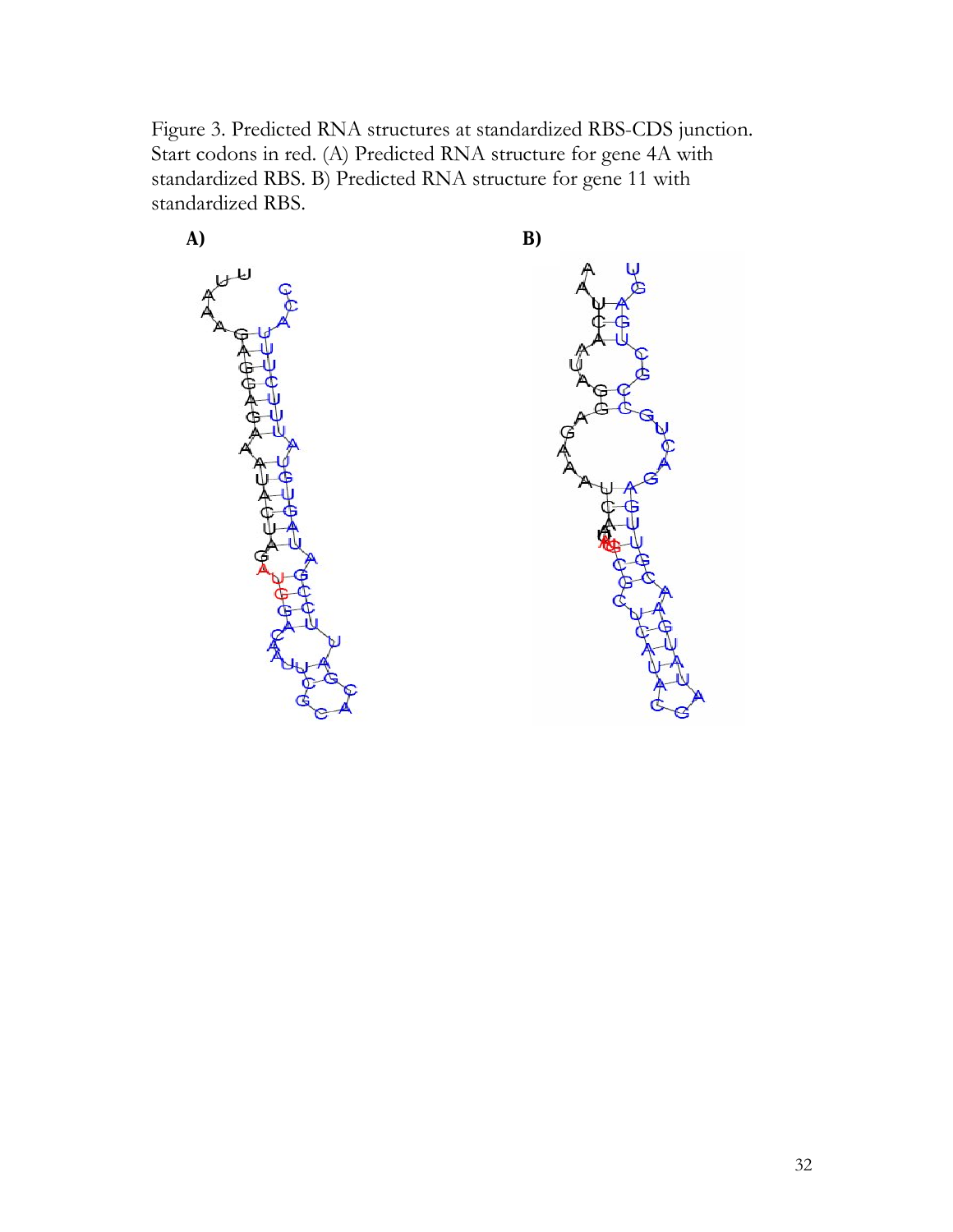Figure 3. Predicted RNA structures at standardized RBS-CDS junction. Start codons in red. (A) Predicted RNA structure for gene 4A with standardized RBS. B) Predicted RNA structure for gene 11 with standardized RBS.

**A)**

**B)**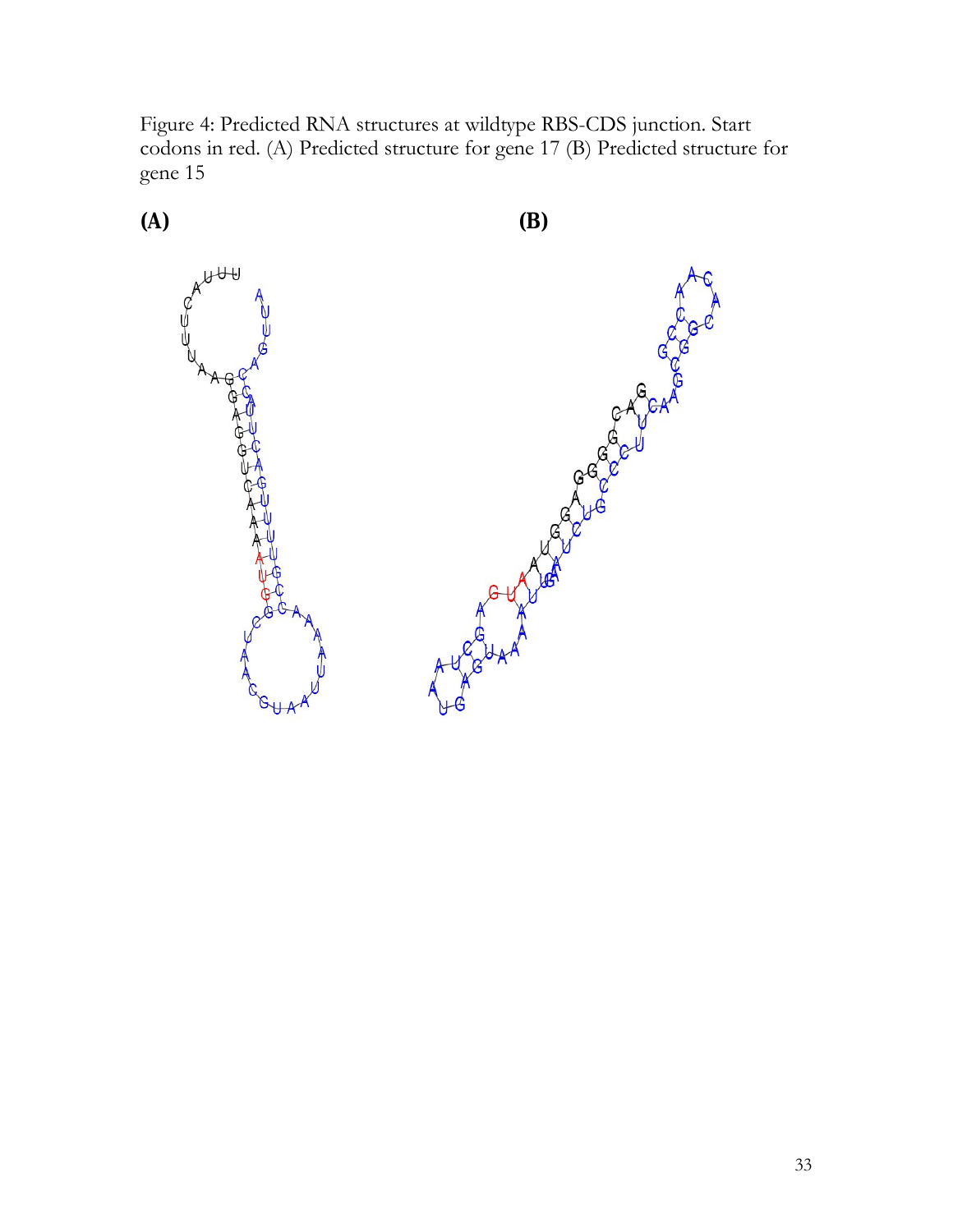Figure 4: Predicted RNA structures at wildtype RBS-CDS junction. Start codons in red. (A) Predicted structure for gene 17 (B) Predicted structure for gene 15

**(A)** **(B)**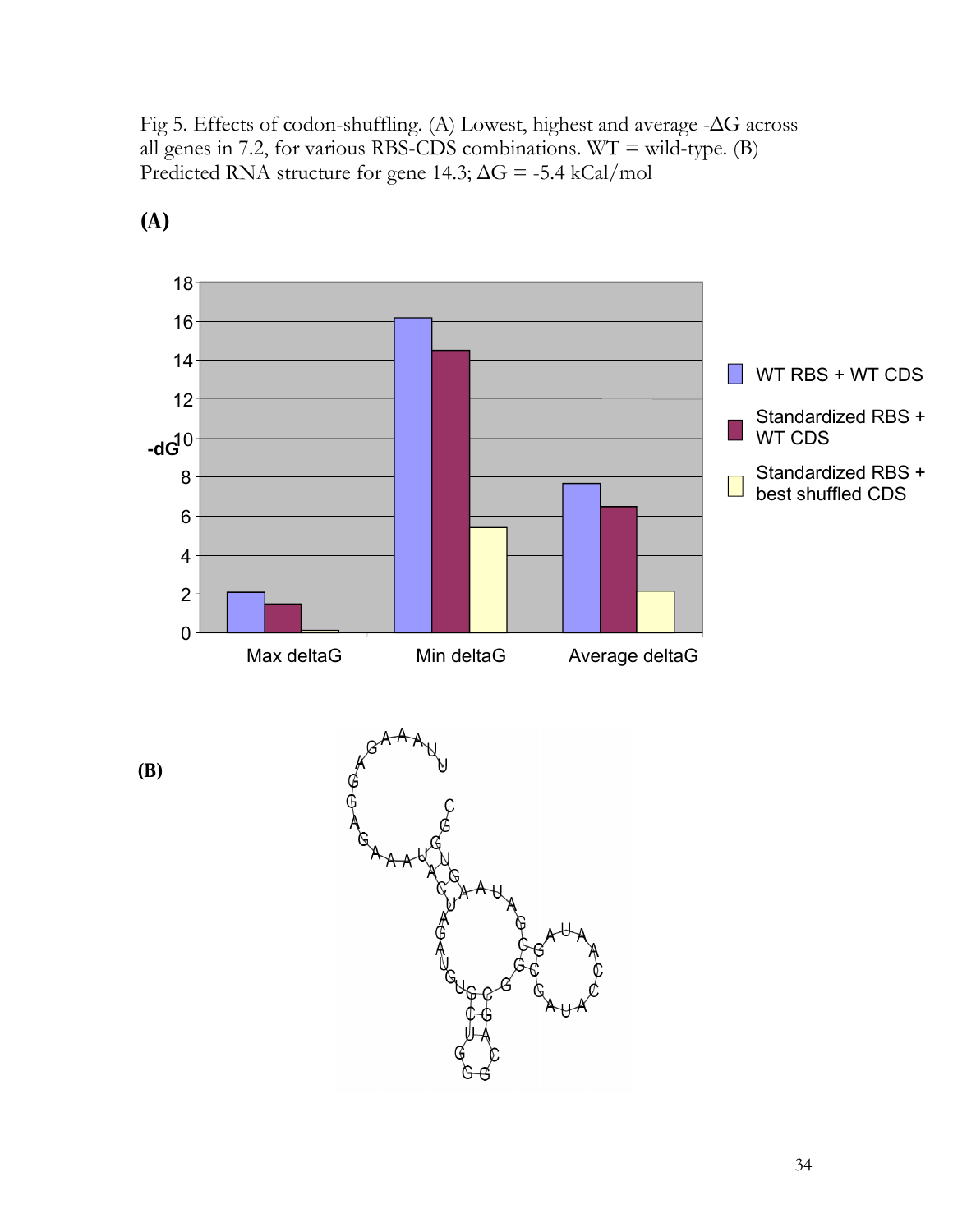Fig 5. Effects of codon-shuffling. (A) Lowest, highest and average -ΔG across all genes in 7.2, for various RBS-CDS combinations. WT = wild-type. (B) Predicted RNA structure for gene 14.3; ΔG = -5.4 kCal/mol

**(A)**

**(B)**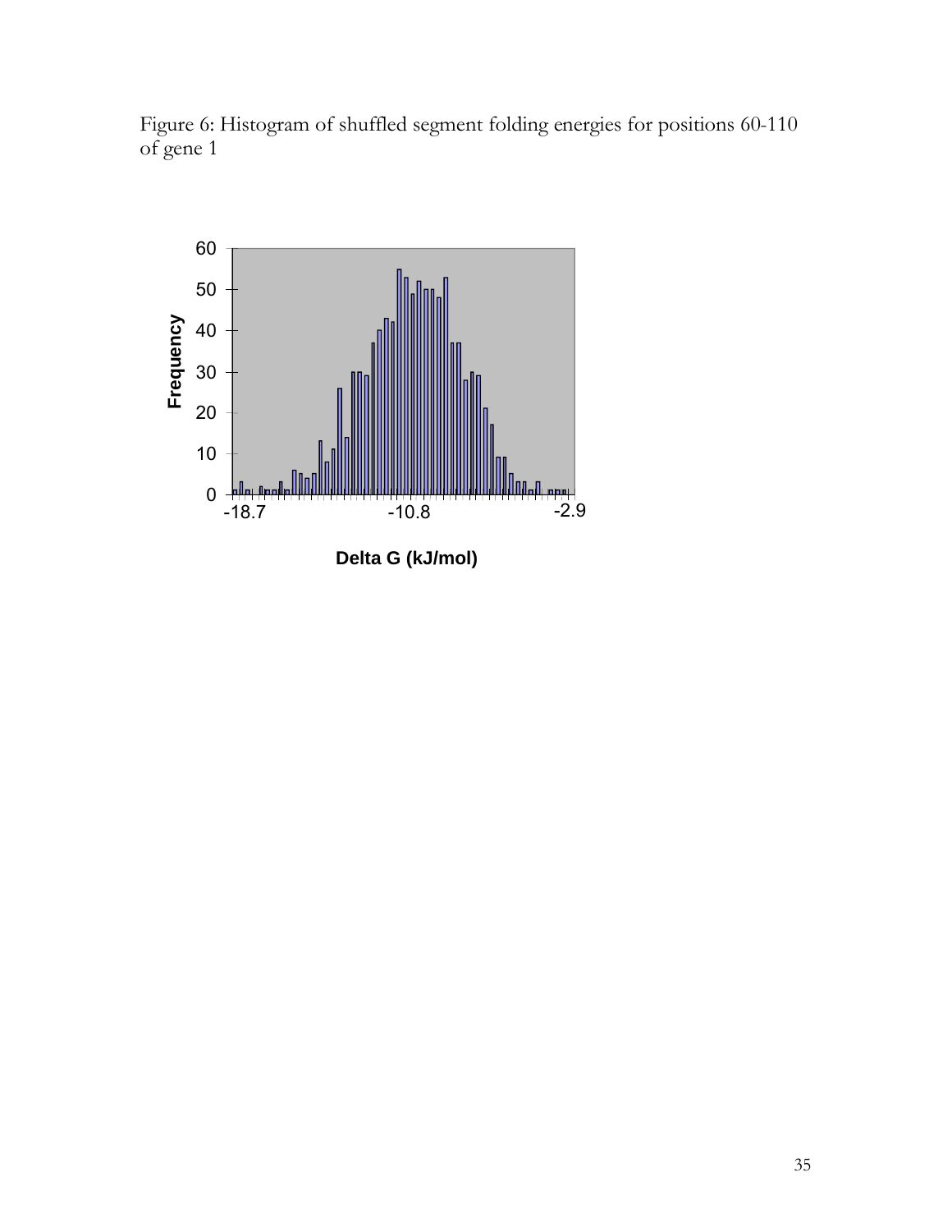Figure 6: Histogram of shuffled segment folding energies for positions 60-110 of gene 1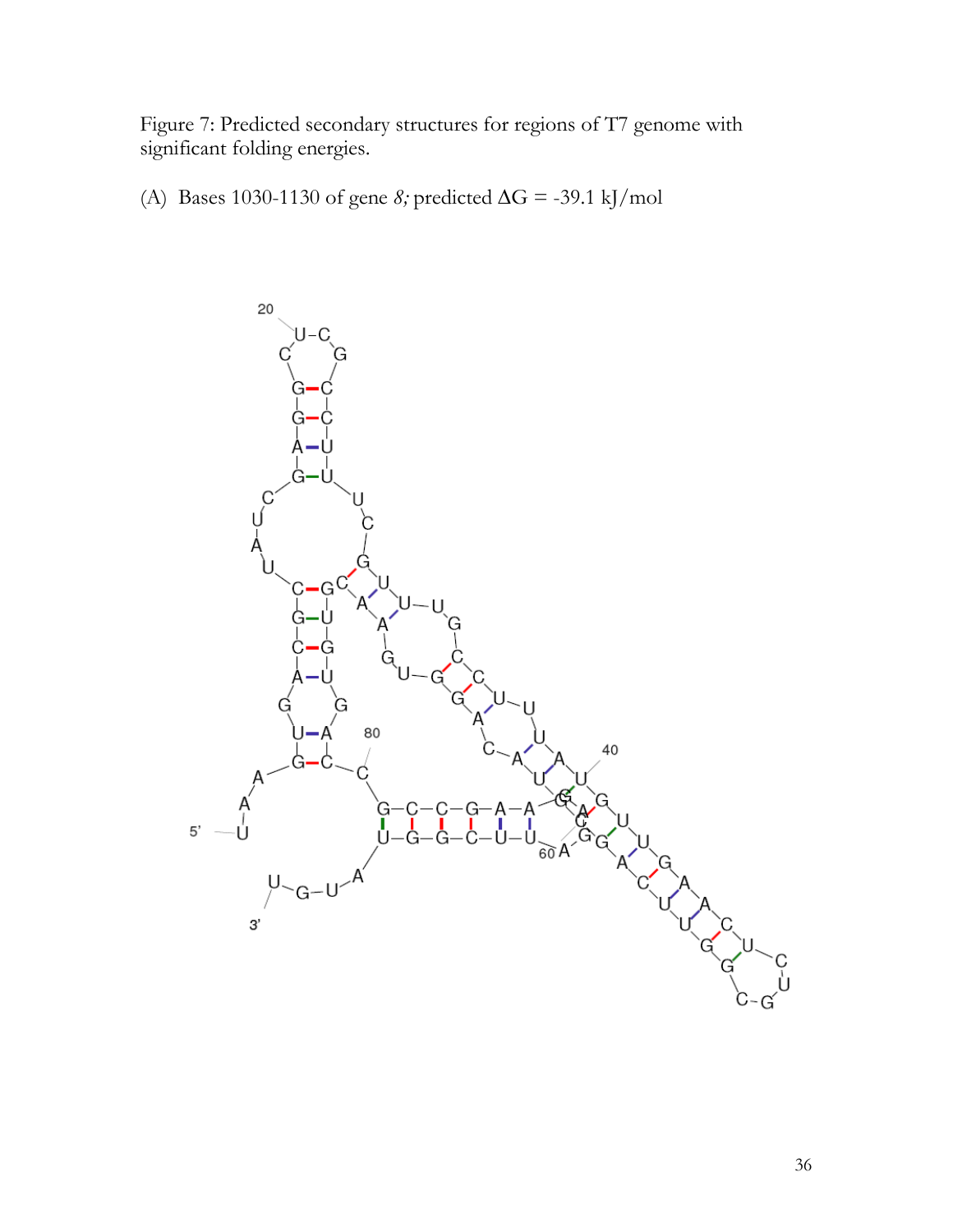Figure 7: Predicted secondary structures for regions of T7 genome with significant folding energies.

(A) Bases 1030-1130 of gene *8;* predicted ΔG = -39.1 kJ/mol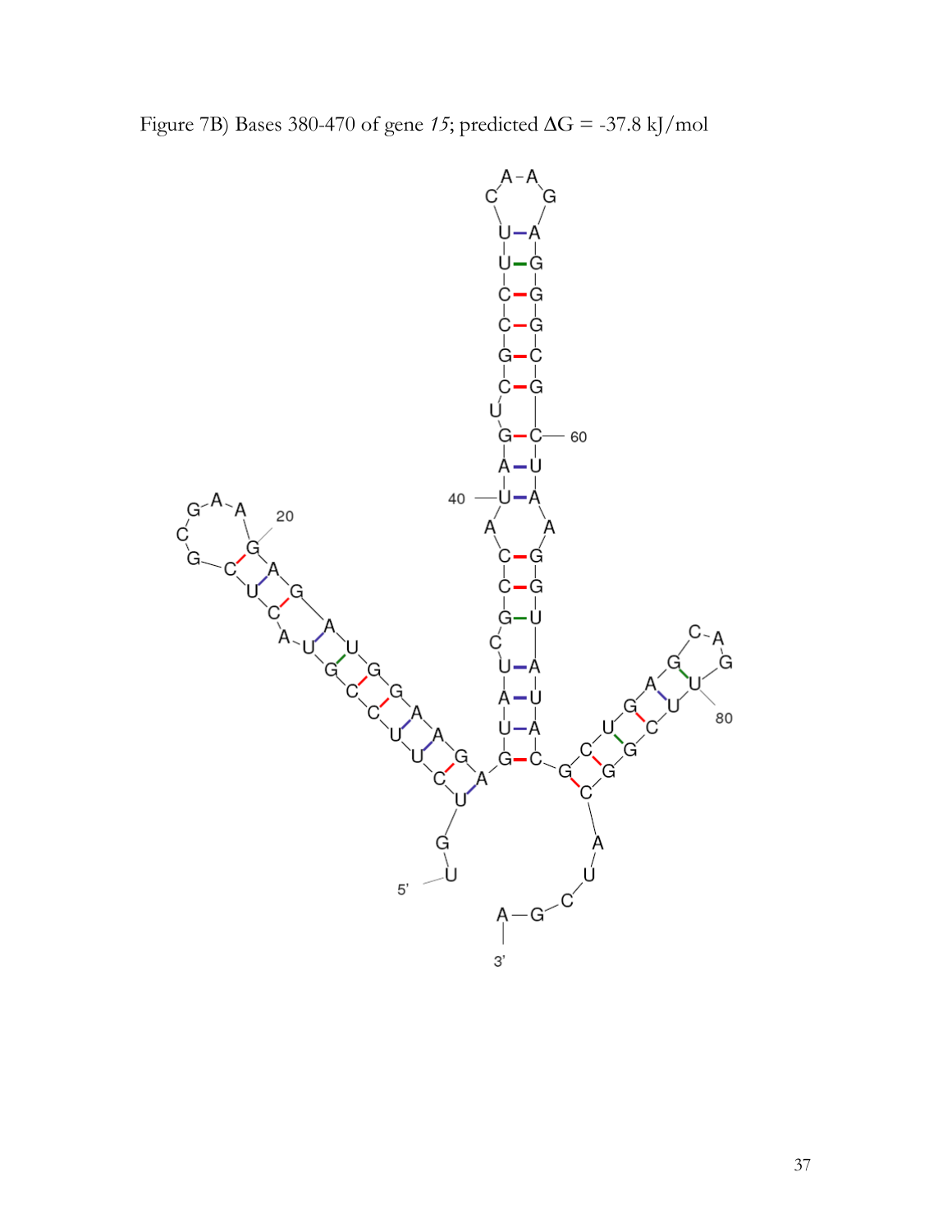Figure 7B) Bases 380-470 of gene *15*; predicted ΔG = -37.8 kJ/mol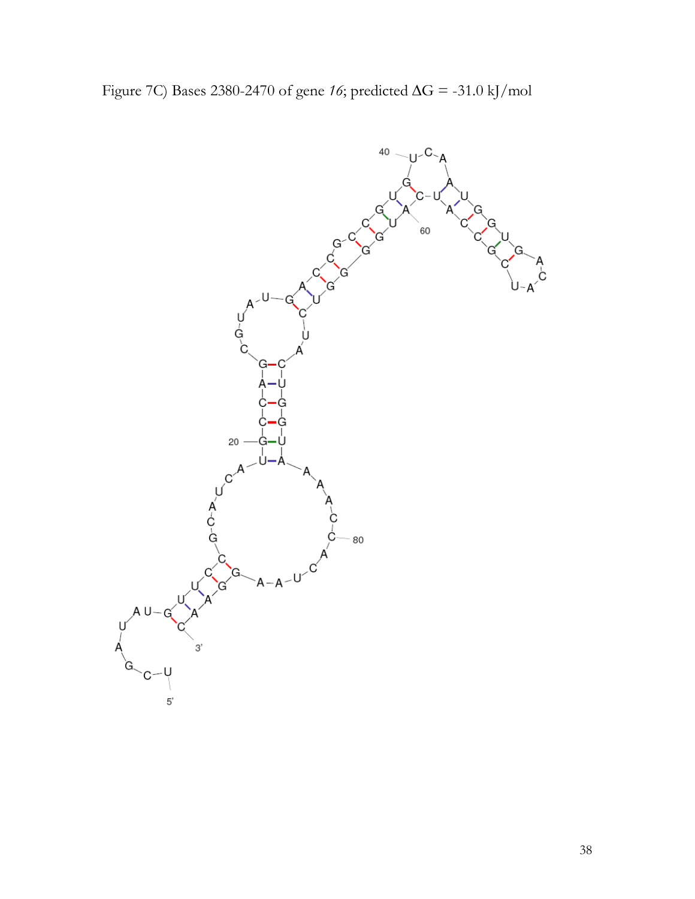Figure 7C) Bases 2380-2470 of gene *16*; predicted ΔG = -31.0 kJ/mol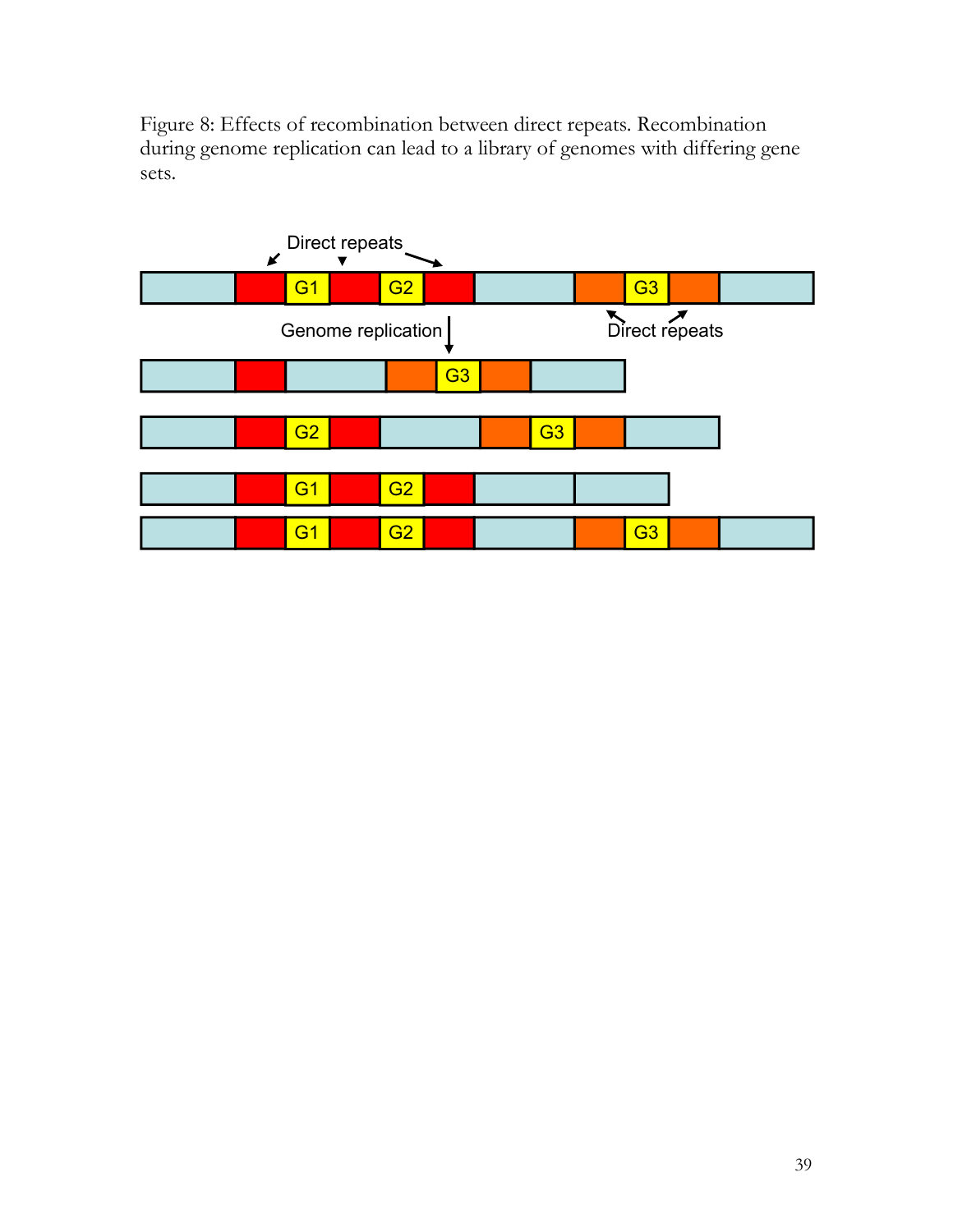Figure 8: Effects of recombination between direct repeats. Recombination during genome replication can lead to a library of genomes with differing gene sets.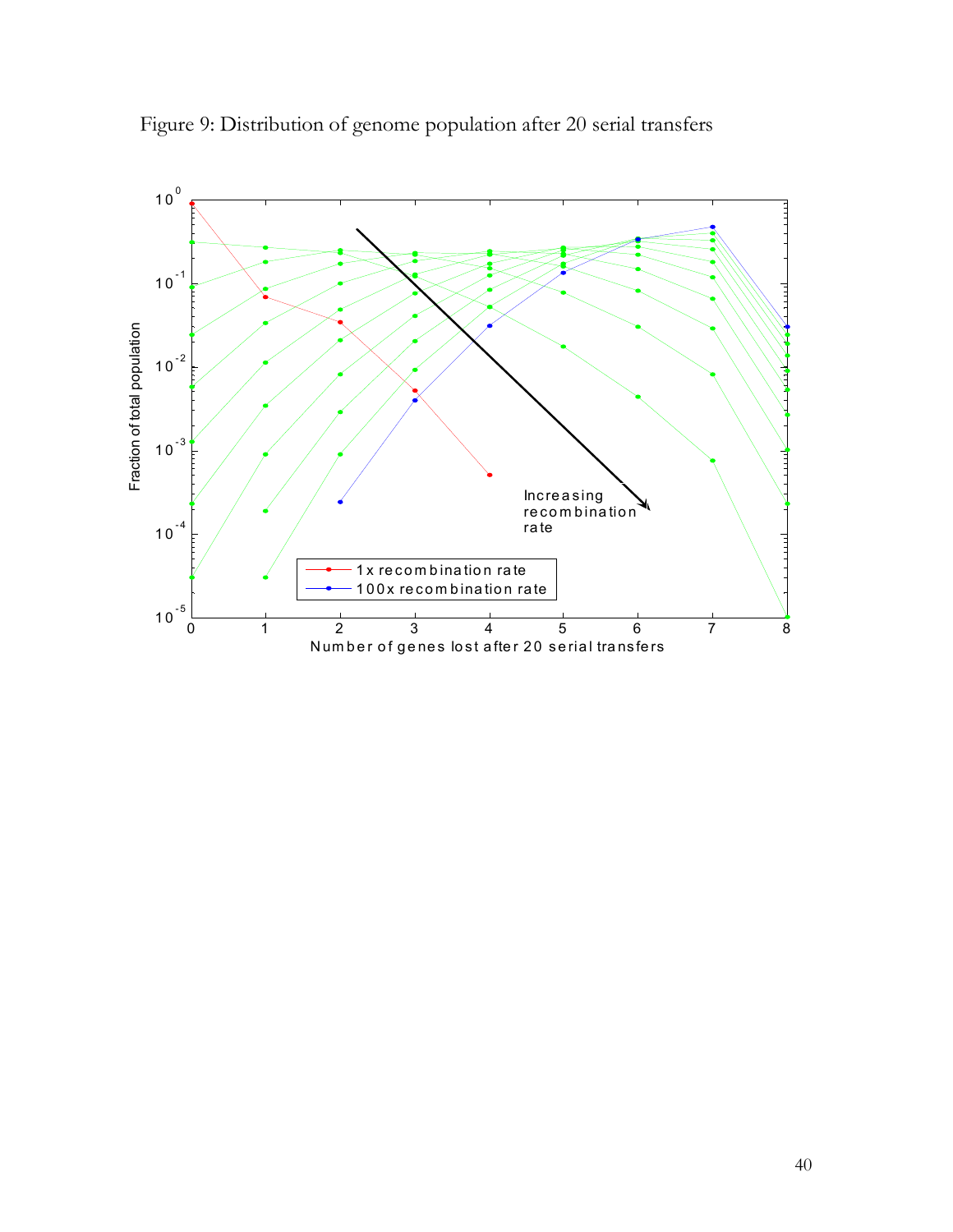Figure 9: Distribution of genome population after 20 serial transfers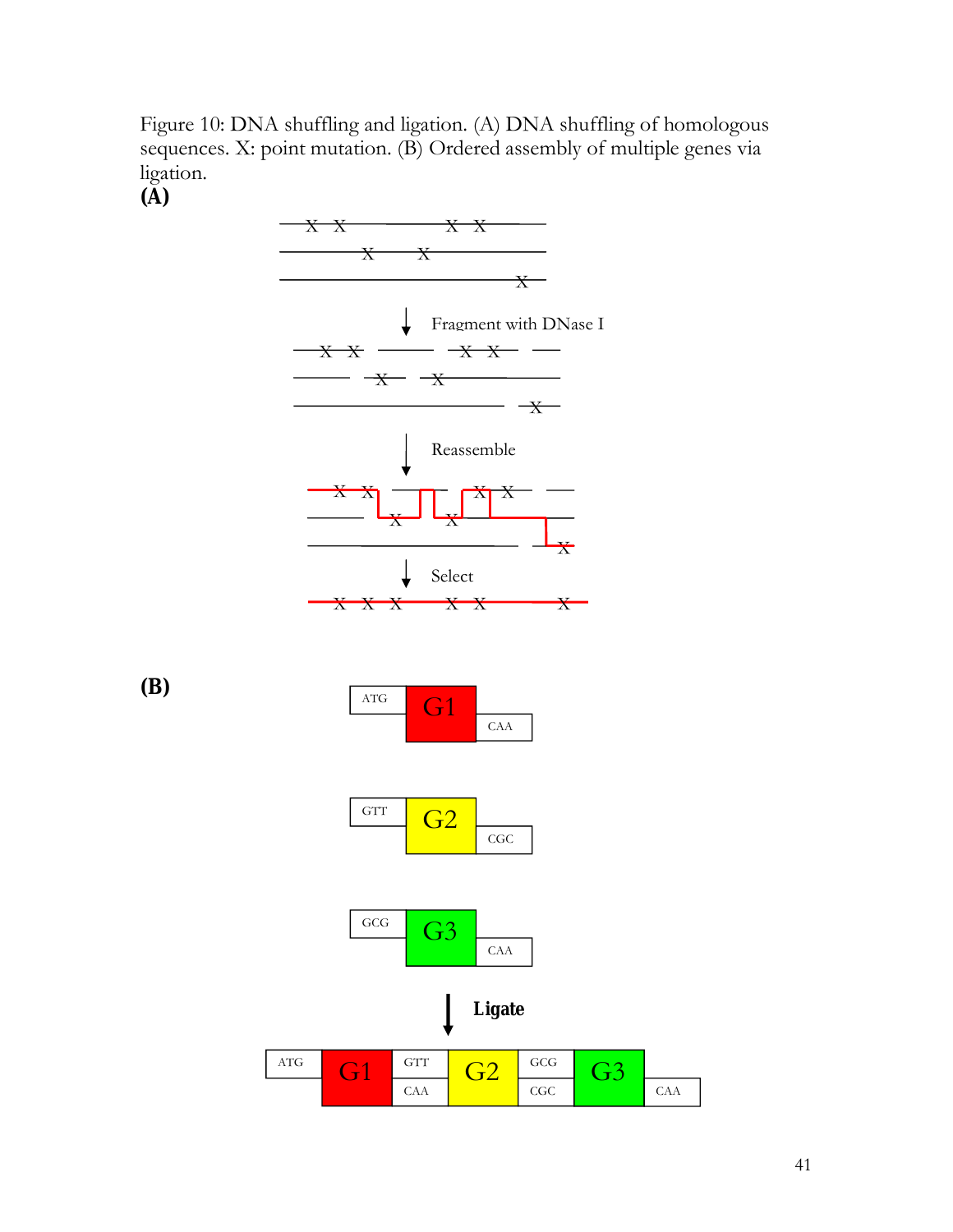Figure 10: DNA shuffling and ligation. (A) DNA shuffling of homologous sequences. X: point mutation. (B) Ordered assembly of multiple genes via ligation.

**(A)**

Fragment with DNase I

Reassemble

Select

**(B)**

ATG G1 CAA

GTT G2 CGC

GCG G3 CAA

**Ligate**

ATG G1 GTT CAA G2 GCG CGC G3 CAA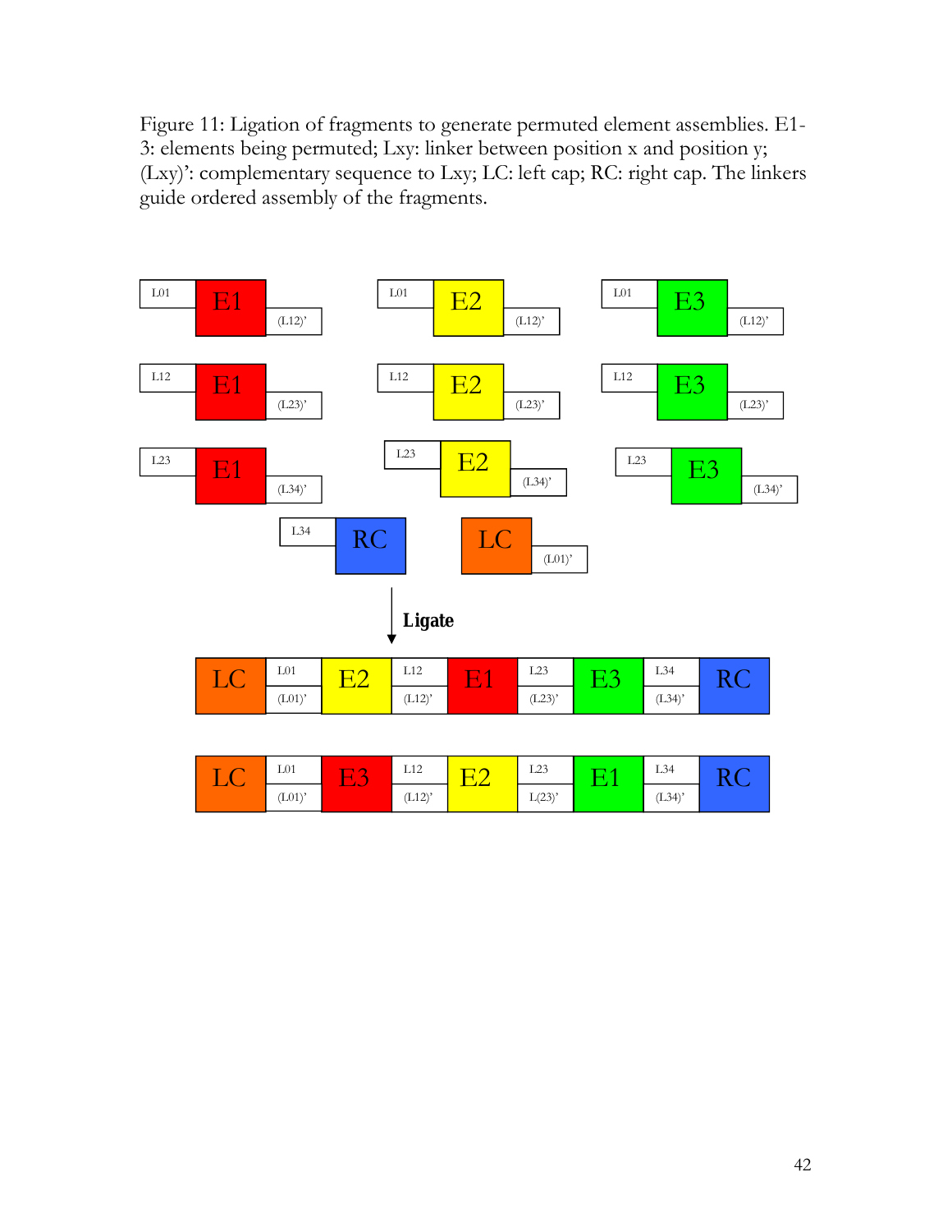Figure 11: Ligation of fragments to generate permuted element assemblies. E1-3: elements being permuted; Lxy: linker between position x and position y; (Lxy)': complementary sequence to Lxy; LC: left cap; RC: right cap. The linkers guide ordered assembly of the fragments.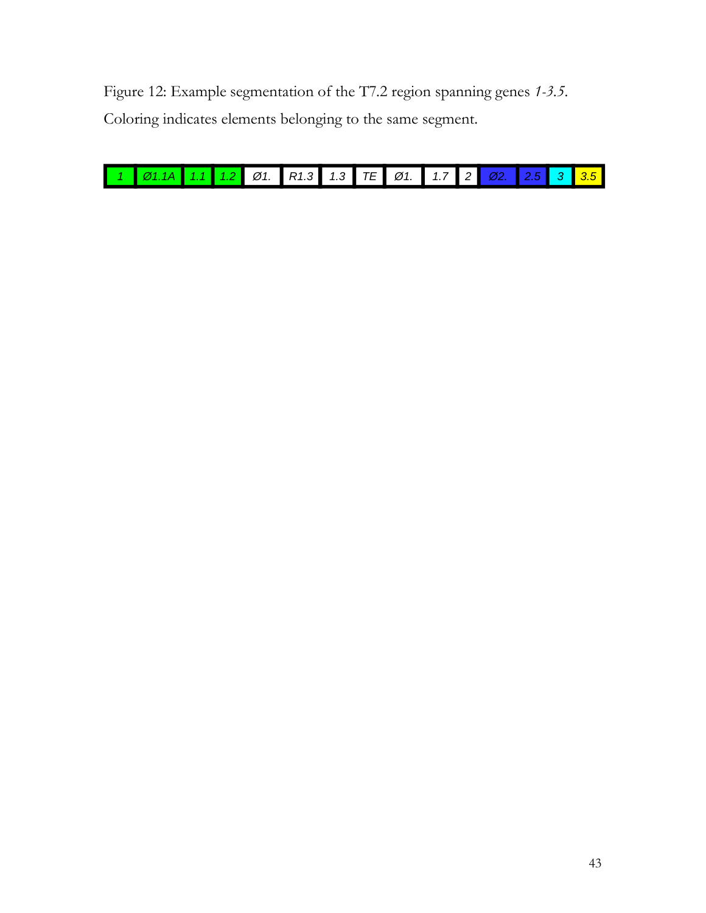Figure 12: Example segmentation of the T7.2 region spanning genes *1-3.5*. Coloring indicates elements belonging to the same segment.

| *1* | *Ø1.1A* | *1.1* | *1.2* | *Ø1.* | *R1.3* | *1.3* | *TE* | *Ø1.* | *1.7* | *2* | *Ø2.* | *2.5* | *3* | *3.5* |
|---|---|---|---|---|---|---|---|---|---|---|---|---|---|---|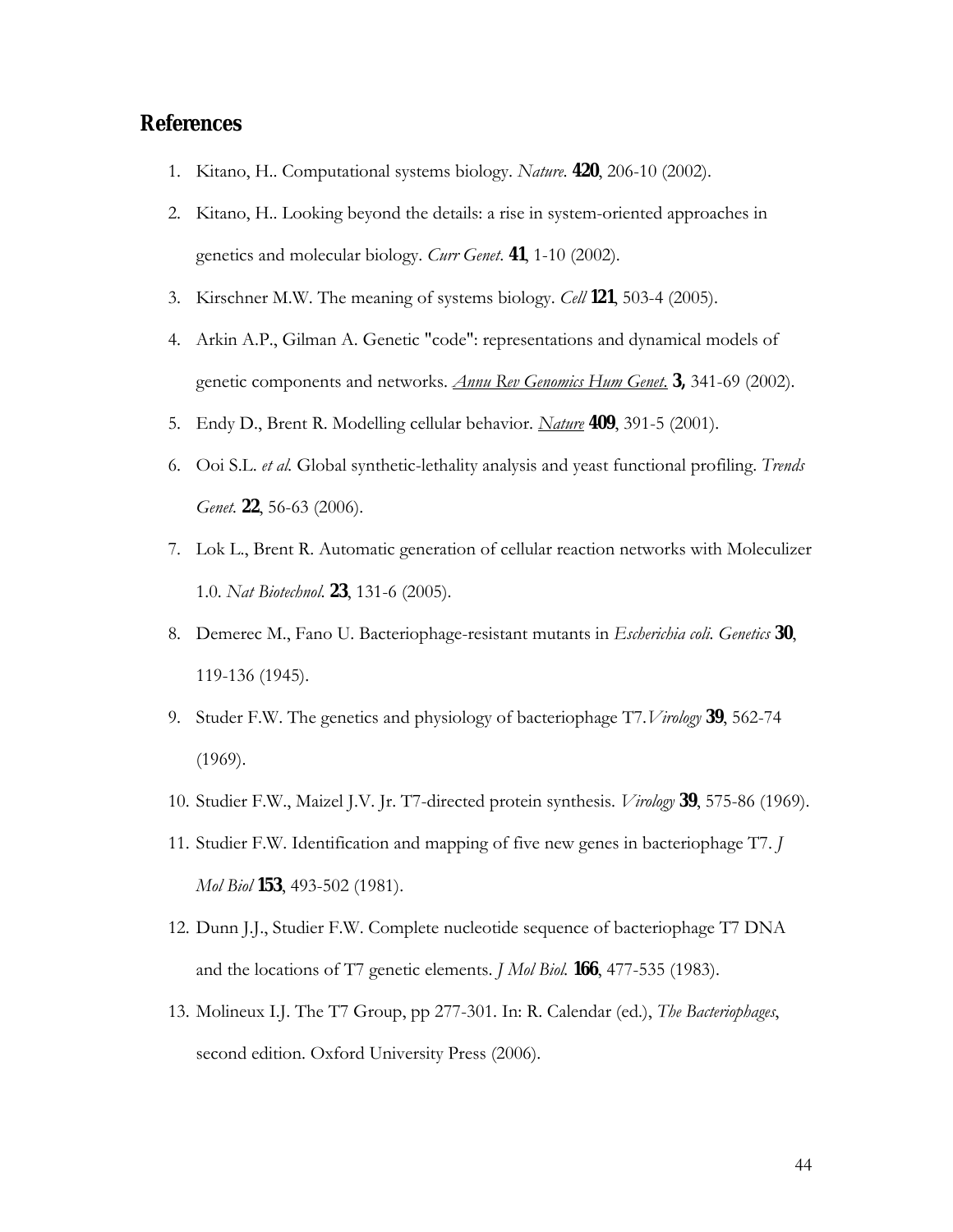## References

1. Kitano, H.. Computational systems biology. *Nature*. **420**, 206-10 (2002).
2. Kitano, H.. Looking beyond the details: a rise in system-oriented approaches in genetics and molecular biology. *Curr Genet*. **41**, 1-10 (2002).
3. Kirschner M.W. The meaning of systems biology. *Cell* **121**, 503-4 (2005).
4. Arkin A.P., Gilman A. Genetic "code": representations and dynamical models of genetic components and networks. *Annu Rev Genomics Hum Genet.* **3,** 341-69 (2002).
5. Endy D., Brent R. Modelling cellular behavior. *Nature* **409**, 391-5 (2001).
6. Ooi S.L. *et al.* Global synthetic-lethality analysis and yeast functional profiling. *Trends Genet.* **22**, 56-63 (2006).
7. Lok L., Brent R. Automatic generation of cellular reaction networks with Moleculizer 1.0. *Nat Biotechnol.* **23**, 131-6 (2005).
8. Demerec M., Fano U. Bacteriophage-resistant mutants in *Escherichia coli. Genetics* **30**, 119-136 (1945).
9. Studer F.W. The genetics and physiology of bacteriophage T7.*Virology* **39**, 562-74 (1969).
10. Studier F.W., Maizel J.V. Jr. T7-directed protein synthesis. *Virology* **39**, 575-86 (1969).
11. Studier F.W. Identification and mapping of five new genes in bacteriophage T7. *J Mol Biol* **153**, 493-502 (1981).
12. Dunn J.J., Studier F.W. Complete nucleotide sequence of bacteriophage T7 DNA and the locations of T7 genetic elements. *J Mol Biol.* **166**, 477-535 (1983).
13. Molineux I.J. The T7 Group, pp 277-301. In: R. Calendar (ed.), *The Bacteriophages*, second edition. Oxford University Press (2006).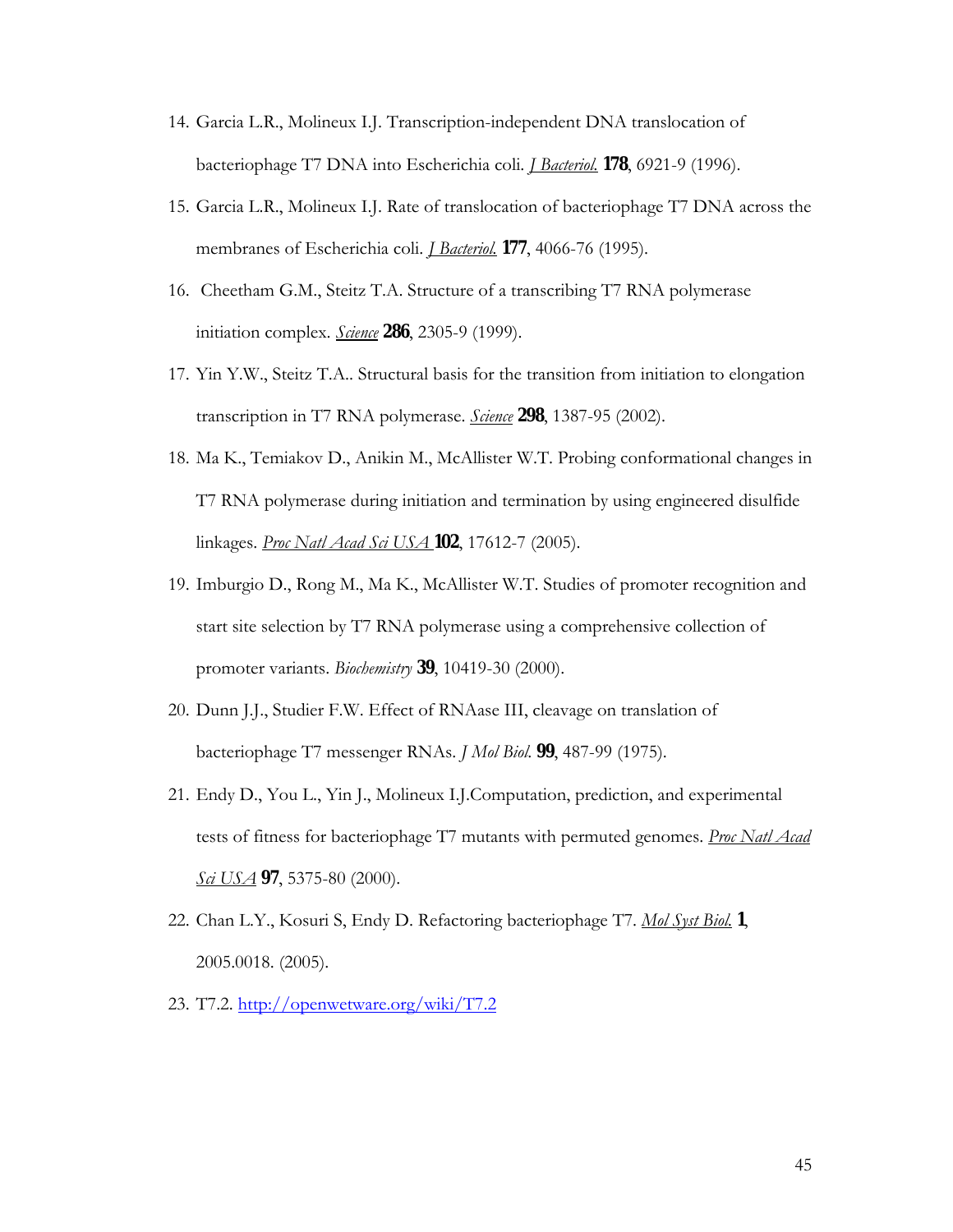14. Garcia L.R., Molineux I.J. Transcription-independent DNA translocation of bacteriophage T7 DNA into Escherichia coli. *J Bacteriol.* **178**, 6921-9 (1996).

15. Garcia L.R., Molineux I.J. Rate of translocation of bacteriophage T7 DNA across the membranes of Escherichia coli. *J Bacteriol.* **177**, 4066-76 (1995).

16. Cheetham G.M., Steitz T.A. Structure of a transcribing T7 RNA polymerase initiation complex. *Science* **286**, 2305-9 (1999).

17. Yin Y.W., Steitz T.A.. Structural basis for the transition from initiation to elongation transcription in T7 RNA polymerase. *Science* **298**, 1387-95 (2002).

18. Ma K., Temiakov D., Anikin M., McAllister W.T. Probing conformational changes in T7 RNA polymerase during initiation and termination by using engineered disulfide linkages. *Proc Natl Acad Sci USA* **102**, 17612-7 (2005).

19. Imburgio D., Rong M., Ma K., McAllister W.T. Studies of promoter recognition and start site selection by T7 RNA polymerase using a comprehensive collection of promoter variants. *Biochemistry* **39**, 10419-30 (2000).

20. Dunn J.J., Studier F.W. Effect of RNAase III, cleavage on translation of bacteriophage T7 messenger RNAs. *J Mol Biol.* **99**, 487-99 (1975).

21. Endy D., You L., Yin J., Molineux I.J.Computation, prediction, and experimental tests of fitness for bacteriophage T7 mutants with permuted genomes. *Proc Natl Acad Sci USA* **97**, 5375-80 (2000).

22. Chan L.Y., Kosuri S, Endy D. Refactoring bacteriophage T7. *Mol Syst Biol.* **1**, 2005.0018. (2005).

23. T7.2. http://openwetware.org/wiki/T7.2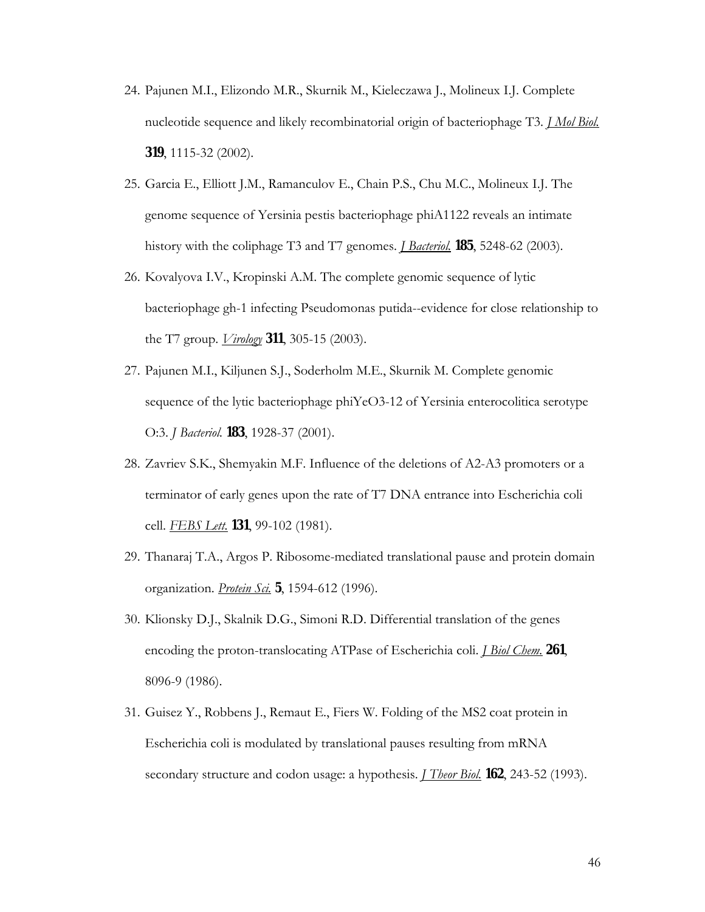24. Pajunen M.I., Elizondo M.R., Skurnik M., Kieleczawa J., Molineux I.J. Complete nucleotide sequence and likely recombinatorial origin of bacteriophage T3. *J Mol Biol.* **319**, 1115-32 (2002).

25. Garcia E., Elliott J.M., Ramanculov E., Chain P.S., Chu M.C., Molineux I.J. The genome sequence of Yersinia pestis bacteriophage phiA1122 reveals an intimate history with the coliphage T3 and T7 genomes. *J Bacteriol.* **185**, 5248-62 (2003).

26. Kovalyova I.V., Kropinski A.M. The complete genomic sequence of lytic bacteriophage gh-1 infecting Pseudomonas putida--evidence for close relationship to the T7 group. *Virology* **311**, 305-15 (2003).

27. Pajunen M.I., Kiljunen S.J., Soderholm M.E., Skurnik M. Complete genomic sequence of the lytic bacteriophage phiYeO3-12 of Yersinia enterocolitica serotype O:3. *J Bacteriol.* **183**, 1928-37 (2001).

28. Zavriev S.K., Shemyakin M.F. Influence of the deletions of A2-A3 promoters or a terminator of early genes upon the rate of T7 DNA entrance into Escherichia coli cell. *FEBS Lett.* **131**, 99-102 (1981).

29. Thanaraj T.A., Argos P. Ribosome-mediated translational pause and protein domain organization. *Protein Sci.* **5**, 1594-612 (1996).

30. Klionsky D.J., Skalnik D.G., Simoni R.D. Differential translation of the genes encoding the proton-translocating ATPase of Escherichia coli. *J Biol Chem.* **261**, 8096-9 (1986).

31. Guisez Y., Robbens J., Remaut E., Fiers W. Folding of the MS2 coat protein in Escherichia coli is modulated by translational pauses resulting from mRNA secondary structure and codon usage: a hypothesis. *J Theor Biol.* **162**, 243-52 (1993).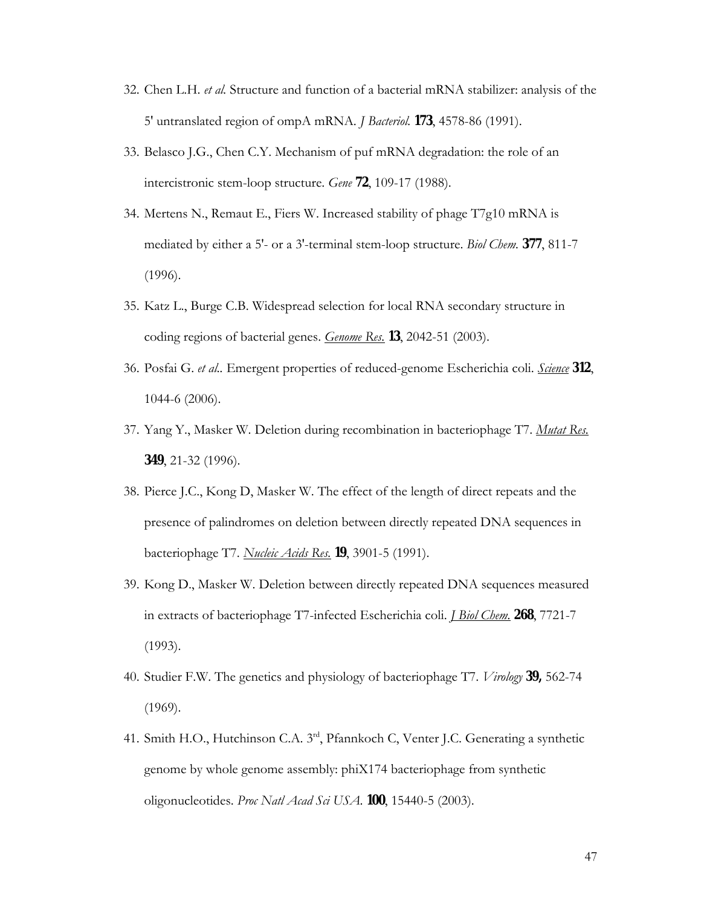32. Chen L.H. *et al.* Structure and function of a bacterial mRNA stabilizer: analysis of the 5' untranslated region of ompA mRNA. *J Bacteriol.* **173**, 4578-86 (1991).
33. Belasco J.G., Chen C.Y. Mechanism of puf mRNA degradation: the role of an intercistronic stem-loop structure. *Gene* **72**, 109-17 (1988).
34. Mertens N., Remaut E., Fiers W. Increased stability of phage T7g10 mRNA is mediated by either a 5'- or a 3'-terminal stem-loop structure. *Biol Chem.* **377**, 811-7 (1996).
35. Katz L., Burge C.B. Widespread selection for local RNA secondary structure in coding regions of bacterial genes. *Genome Res.* **13**, 2042-51 (2003).
36. Posfai G. *et al.*. Emergent properties of reduced-genome Escherichia coli. *Science* **312**, 1044-6 (2006).
37. Yang Y., Masker W. Deletion during recombination in bacteriophage T7. *Mutat Res.* **349**, 21-32 (1996).
38. Pierce J.C., Kong D, Masker W. The effect of the length of direct repeats and the presence of palindromes on deletion between directly repeated DNA sequences in bacteriophage T7. *Nucleic Acids Res.* **19**, 3901-5 (1991).
39. Kong D., Masker W. Deletion between directly repeated DNA sequences measured in extracts of bacteriophage T7-infected Escherichia coli. *J Biol Chem.* **268**, 7721-7 (1993).
40. Studier F.W. The genetics and physiology of bacteriophage T7. *Virology* **39,** 562-74 (1969).
41. Smith H.O., Hutchinson C.A. 3rd, Pfannkoch C, Venter J.C. Generating a synthetic genome by whole genome assembly: phiX174 bacteriophage from synthetic oligonucleotides. *Proc Natl Acad Sci USA.* **100**, 15440-5 (2003).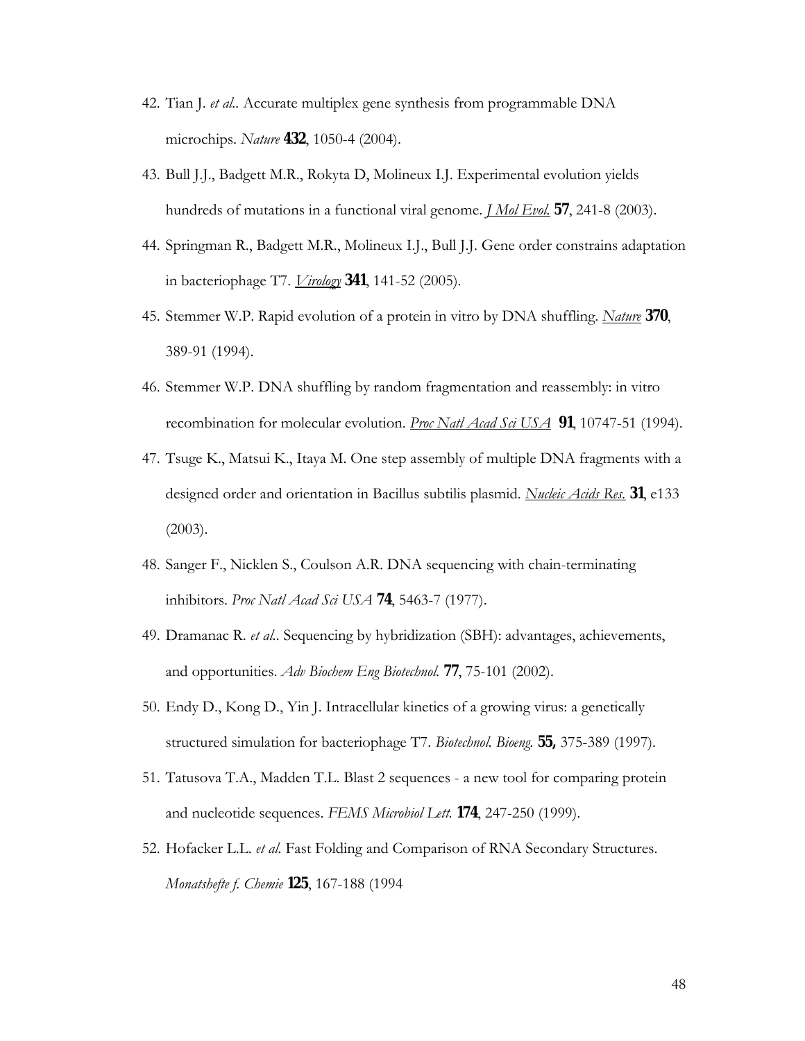42. Tian J. *et al.*. Accurate multiplex gene synthesis from programmable DNA microchips. *Nature* **432**, 1050-4 (2004).
43. Bull J.J., Badgett M.R., Rokyta D, Molineux I.J. Experimental evolution yields hundreds of mutations in a functional viral genome. *J Mol Evol.* **57**, 241-8 (2003).
44. Springman R., Badgett M.R., Molineux I.J., Bull J.J. Gene order constrains adaptation in bacteriophage T7. *Virology* **341**, 141-52 (2005).
45. Stemmer W.P. Rapid evolution of a protein in vitro by DNA shuffling. *Nature* **370**, 389-91 (1994).
46. Stemmer W.P. DNA shuffling by random fragmentation and reassembly: in vitro recombination for molecular evolution. *Proc Natl Acad Sci USA* **91**, 10747-51 (1994).
47. Tsuge K., Matsui K., Itaya M. One step assembly of multiple DNA fragments with a designed order and orientation in Bacillus subtilis plasmid. *Nucleic Acids Res.* **31**, e133 (2003).
48. Sanger F., Nicklen S., Coulson A.R. DNA sequencing with chain-terminating inhibitors. *Proc Natl Acad Sci USA* **74**, 5463-7 (1977).
49. Dramanac R. *et al.*. Sequencing by hybridization (SBH): advantages, achievements, and opportunities. *Adv Biochem Eng Biotechnol.* **77**, 75-101 (2002).
50. Endy D., Kong D., Yin J. Intracellular kinetics of a growing virus: a genetically structured simulation for bacteriophage T7. *Biotechnol. Bioeng.* **55,** 375-389 (1997).
51. Tatusova T.A., Madden T.L. Blast 2 sequences - a new tool for comparing protein and nucleotide sequences. *FEMS Microbiol Lett.* **174**, 247-250 (1999).
52. Hofacker L.L. *et al.* Fast Folding and Comparison of RNA Secondary Structures. *Monatshefte f. Chemie* **125**, 167-188 (1994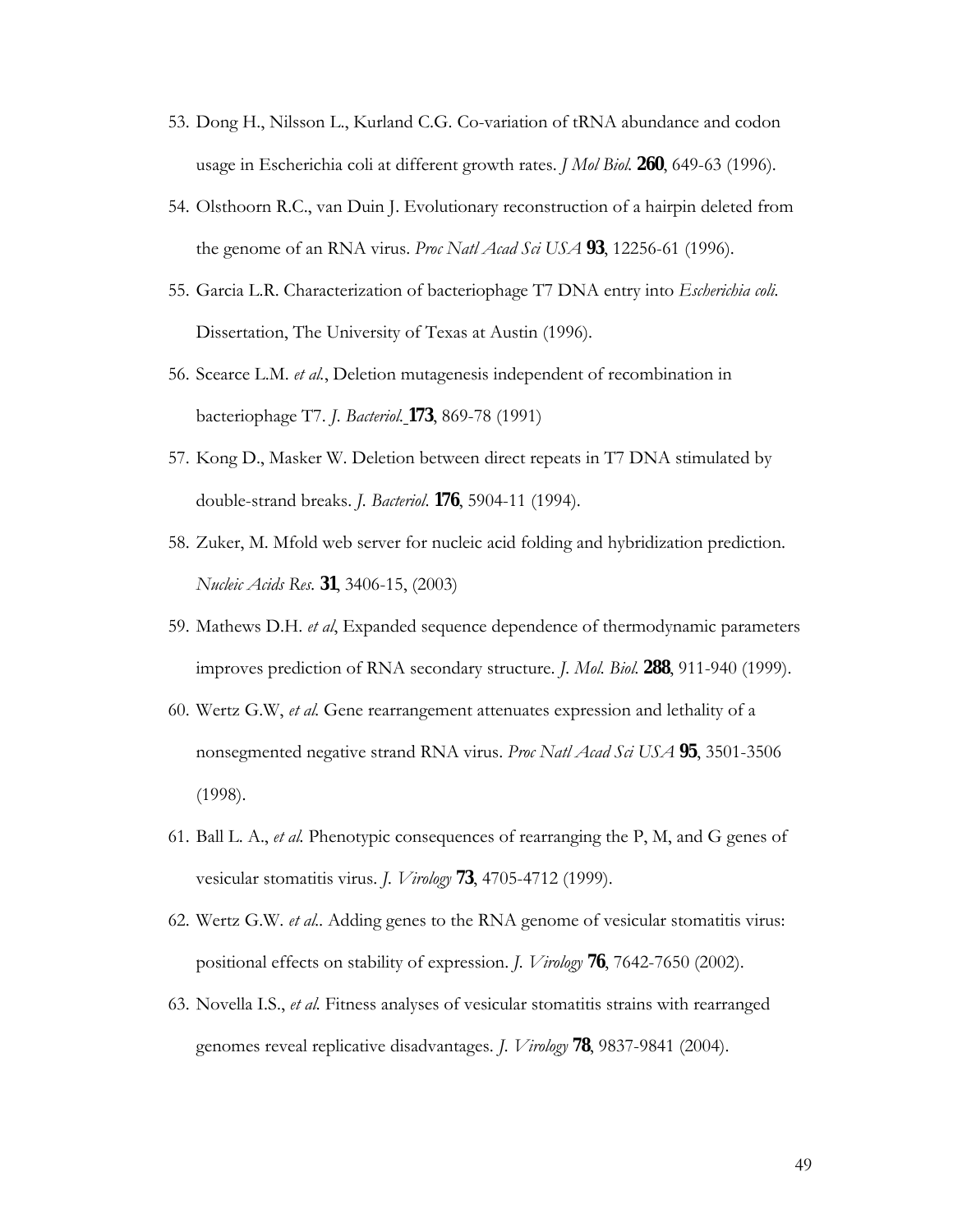53. Dong H., Nilsson L., Kurland C.G. Co-variation of tRNA abundance and codon usage in Escherichia coli at different growth rates. *J Mol Biol.* **260**, 649-63 (1996).
54. Olsthoorn R.C., van Duin J. Evolutionary reconstruction of a hairpin deleted from the genome of an RNA virus. *Proc Natl Acad Sci USA* **93**, 12256-61 (1996).
55. Garcia L.R. Characterization of bacteriophage T7 DNA entry into *Escherichia coli.* Dissertation, The University of Texas at Austin (1996).
56. Scearce L.M. *et al.*, Deletion mutagenesis independent of recombination in bacteriophage T7. *J. Bacteriol.* **173**, 869-78 (1991)
57. Kong D., Masker W. Deletion between direct repeats in T7 DNA stimulated by double-strand breaks. *J. Bacteriol*. **176**, 5904-11 (1994).
58. Zuker, M. Mfold web server for nucleic acid folding and hybridization prediction. *Nucleic Acids Res.* **31**, 3406-15, (2003)
59. Mathews D.H. *et al*, Expanded sequence dependence of thermodynamic parameters improves prediction of RNA secondary structure. *J. Mol. Biol.* **288**, 911-940 (1999).
60. Wertz G.W, *et al.* Gene rearrangement attenuates expression and lethality of a nonsegmented negative strand RNA virus. *Proc Natl Acad Sci USA* **95**, 3501-3506 (1998).
61. Ball L. A., *et al.* Phenotypic consequences of rearranging the P, M, and G genes of vesicular stomatitis virus. *J. Virology* **73**, 4705-4712 (1999).
62. Wertz G.W. *et al.*. Adding genes to the RNA genome of vesicular stomatitis virus: positional effects on stability of expression. *J. Virology* **76**, 7642-7650 (2002).
63. Novella I.S., *et al.* Fitness analyses of vesicular stomatitis strains with rearranged genomes reveal replicative disadvantages. *J. Virology* **78**, 9837-9841 (2004).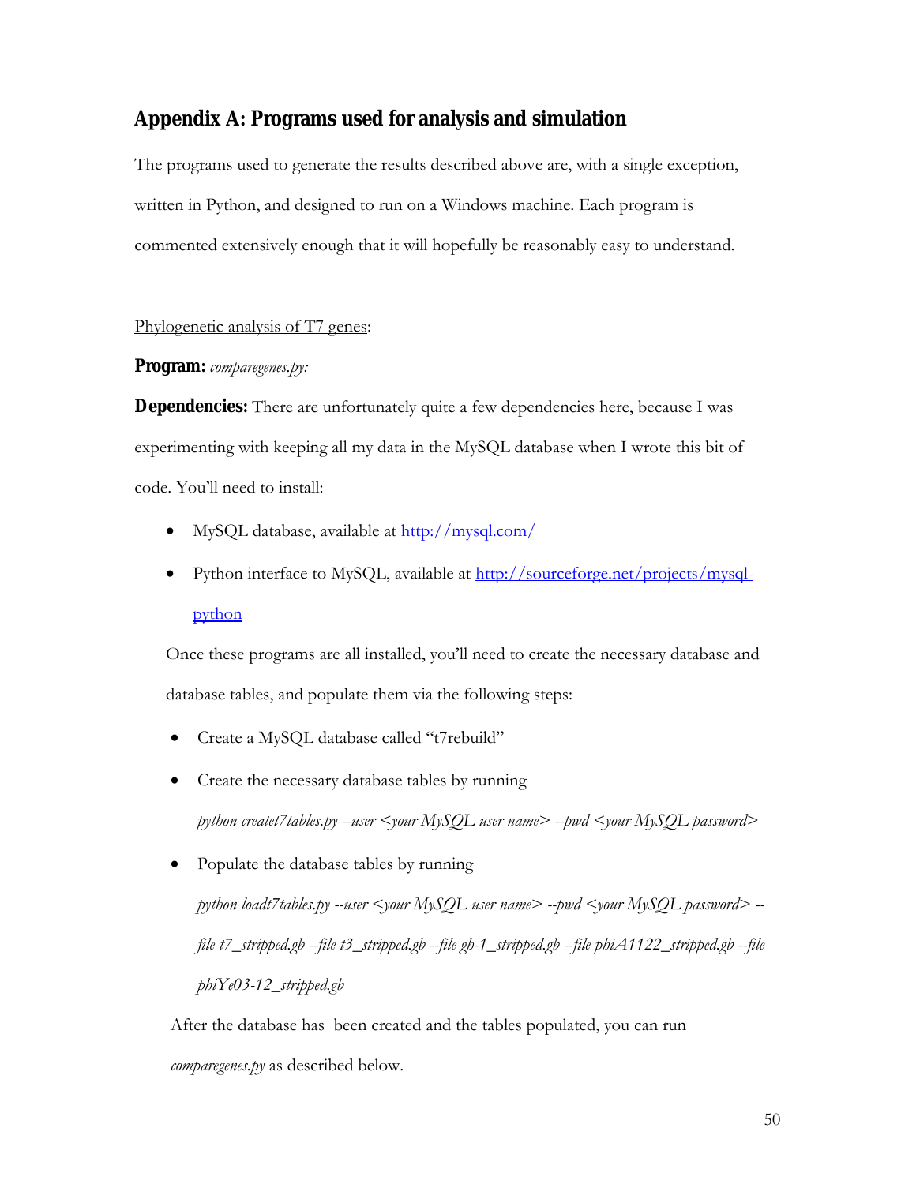## Appendix A: Programs used for analysis and simulation

The programs used to generate the results described above are, with a single exception, written in Python, and designed to run on a Windows machine. Each program is commented extensively enough that it will hopefully be reasonably easy to understand.

Phylogenetic analysis of T7 genes:

**Program:** *comparegenes.py:*

**Dependencies:** There are unfortunately quite a few dependencies here, because I was experimenting with keeping all my data in the MySQL database when I wrote this bit of code. You'll need to install:

- MySQL database, available at http://mysql.com/
- Python interface to MySQL, available at http://sourceforge.net/projects/mysql-python

Once these programs are all installed, you'll need to create the necessary database and database tables, and populate them via the following steps:

- Create a MySQL database called "t7rebuild"
- Create the necessary database tables by running

  *python createt7tables.py --user <your MySQL user name> --pwd <your MySQL password>*

- Populate the database tables by running

  *python loadt7tables.py --user <your MySQL user name> --pwd <your MySQL password> --file t7_stripped.gb --file t3_stripped.gb --file gh-1_stripped.gb --file phiA1122_stripped.gb --file phiYe03-12_stripped.gb*

After the database has been created and the tables populated, you can run *comparegenes.py* as described below.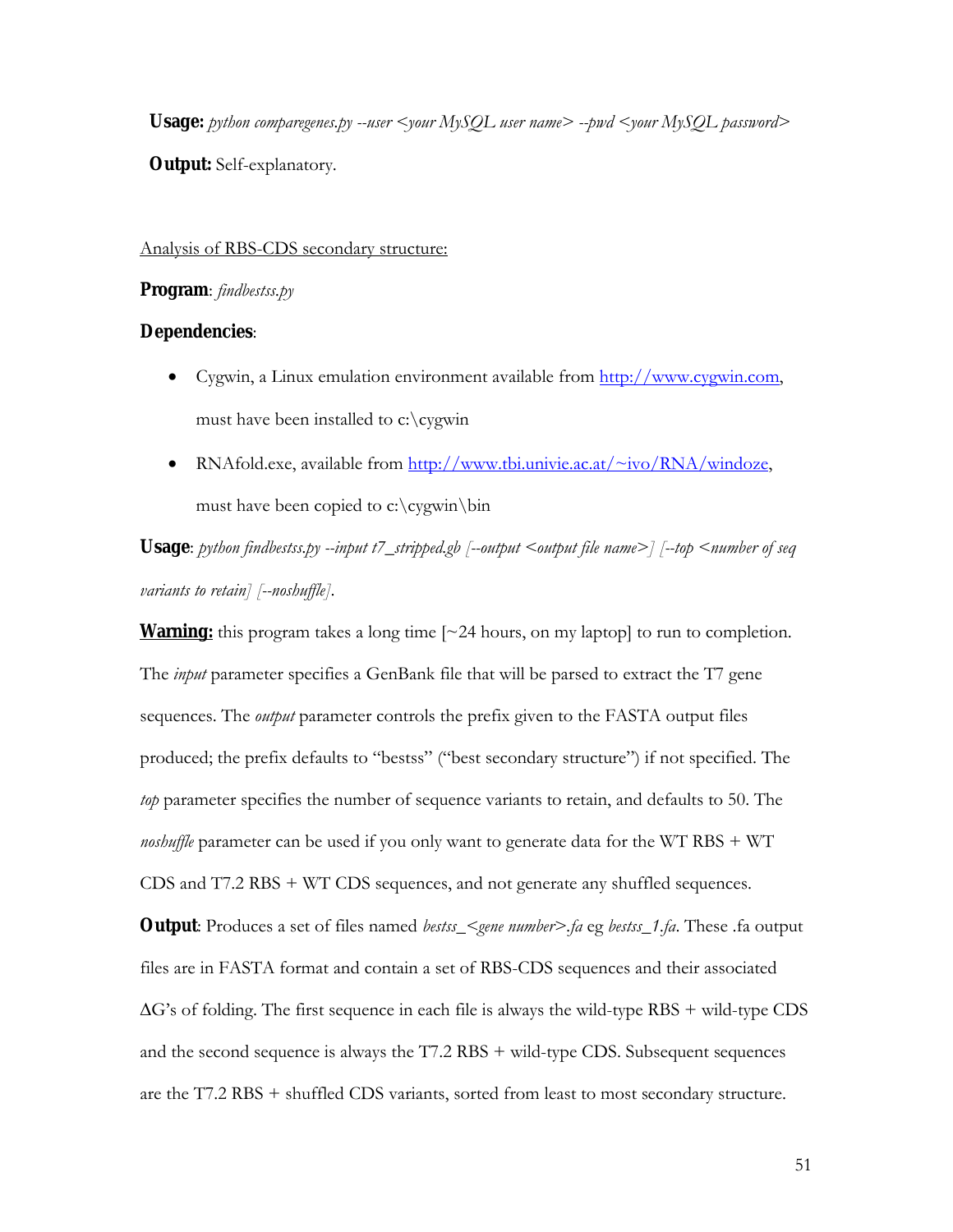**Usage:** *python comparegenes.py --user <your MySQL user name> --pwd <your MySQL password>*

**Output:** Self-explanatory.

<u>Analysis of RBS-CDS secondary structure:</u>

**Program**: *findbestss.py*

**Dependencies**:

- Cygwin, a Linux emulation environment available from http://www.cygwin.com, must have been installed to c:\cygwin
- RNAfold.exe, available from http://www.tbi.univie.ac.at/~ivo/RNA/windoze, must have been copied to c:\cygwin\bin

**Usage**: *python findbestss.py --input t7_stripped.gb [--output <output file name>] [--top <number of seq variants to retain] [--noshuffle]*.

**<u>Warning:</u>** this program takes a long time [~24 hours, on my laptop] to run to completion. The *input* parameter specifies a GenBank file that will be parsed to extract the T7 gene sequences. The *output* parameter controls the prefix given to the FASTA output files produced; the prefix defaults to "bestss" ("best secondary structure") if not specified. The *top* parameter specifies the number of sequence variants to retain, and defaults to 50. The *noshuffle* parameter can be used if you only want to generate data for the WT RBS + WT CDS and T7.2 RBS + WT CDS sequences, and not generate any shuffled sequences.

**Output**: Produces a set of files named *bestss_<gene number>.fa* eg *bestss_1.fa*. These .fa output files are in FASTA format and contain a set of RBS-CDS sequences and their associated ΔG's of folding. The first sequence in each file is always the wild-type RBS + wild-type CDS and the second sequence is always the T7.2 RBS + wild-type CDS. Subsequent sequences are the T7.2 RBS + shuffled CDS variants, sorted from least to most secondary structure.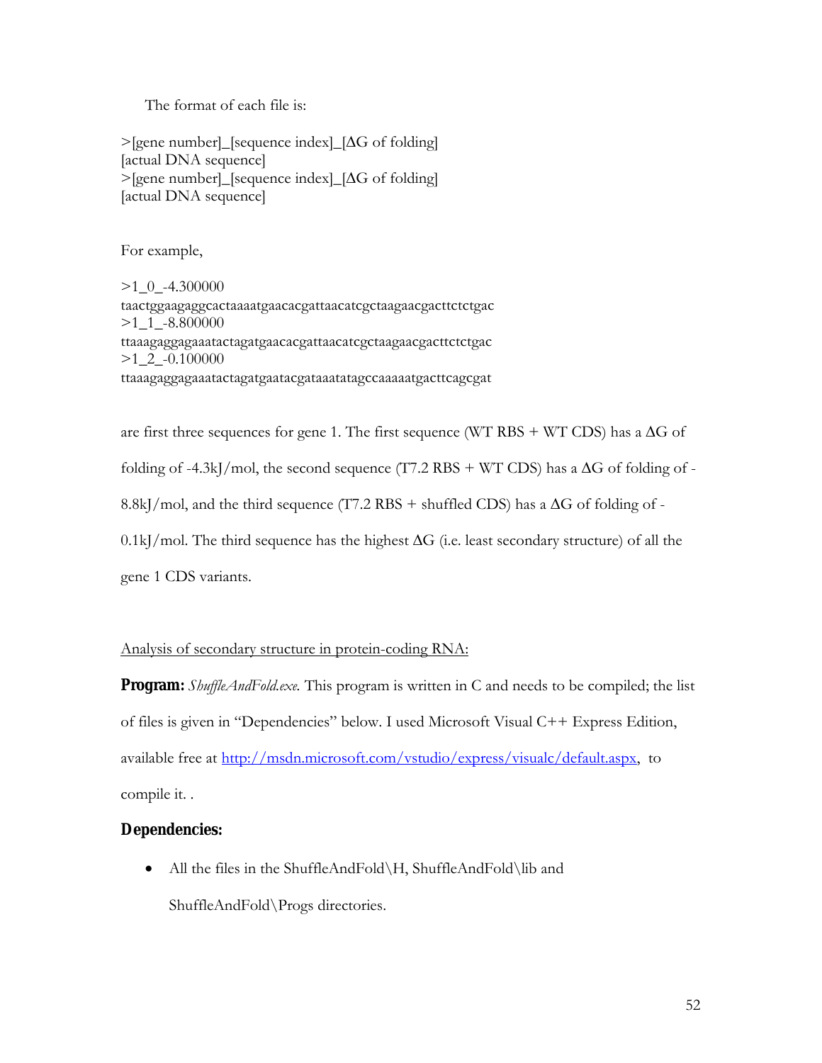The format of each file is:

```
>[gene number]_[sequence index]_[ΔG of folding]
[actual DNA sequence]
>[gene number]_[sequence index]_[ΔG of folding]
[actual DNA sequence]
```

For example,

```
>1_0_-4.300000
taactggaagaggcactaaaatgaacacgattaacatcgctaagaacgacttctctgac
>1_1_-8.800000
ttaaagaggagaaatactagatgaacacgattaacatcgctaagaacgacttctctgac
>1_2_-0.100000
ttaaagaggagaaatactagatgaatacgataaatatagccaaaaatgacttcagcgat
```

are first three sequences for gene 1. The first sequence (WT RBS + WT CDS) has a ΔG of folding of -4.3kJ/mol, the second sequence (T7.2 RBS + WT CDS) has a ΔG of folding of -8.8kJ/mol, and the third sequence (T7.2 RBS + shuffled CDS) has a ΔG of folding of -0.1kJ/mol. The third sequence has the highest ΔG (i.e. least secondary structure) of all the gene 1 CDS variants.

Analysis of secondary structure in protein-coding RNA:

**Program:** *ShuffleAndFold.exe.* This program is written in C and needs to be compiled; the list of files is given in "Dependencies" below. I used Microsoft Visual C++ Express Edition, available free at http://msdn.microsoft.com/vstudio/express/visualc/default.aspx, to compile it. .

**Dependencies:**

- All the files in the ShuffleAndFold\H, ShuffleAndFold\lib and ShuffleAndFold\Progs directories.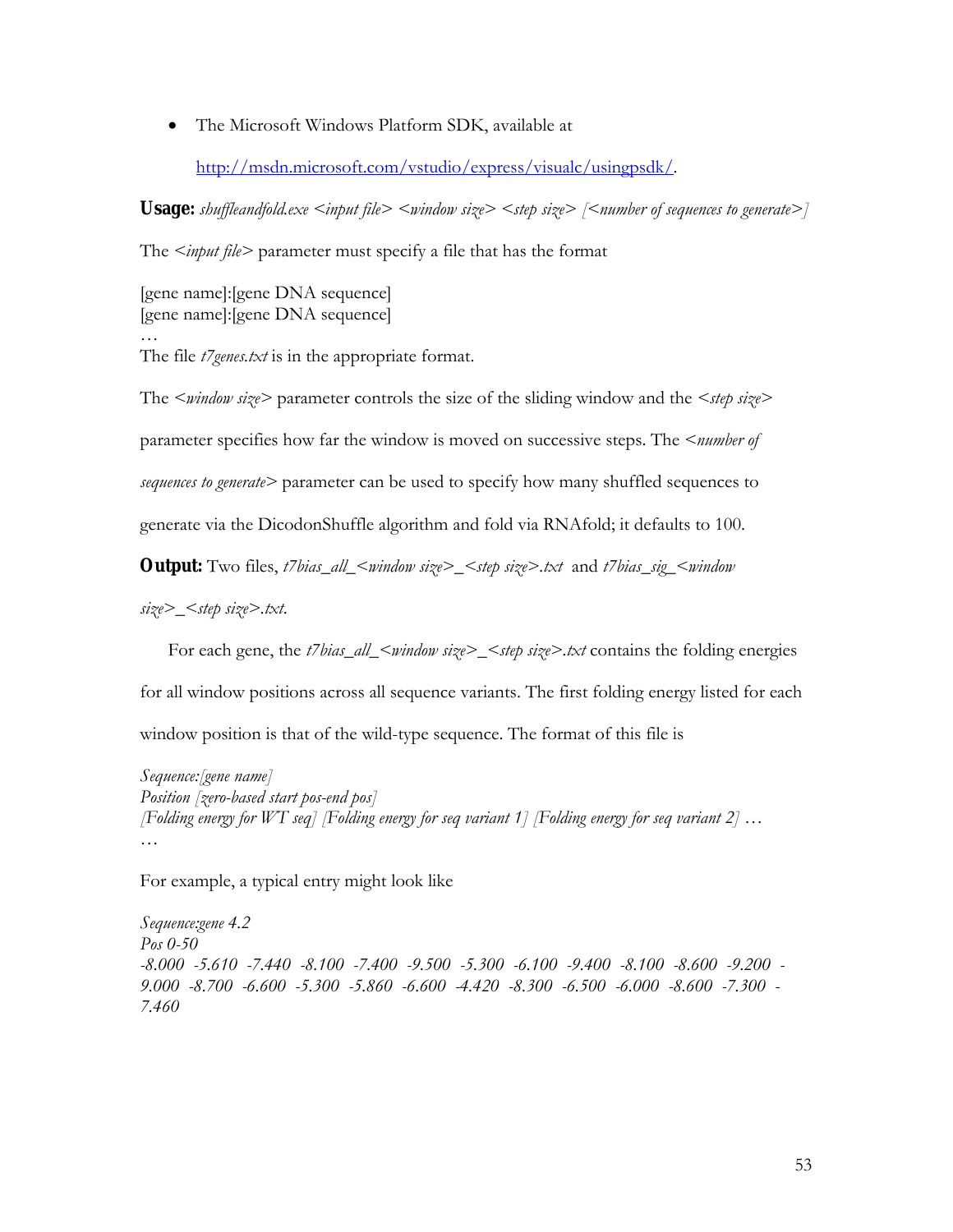- The Microsoft Windows Platform SDK, available at

  http://msdn.microsoft.com/vstudio/express/visualc/usingpsdk/.

**Usage:** *shuffleandfold.exe <input file> <window size> <step size> [<number of sequences to generate>]*

The *<input file>* parameter must specify a file that has the format

[gene name]:[gene DNA sequence]
[gene name]:[gene DNA sequence]
…
The file *t7genes.txt* is in the appropriate format.

The *<window size>* parameter controls the size of the sliding window and the *<step size>* parameter specifies how far the window is moved on successive steps. The *<number of sequences to generate>* parameter can be used to specify how many shuffled sequences to generate via the DicodonShuffle algorithm and fold via RNAfold; it defaults to 100.

**Output:** Two files, *t7bias_all_<window size>_<step size>.txt* and *t7bias_sig_<window size>_<step size>.txt.*

For each gene, the *t7bias_all_<window size>_<step size>.txt* contains the folding energies for all window positions across all sequence variants. The first folding energy listed for each window position is that of the wild-type sequence. The format of this file is

*Sequence:[gene name]*
*Position [zero-based start pos-end pos]*
*[Folding energy for WT seq] [Folding energy for seq variant 1] [Folding energy for seq variant 2] …*
…

For example, a typical entry might look like

*Sequence:gene 4.2*
*Pos 0-50*
*-8.000 -5.610 -7.440 -8.100 -7.400 -9.500 -5.300 -6.100 -9.400 -8.100 -8.600 -9.200 -9.000 -8.700 -6.600 -5.300 -5.860 -6.600 -4.420 -8.300 -6.500 -6.000 -8.600 -7.300 -7.460*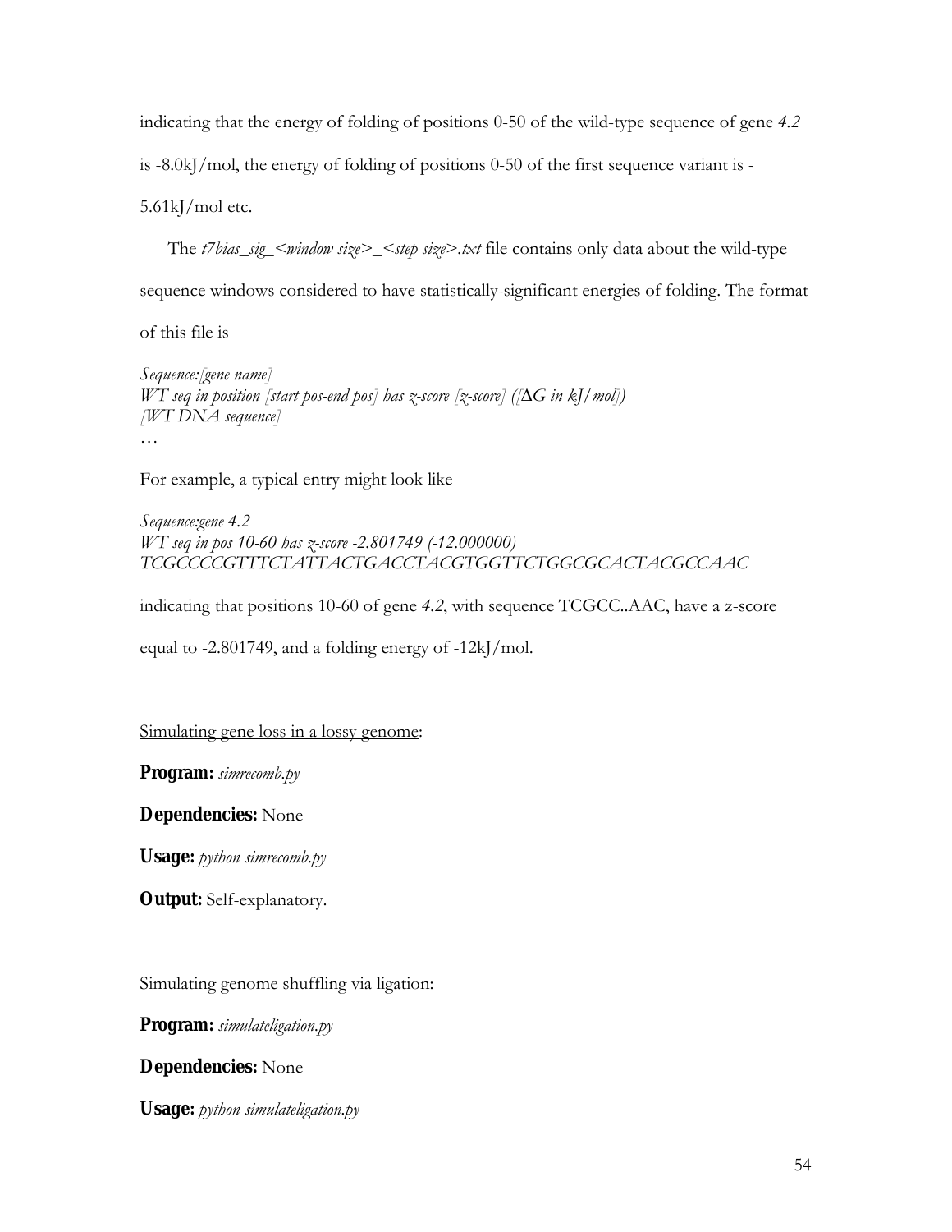indicating that the energy of folding of positions 0-50 of the wild-type sequence of gene *4.2* is -8.0kJ/mol, the energy of folding of positions 0-50 of the first sequence variant is -5.61kJ/mol etc.

The *t7bias_sig_<window size>_<step size>.txt* file contains only data about the wild-type sequence windows considered to have statistically-significant energies of folding. The format of this file is

*Sequence:[gene name]*
*WT seq in position [start pos-end pos] has z-score [z-score] ([ΔG in kJ/mol])*
*[WT DNA sequence]*
…

For example, a typical entry might look like

*Sequence:gene 4.2*
*WT seq in pos 10-60 has z-score -2.801749 (-12.000000)*
*TCGCCCCGTTTCTATTACTGACCTACGTGGTTCTGGCGCACTACGCCAAC*

indicating that positions 10-60 of gene *4.2*, with sequence TCGCC..AAC, have a z-score equal to -2.801749, and a folding energy of -12kJ/mol.

<u>Simulating gene loss in a lossy genome</u>:

**Program:** *simrecomb.py*

**Dependencies:** None

**Usage:** *python simrecomb.py*

**Output:** Self-explanatory.

<u>Simulating genome shuffling via ligation:</u>

**Program:** *simulateligation.py*

**Dependencies:** None

**Usage:** *python simulateligation.py*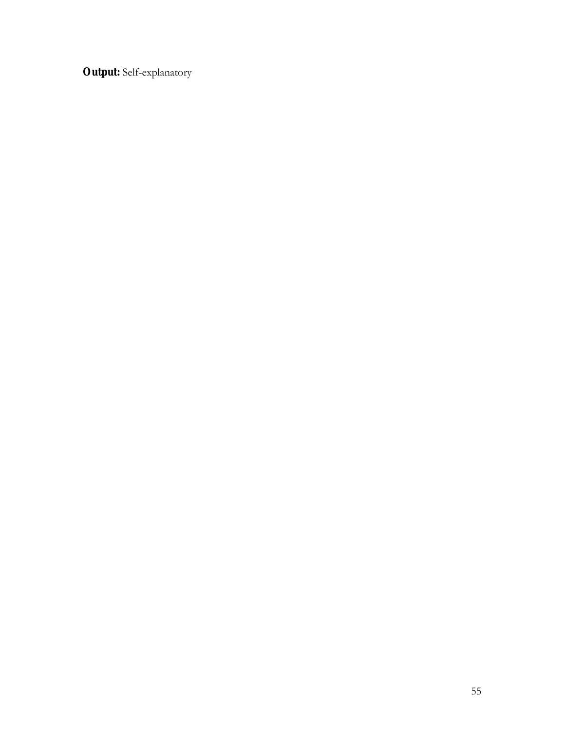**Output:** Self-explanatory